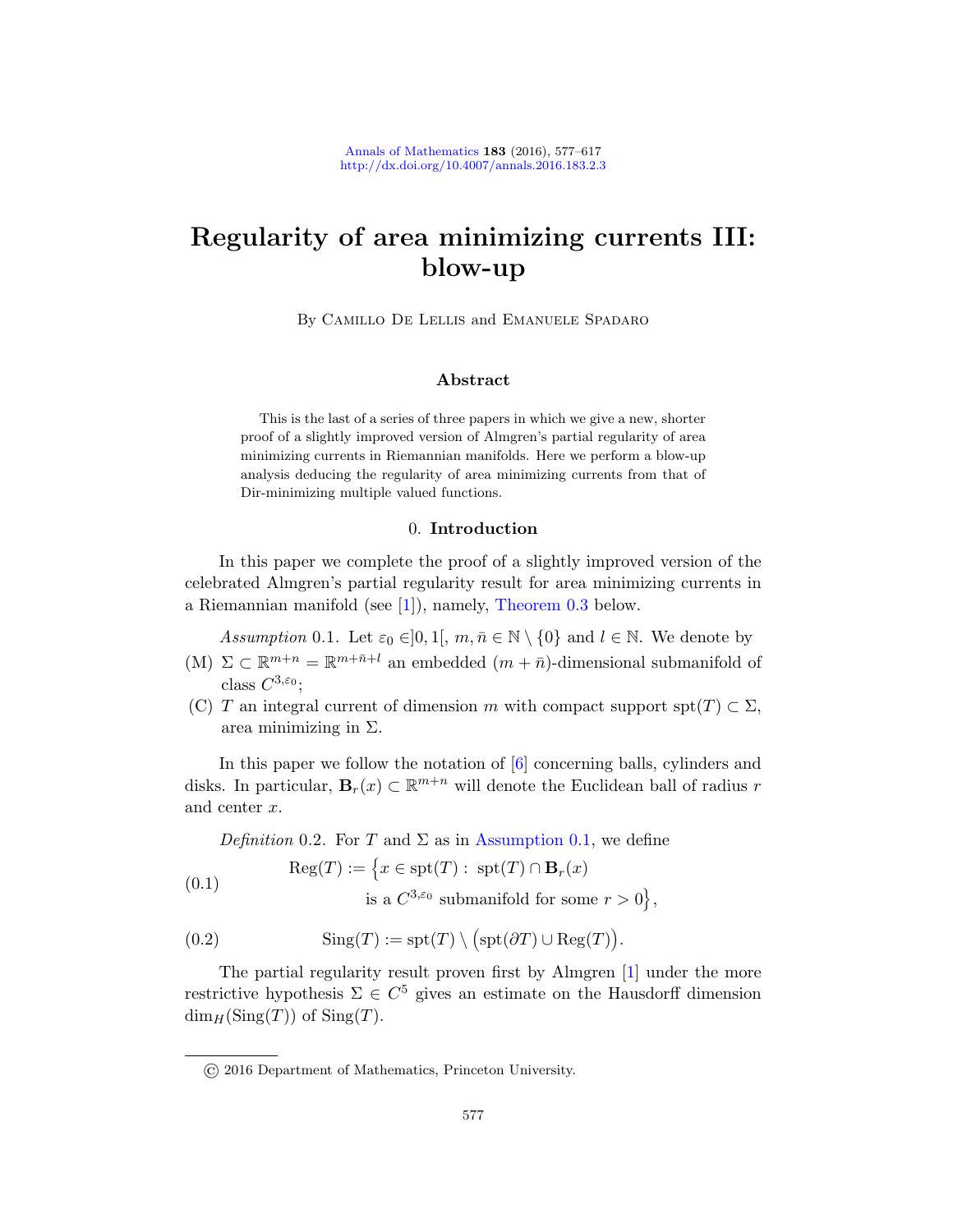# Regularity of area minimizing currents III: blow-up

By Camillo De Lellis and Emanuele Spadaro

## Abstract

This is the last of a series of three papers in which we give a new, shorter proof of a slightly improved version of Almgren's partial regularity of area minimizing currents in Riemannian manifolds. Here we perform a blow-up analysis deducing the regularity of area minimizing currents from that of Dir-minimizing multiple valued functions.

## 0. Introduction

In this paper we complete the proof of a slightly improved version of the celebrated Almgren's partial regularity result for area minimizing currents in a Riemannian manifold (see [1]), namely, Theorem 0.3 below.

*Assumption* 0.1. Let $\varepsilon_0 \in ]0,1[$, $m, \bar{n} \in \mathbb{N} \setminus \{0\}$ and $l \in \mathbb{N}$. We denote by

(M) $\Sigma \subset \mathbb{R}^{m+n} = \mathbb{R}^{m+\bar{n}+l}$ an embedded $(m+\bar{n})$-dimensional submanifold of class $C^{3,\varepsilon_0}$;

(C) $T$ an integral current of dimension $m$ with compact support $\mathrm{spt}(T) \subset \Sigma$, area minimizing in $\Sigma$.

In this paper we follow the notation of [6] concerning balls, cylinders and disks. In particular, $\mathbf{B}_r(x) \subset \mathbb{R}^{m+n}$ will denote the Euclidean ball of radius $r$ and center $x$.

*Definition* 0.2. For $T$ and $\Sigma$ as in Assumption 0.1, we define

$$\mathrm{Reg}(T) := \big\{x \in \mathrm{spt}(T) : \ \mathrm{spt}(T) \cap \mathbf{B}_r(x) \text{ is a } C^{3,\varepsilon_0} \text{ submanifold for some } r > 0\big\}, \tag{0.1}$$

$$\mathrm{Sing}(T) := \mathrm{spt}(T) \setminus \big(\mathrm{spt}(\partial T) \cup \mathrm{Reg}(T)\big). \tag{0.2}$$

The partial regularity result proven first by Almgren [1] under the more restrictive hypothesis $\Sigma \in C^5$ gives an estimate on the Hausdorff dimension $\dim_H(\mathrm{Sing}(T))$ of $\mathrm{Sing}(T)$.

© 2016 Department of Mathematics, Princeton University.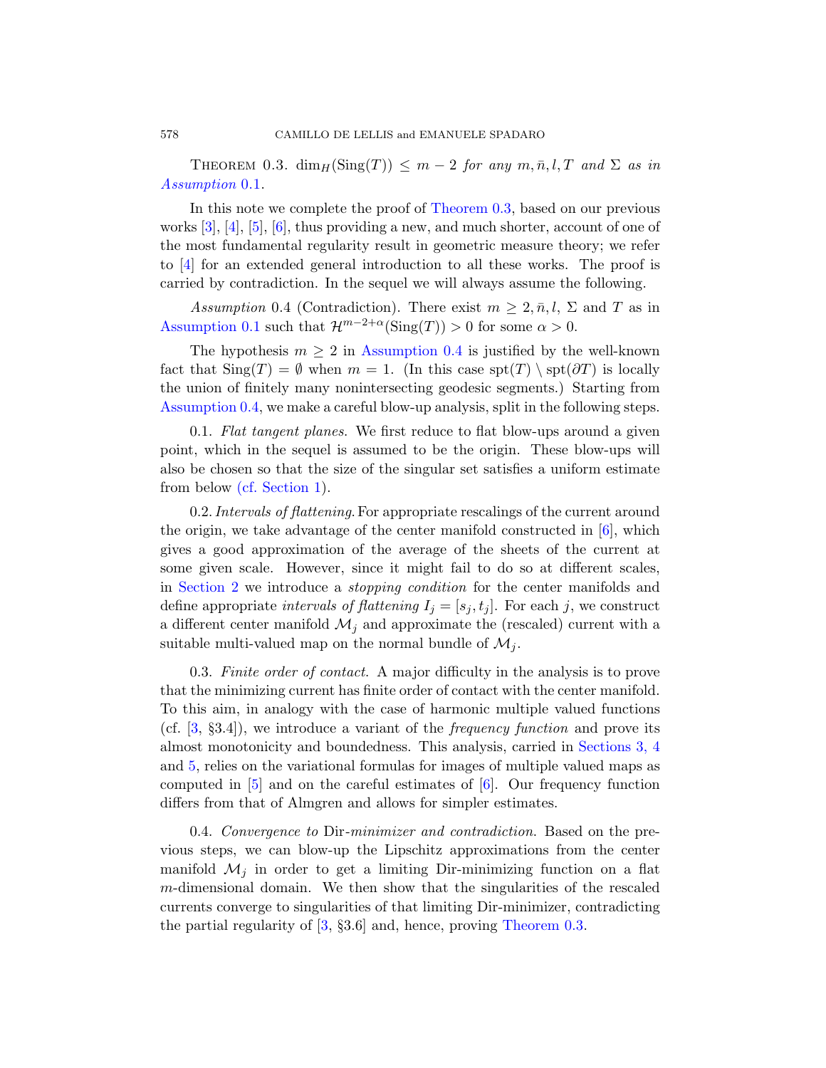Theorem 0.3. *$\dim_H(\mathrm{Sing}(T)) \leq m-2$ for any $m, \bar{n}, l, T$ and $\Sigma$ as in Assumption 0.1.*

In this note we complete the proof of Theorem 0.3, based on our previous works [3], [4], [5], [6], thus providing a new, and much shorter, account of one of the most fundamental regularity result in geometric measure theory; we refer to [4] for an extended general introduction to all these works. The proof is carried by contradiction. In the sequel we will always assume the following.

*Assumption* 0.4 (Contradiction). There exist $m \geq 2, \bar{n}, l$, $\Sigma$ and $T$ as in Assumption 0.1 such that $\mathcal{H}^{m-2+\alpha}(\mathrm{Sing}(T)) > 0$ for some $\alpha > 0$.

The hypothesis $m \geq 2$ in Assumption 0.4 is justified by the well-known fact that $\mathrm{Sing}(T) = \emptyset$ when $m = 1$. (In this case $\mathrm{spt}(T) \setminus \mathrm{spt}(\partial T)$ is locally the union of finitely many nonintersecting geodesic segments.) Starting from Assumption 0.4, we make a careful blow-up analysis, split in the following steps.

0.1. *Flat tangent planes.* We first reduce to flat blow-ups around a given point, which in the sequel is assumed to be the origin. These blow-ups will also be chosen so that the size of the singular set satisfies a uniform estimate from below (cf. Section 1).

0.2. *Intervals of flattening.* For appropriate rescalings of the current around the origin, we take advantage of the center manifold constructed in [6], which gives a good approximation of the average of the sheets of the current at some given scale. However, since it might fail to do so at different scales, in Section 2 we introduce a *stopping condition* for the center manifolds and define appropriate *intervals of flattening* $I_j = [s_j, t_j]$. For each $j$, we construct a different center manifold $\mathcal{M}_j$ and approximate the (rescaled) current with a suitable multi-valued map on the normal bundle of $\mathcal{M}_j$.

0.3. *Finite order of contact.* A major difficulty in the analysis is to prove that the minimizing current has finite order of contact with the center manifold. To this aim, in analogy with the case of harmonic multiple valued functions (cf. [3, §3.4]), we introduce a variant of the *frequency function* and prove its almost monotonicity and boundedness. This analysis, carried in Sections 3, 4 and 5, relies on the variational formulas for images of multiple valued maps as computed in [5] and on the careful estimates of [6]. Our frequency function differs from that of Almgren and allows for simpler estimates.

0.4. *Convergence to* Dir*-minimizer and contradiction.* Based on the previous steps, we can blow-up the Lipschitz approximations from the center manifold $\mathcal{M}_j$ in order to get a limiting Dir-minimizing function on a flat $m$-dimensional domain. We then show that the singularities of the rescaled currents converge to singularities of that limiting Dir-minimizer, contradicting the partial regularity of [3, §3.6] and, hence, proving Theorem 0.3.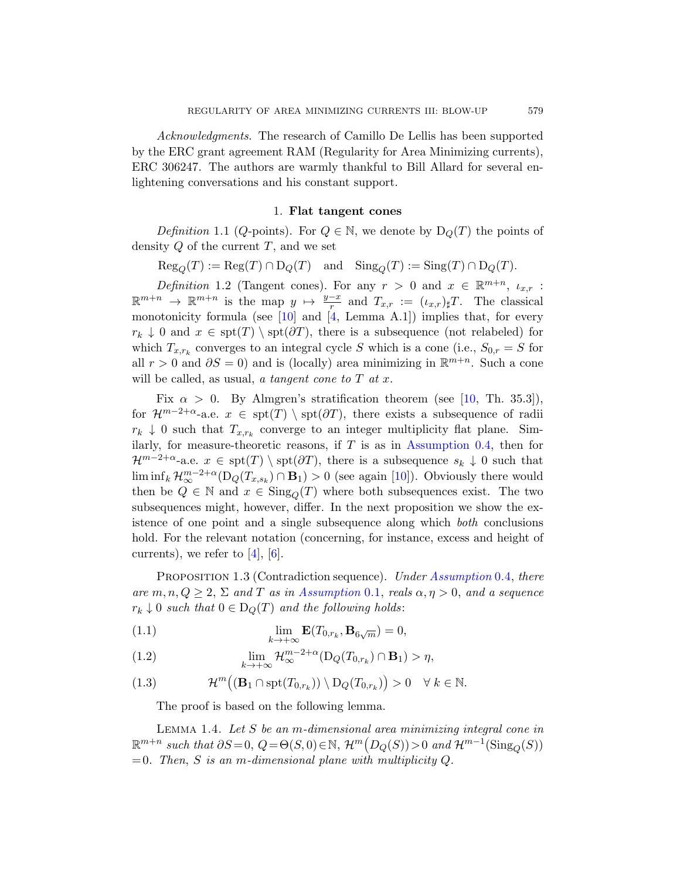*Acknowledgments.* The research of Camillo De Lellis has been supported by the ERC grant agreement RAM (Regularity for Area Minimizing currents), ERC 306247. The authors are warmly thankful to Bill Allard for several enlightening conversations and his constant support.

## 1. **Flat tangent cones**

*Definition* 1.1 ($Q$-points). For $Q \in \mathbb{N}$, we denote by $\mathrm{D}_Q(T)$ the points of density $Q$ of the current $T$, and we set

$$\mathrm{Reg}_Q(T) := \mathrm{Reg}(T) \cap \mathrm{D}_Q(T) \quad \text{and} \quad \mathrm{Sing}_Q(T) := \mathrm{Sing}(T) \cap \mathrm{D}_Q(T).$$

*Definition* 1.2 (Tangent cones). For any $r > 0$ and $x \in \mathbb{R}^{m+n}$, $\iota_{x,r} : \mathbb{R}^{m+n} \to \mathbb{R}^{m+n}$ is the map $y \mapsto \frac{y-x}{r}$ and $T_{x,r} := (\iota_{x,r})_\sharp T$. The classical monotonicity formula (see [10] and [4, Lemma A.1]) implies that, for every $r_k \downarrow 0$ and $x \in \mathrm{spt}(T) \setminus \mathrm{spt}(\partial T)$, there is a subsequence (not relabeled) for which $T_{x,r_k}$ converges to an integral cycle $S$ which is a cone (i.e., $S_{0,r} = S$ for all $r > 0$ and $\partial S = 0$) and is (locally) area minimizing in $\mathbb{R}^{m+n}$. Such a cone will be called, as usual, *a tangent cone to $T$ at $x$*.

Fix $\alpha > 0$. By Almgren's stratification theorem (see [10, Th. 35.3]), for $\mathcal{H}^{m-2+\alpha}$-a.e. $x \in \mathrm{spt}(T) \setminus \mathrm{spt}(\partial T)$, there exists a subsequence of radii $r_k \downarrow 0$ such that $T_{x,r_k}$ converge to an integer multiplicity flat plane. Similarly, for measure-theoretic reasons, if $T$ is as in Assumption 0.4, then for $\mathcal{H}^{m-2+\alpha}$-a.e. $x \in \mathrm{spt}(T) \setminus \mathrm{spt}(\partial T)$, there is a subsequence $s_k \downarrow 0$ such that $\liminf_k \mathcal{H}^{m-2+\alpha}_\infty(\mathrm{D}_Q(T_{x,s_k}) \cap \mathbf{B}_1) > 0$ (see again [10]). Obviously there would then be $Q \in \mathbb{N}$ and $x \in \mathrm{Sing}_Q(T)$ where both subsequences exist. The two subsequences might, however, differ. In the next proposition we show the existence of one point and a single subsequence along which *both* conclusions hold. For the relevant notation (concerning, for instance, excess and height of currents), we refer to [4], [6].

Proposition 1.3 (Contradiction sequence). *Under Assumption 0.4, there are $m, n, Q \geq 2$, $\Sigma$ and $T$ as in Assumption 0.1, reals $\alpha, \eta > 0$, and a sequence $r_k \downarrow 0$ such that $0 \in \mathrm{D}_Q(T)$ and the following holds*:

$$\lim_{k\to+\infty} \mathbf{E}(T_{0,r_k}, \mathbf{B}_{6\sqrt{m}}) = 0, \tag{1.1}$$

$$\lim_{k\to+\infty} \mathcal{H}^{m-2+\alpha}_\infty(\mathrm{D}_Q(T_{0,r_k}) \cap \mathbf{B}_1) > \eta, \tag{1.2}$$

$$\mathcal{H}^m\big((\mathbf{B}_1 \cap \mathrm{spt}(T_{0,r_k})) \setminus \mathrm{D}_Q(T_{0,r_k})\big) > 0 \quad \forall\, k \in \mathbb{N}. \tag{1.3}$$

The proof is based on the following lemma.

Lemma 1.4. *Let $S$ be an $m$-dimensional area minimizing integral cone in $\mathbb{R}^{m+n}$ such that $\partial S = 0$, $Q = \Theta(S, 0) \in \mathbb{N}$, $\mathcal{H}^m\big(D_Q(S)\big) > 0$ and $\mathcal{H}^{m-1}(\mathrm{Sing}_Q(S)) = 0$. Then, $S$ is an $m$-dimensional plane with multiplicity $Q$.*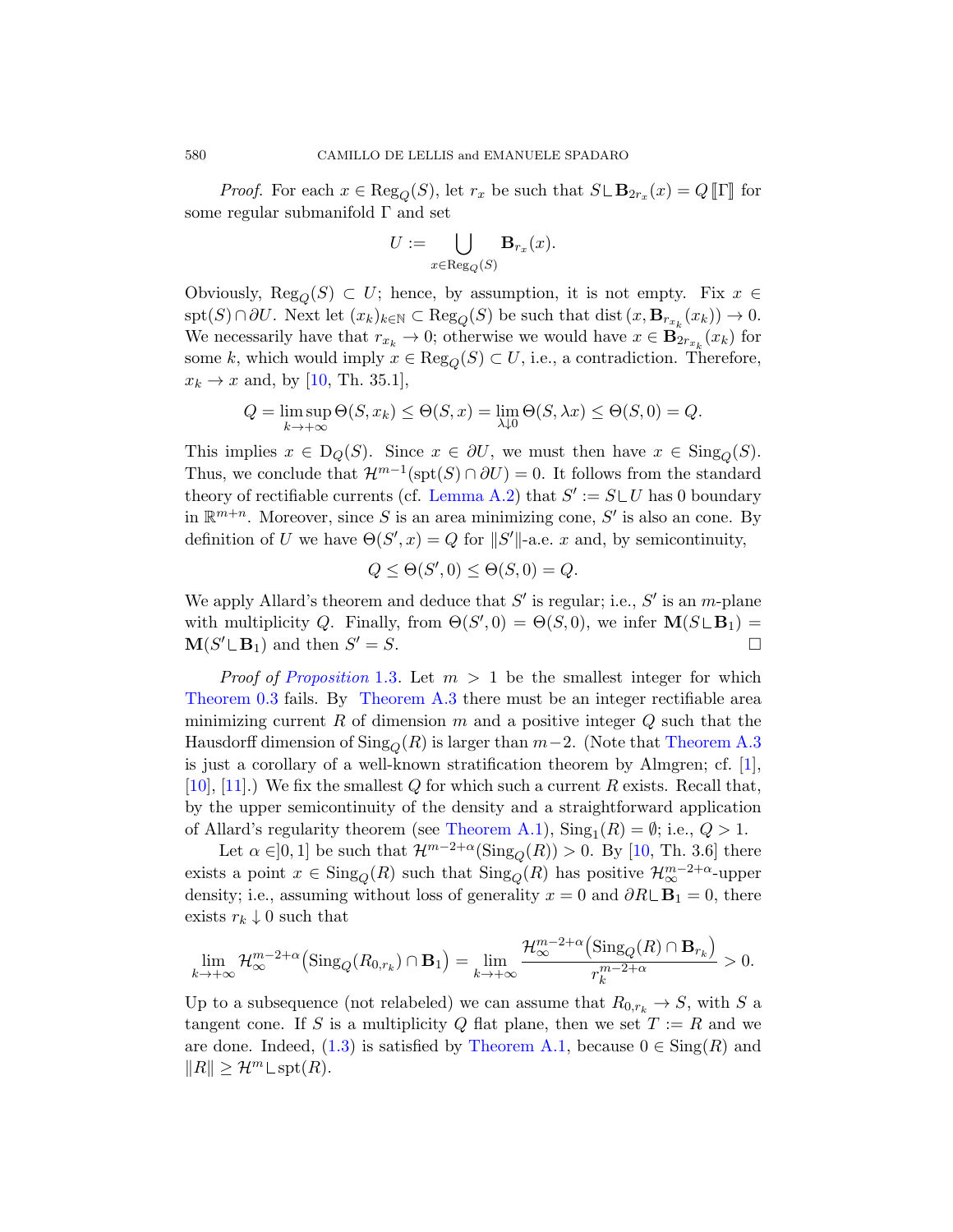*Proof.* For each $x \in \mathrm{Reg}_Q(S)$, let $r_x$ be such that $S \llcorner \mathbf{B}_{2r_x}(x) = Q\,[\![\Gamma]\!]$ for some regular submanifold $\Gamma$ and set

$$U := \bigcup_{x \in \mathrm{Reg}_Q(S)} \mathbf{B}_{r_x}(x).$$

Obviously, $\mathrm{Reg}_Q(S) \subset U$; hence, by assumption, it is not empty. Fix $x \in \mathrm{spt}(S) \cap \partial U$. Next let $(x_k)_{k\in\mathbb{N}} \subset \mathrm{Reg}_Q(S)$ be such that $\mathrm{dist}\,(x, \mathbf{B}_{r_{x_k}}(x_k)) \to 0$. We necessarily have that $r_{x_k} \to 0$; otherwise we would have $x \in \mathbf{B}_{2r_{x_k}}(x_k)$ for some $k$, which would imply $x \in \mathrm{Reg}_Q(S) \subset U$, i.e., a contradiction. Therefore, $x_k \to x$ and, by [10, Th. 35.1],

$$Q = \limsup_{k\to+\infty} \Theta(S, x_k) \leq \Theta(S, x) = \lim_{\lambda \downarrow 0} \Theta(S, \lambda x) \leq \Theta(S, 0) = Q.$$

This implies $x \in \mathrm{D}_Q(S)$. Since $x \in \partial U$, we must then have $x \in \mathrm{Sing}_Q(S)$. Thus, we conclude that $\mathcal{H}^{m-1}(\mathrm{spt}(S) \cap \partial U) = 0$. It follows from the standard theory of rectifiable currents (cf. Lemma A.2) that $S' := S \llcorner U$ has 0 boundary in $\mathbb{R}^{m+n}$. Moreover, since $S$ is an area minimizing cone, $S'$ is also an cone. By definition of $U$ we have $\Theta(S', x) = Q$ for $\|S'\|$-a.e. $x$ and, by semicontinuity,

$$Q \leq \Theta(S', 0) \leq \Theta(S, 0) = Q.$$

We apply Allard's theorem and deduce that $S'$ is regular; i.e., $S'$ is an $m$-plane with multiplicity $Q$. Finally, from $\Theta(S', 0) = \Theta(S, 0)$, we infer $\mathbf{M}(S \llcorner \mathbf{B}_1) = \mathbf{M}(S' \llcorner \mathbf{B}_1)$ and then $S' = S$. $\square$

*Proof of Proposition 1.3.* Let $m > 1$ be the smallest integer for which Theorem 0.3 fails. By Theorem A.3 there must be an integer rectifiable area minimizing current $R$ of dimension $m$ and a positive integer $Q$ such that the Hausdorff dimension of $\mathrm{Sing}_Q(R)$ is larger than $m-2$. (Note that Theorem A.3 is just a corollary of a well-known stratification theorem by Almgren; cf. [1], [10], [11].) We fix the smallest $Q$ for which such a current $R$ exists. Recall that, by the upper semicontinuity of the density and a straightforward application of Allard's regularity theorem (see Theorem A.1), $\mathrm{Sing}_1(R) = \emptyset$; i.e., $Q > 1$.

Let $\alpha \in ]0, 1]$ be such that $\mathcal{H}^{m-2+\alpha}(\mathrm{Sing}_Q(R)) > 0$. By [10, Th. 3.6] there exists a point $x \in \mathrm{Sing}_Q(R)$ such that $\mathrm{Sing}_Q(R)$ has positive $\mathcal{H}^{m-2+\alpha}_\infty$-upper density; i.e., assuming without loss of generality $x = 0$ and $\partial R \llcorner \mathbf{B}_1 = 0$, there exists $r_k \downarrow 0$ such that

$$\lim_{k\to+\infty} \mathcal{H}^{m-2+\alpha}_\infty\big(\mathrm{Sing}_Q(R_{0,r_k}) \cap \mathbf{B}_1\big) = \lim_{k\to+\infty} \frac{\mathcal{H}^{m-2+\alpha}_\infty\big(\mathrm{Sing}_Q(R) \cap \mathbf{B}_{r_k}\big)}{r_k^{m-2+\alpha}} > 0.$$

Up to a subsequence (not relabeled) we can assume that $R_{0,r_k} \to S$, with $S$ a tangent cone. If $S$ is a multiplicity $Q$ flat plane, then we set $T := R$ and we are done. Indeed, (1.3) is satisfied by Theorem A.1, because $0 \in \mathrm{Sing}(R)$ and $\|R\| \geq \mathcal{H}^m \llcorner \mathrm{spt}(R)$.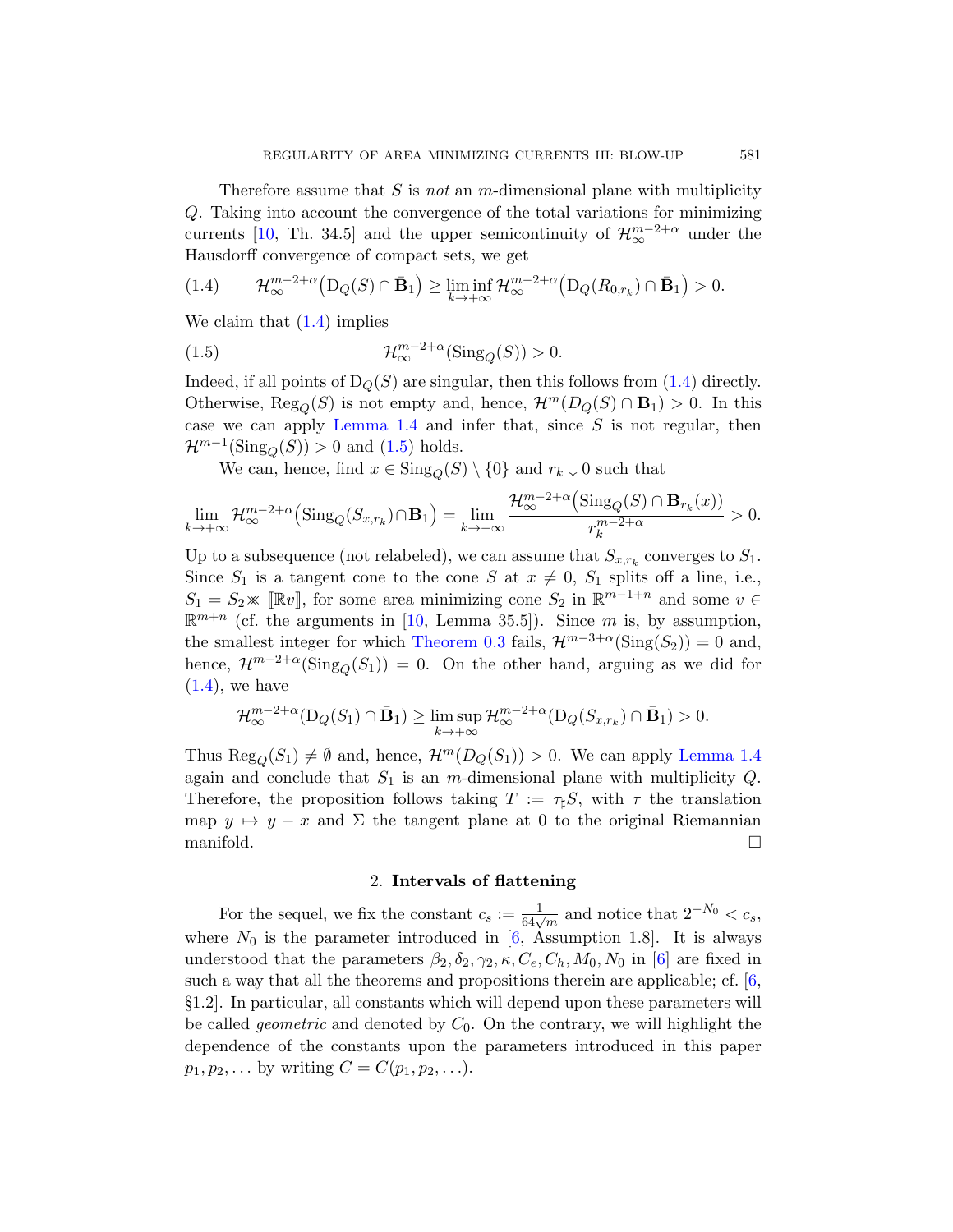Therefore assume that $S$ is *not* an $m$-dimensional plane with multiplicity $Q$. Taking into account the convergence of the total variations for minimizing currents [10, Th. 34.5] and the upper semicontinuity of $\mathcal{H}^{m-2+\alpha}_\infty$ under the Hausdorff convergence of compact sets, we get

$$\mathcal{H}^{m-2+\alpha}_\infty\big(\mathrm{D}_Q(S)\cap\bar{\mathbf{B}}_1\big) \geq \liminf_{k\to+\infty}\mathcal{H}^{m-2+\alpha}_\infty\big(\mathrm{D}_Q(R_{0,r_k})\cap\bar{\mathbf{B}}_1\big) > 0. \tag{1.4}$$

We claim that (1.4) implies

$$\mathcal{H}^{m-2+\alpha}_\infty(\mathrm{Sing}_Q(S)) > 0. \tag{1.5}$$

Indeed, if all points of $\mathrm{D}_Q(S)$ are singular, then this follows from (1.4) directly. Otherwise, $\mathrm{Reg}_Q(S)$ is not empty and, hence, $\mathcal{H}^m(D_Q(S)\cap\mathbf{B}_1) > 0$. In this case we can apply Lemma 1.4 and infer that, since $S$ is not regular, then $\mathcal{H}^{m-1}(\mathrm{Sing}_Q(S)) > 0$ and (1.5) holds.

We can, hence, find $x\in\mathrm{Sing}_Q(S)\setminus\{0\}$ and $r_k\downarrow 0$ such that

$$\lim_{k\to+\infty}\mathcal{H}^{m-2+\alpha}_\infty\big(\mathrm{Sing}_Q(S_{x,r_k})\cap\mathbf{B}_1\big) = \lim_{k\to+\infty}\frac{\mathcal{H}^{m-2+\alpha}_\infty\big(\mathrm{Sing}_Q(S)\cap\mathbf{B}_{r_k}(x)\big)}{r_k^{m-2+\alpha}} > 0.$$

Up to a subsequence (not relabeled), we can assume that $S_{x,r_k}$ converges to $S_1$. Since $S_1$ is a tangent cone to the cone $S$ at $x\neq 0$, $S_1$ splits off a line, i.e., $S_1 = S_2 \times [\![\mathbb{R}v]\!]$, for some area minimizing cone $S_2$ in $\mathbb{R}^{m-1+n}$ and some $v\in\mathbb{R}^{m+n}$ (cf. the arguments in [10, Lemma 35.5]). Since $m$ is, by assumption, the smallest integer for which Theorem 0.3 fails, $\mathcal{H}^{m-3+\alpha}(\mathrm{Sing}(S_2)) = 0$ and, hence, $\mathcal{H}^{m-2+\alpha}(\mathrm{Sing}_Q(S_1)) = 0$. On the other hand, arguing as we did for (1.4), we have

$$\mathcal{H}^{m-2+\alpha}_\infty(\mathrm{D}_Q(S_1)\cap\bar{\mathbf{B}}_1) \geq \limsup_{k\to+\infty}\mathcal{H}^{m-2+\alpha}_\infty(\mathrm{D}_Q(S_{x,r_k})\cap\bar{\mathbf{B}}_1) > 0.$$

Thus $\mathrm{Reg}_Q(S_1)\neq\emptyset$ and, hence, $\mathcal{H}^m(D_Q(S_1)) > 0$. We can apply Lemma 1.4 again and conclude that $S_1$ is an $m$-dimensional plane with multiplicity $Q$. Therefore, the proposition follows taking $T := \tau_\sharp S$, with $\tau$ the translation map $y\mapsto y-x$ and $\Sigma$ the tangent plane at $0$ to the original Riemannian manifold. $\square$

## 2. Intervals of flattening

For the sequel, we fix the constant $c_s := \frac{1}{64\sqrt{m}}$ and notice that $2^{-N_0} < c_s$, where $N_0$ is the parameter introduced in [6, Assumption 1.8]. It is always understood that the parameters $\beta_2, \delta_2, \gamma_2, \kappa, C_e, C_h, M_0, N_0$ in [6] are fixed in such a way that all the theorems and propositions therein are applicable; cf. [6, §1.2]. In particular, all constants which will depend upon these parameters will be called *geometric* and denoted by $C_0$. On the contrary, we will highlight the dependence of the constants upon the parameters introduced in this paper $p_1, p_2, \ldots$ by writing $C = C(p_1, p_2, \ldots)$.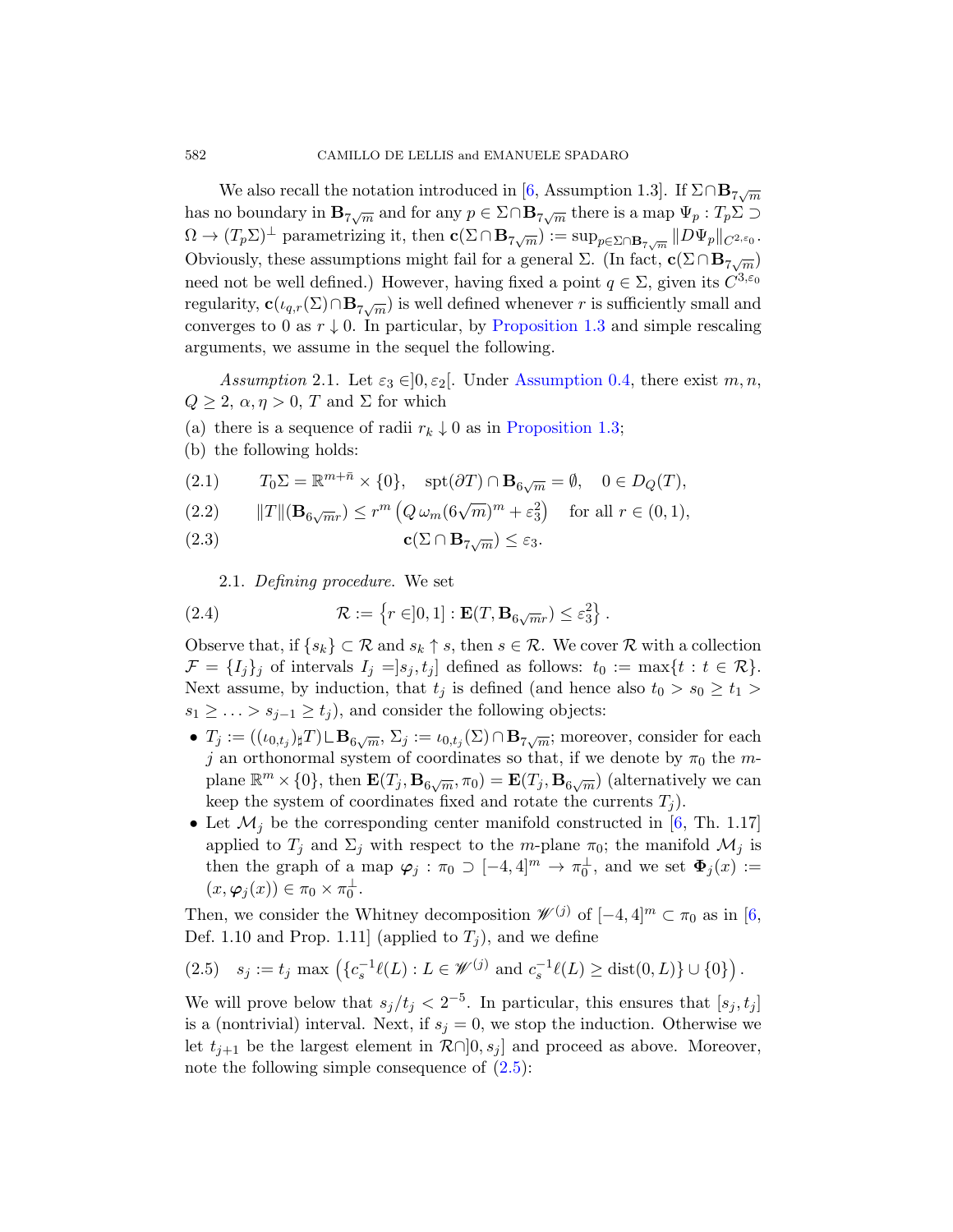We also recall the notation introduced in [6, Assumption 1.3]. If $\Sigma \cap \mathbf{B}_{7\sqrt{m}}$ has no boundary in $\mathbf{B}_{7\sqrt{m}}$ and for any $p \in \Sigma \cap \mathbf{B}_{7\sqrt{m}}$ there is a map $\Psi_p : T_p\Sigma \supset \Omega \to (T_p\Sigma)^\perp$ parametrizing it, then $\mathbf{c}(\Sigma \cap \mathbf{B}_{7\sqrt{m}}) := \sup_{p \in \Sigma \cap \mathbf{B}_{7\sqrt{m}}} \|D\Psi_p\|_{C^{2,\varepsilon_0}}$. Obviously, these assumptions might fail for a general $\Sigma$. (In fact, $\mathbf{c}(\Sigma \cap \mathbf{B}_{7\sqrt{m}})$ need not be well defined.) However, having fixed a point $q \in \Sigma$, given its $C^{3,\varepsilon_0}$ regularity, $\mathbf{c}(\iota_{q,r}(\Sigma) \cap \mathbf{B}_{7\sqrt{m}})$ is well defined whenever $r$ is sufficiently small and converges to $0$ as $r \downarrow 0$. In particular, by Proposition 1.3 and simple rescaling arguments, we assume in the sequel the following.

*Assumption* 2.1. Let $\varepsilon_3 \in ]0, \varepsilon_2[$. Under Assumption 0.4, there exist $m, n$, $Q \geq 2$, $\alpha, \eta > 0$, $T$ and $\Sigma$ for which

(a) there is a sequence of radii $r_k \downarrow 0$ as in Proposition 1.3;

(b) the following holds:

$$T_0\Sigma = \mathbb{R}^{m+\bar{n}} \times \{0\}, \quad \mathrm{spt}(\partial T) \cap \mathbf{B}_{6\sqrt{m}} = \emptyset, \quad 0 \in D_Q(T), \tag{2.1}$$

$$\|T\|(\mathbf{B}_{6\sqrt{m}r}) \leq r^m \left(Q\,\omega_m (6\sqrt{m})^m + \varepsilon_3^2\right) \quad \text{for all } r \in (0,1), \tag{2.2}$$

$$\mathbf{c}(\Sigma \cap \mathbf{B}_{7\sqrt{m}}) \leq \varepsilon_3. \tag{2.3}$$

2.1. *Defining procedure.* We set

$$\mathcal{R} := \left\{ r \in ]0,1] : \mathbf{E}(T, \mathbf{B}_{6\sqrt{m}r}) \leq \varepsilon_3^2 \right\}. \tag{2.4}$$

Observe that, if $\{s_k\} \subset \mathcal{R}$ and $s_k \uparrow s$, then $s \in \mathcal{R}$. We cover $\mathcal{R}$ with a collection $\mathcal{F} = \{I_j\}_j$ of intervals $I_j = ]s_j, t_j]$ defined as follows: $t_0 := \max\{t : t \in \mathcal{R}\}$. Next assume, by induction, that $t_j$ is defined (and hence also $t_0 > s_0 \geq t_1 > s_1 \geq \ldots > s_{j-1} \geq t_j$), and consider the following objects:

- $T_j := ((\iota_{0,t_j})_\sharp T) \llcorner \mathbf{B}_{6\sqrt{m}}$, $\Sigma_j := \iota_{0,t_j}(\Sigma) \cap \mathbf{B}_{7\sqrt{m}}$; moreover, consider for each $j$ an orthonormal system of coordinates so that, if we denote by $\pi_0$ the $m$-plane $\mathbb{R}^m \times \{0\}$, then $\mathbf{E}(T_j, \mathbf{B}_{6\sqrt{m}}, \pi_0) = \mathbf{E}(T_j, \mathbf{B}_{6\sqrt{m}})$ (alternatively we can keep the system of coordinates fixed and rotate the currents $T_j$).
- Let $\mathcal{M}_j$ be the corresponding center manifold constructed in [6, Th. 1.17] applied to $T_j$ and $\Sigma_j$ with respect to the $m$-plane $\pi_0$; the manifold $\mathcal{M}_j$ is then the graph of a map $\boldsymbol{\varphi}_j : \pi_0 \supset [-4,4]^m \to \pi_0^\perp$, and we set $\boldsymbol{\Phi}_j(x) := (x, \boldsymbol{\varphi}_j(x)) \in \pi_0 \times \pi_0^\perp$.

Then, we consider the Whitney decomposition $\mathscr{W}^{(j)}$ of $[-4,4]^m \subset \pi_0$ as in [6, Def. 1.10 and Prop. 1.11] (applied to $T_j$), and we define

$$s_j := t_j \max\left(\{c_s^{-1}\ell(L) : L \in \mathscr{W}^{(j)} \text{ and } c_s^{-1}\ell(L) \geq \mathrm{dist}(0,L)\} \cup \{0\}\right). \tag{2.5}$$

We will prove below that $s_j/t_j < 2^{-5}$. In particular, this ensures that $[s_j, t_j]$ is a (nontrivial) interval. Next, if $s_j = 0$, we stop the induction. Otherwise we let $t_{j+1}$ be the largest element in $\mathcal{R} \cap ]0, s_j]$ and proceed as above. Moreover, note the following simple consequence of (2.5):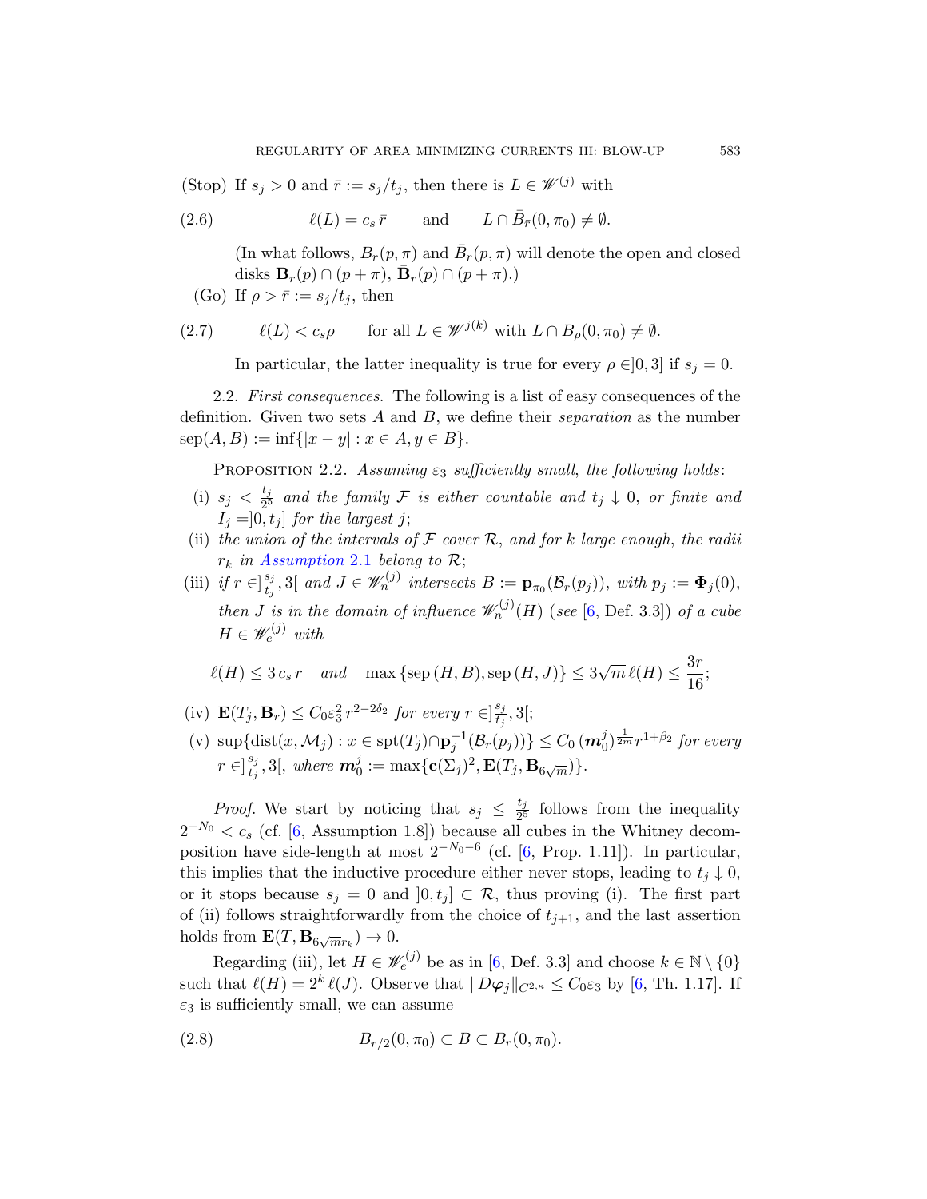(Stop) If $s_j > 0$ and $\bar r := s_j/t_j$, then there is $L \in \mathscr{W}^{(j)}$ with

$$\ell(L) = c_s\,\bar r \qquad \text{and} \qquad L \cap \bar B_{\bar r}(0,\pi_0) \neq \emptyset. \tag{2.6}$$

(In what follows, $B_r(p,\pi)$ and $\bar B_r(p,\pi)$ will denote the open and closed disks $\mathbf{B}_r(p) \cap (p+\pi)$, $\bar{\mathbf{B}}_r(p) \cap (p+\pi)$.)

(Go) If $\rho > \bar r := s_j/t_j$, then

$$\ell(L) < c_s \rho \qquad \text{for all } L \in \mathscr{W}^{j(k)} \text{ with } L \cap B_\rho(0,\pi_0) \neq \emptyset. \tag{2.7}$$

In particular, the latter inequality is true for every $\rho \in ]0,3]$ if $s_j = 0$.

2.2. *First consequences.* The following is a list of easy consequences of the definition. Given two sets $A$ and $B$, we define their *separation* as the number $\mathrm{sep}(A,B) := \inf\{|x-y| : x \in A, y \in B\}$.

Proposition 2.2. *Assuming $\varepsilon_3$ sufficiently small, the following holds*:

(i) $s_j < \frac{t_j}{2^5}$ *and the family $\mathcal{F}$ is either countable and $t_j \downarrow 0$, or finite and $I_j = ]0,t_j]$ for the largest $j$*;

(ii) *the union of the intervals of $\mathcal{F}$ cover $\mathcal{R}$, and for $k$ large enough, the radii $r_k$ in Assumption 2.1 belong to $\mathcal{R}$*;

(iii) *if $r \in ]\frac{s_j}{t_j}, 3[$ and $J \in \mathscr{W}_n^{(j)}$ intersects $B := \mathbf{p}_{\pi_0}(\mathcal{B}_r(p_j))$, with $p_j := \mathbf{\Phi}_j(0)$, then $J$ is in the domain of influence $\mathscr{W}_n^{(j)}(H)$ (see [6, Def. 3.3]) of a cube $H \in \mathscr{W}_e^{(j)}$ with*

$$\ell(H) \leq 3\,c_s\,r \quad \textit{and} \quad \max\{\mathrm{sep}(H,B), \mathrm{sep}(H,J)\} \leq 3\sqrt{m}\,\ell(H) \leq \frac{3r}{16};$$

(iv) $\mathbf{E}(T_j, \mathbf{B}_r) \leq C_0 \varepsilon_3^2\, r^{2-2\delta_2}$ *for every* $r \in ]\frac{s_j}{t_j}, 3[$;

(v) $\sup\{\mathrm{dist}(x, \mathcal{M}_j) : x \in \mathrm{spt}(T_j) \cap \mathbf{p}_j^{-1}(\mathcal{B}_r(p_j))\} \leq C_0\,(\boldsymbol{m}_0^j)^{\frac{1}{2m}} r^{1+\beta_2}$ *for every $r \in ]\frac{s_j}{t_j}, 3[$, where $\boldsymbol{m}_0^j := \max\{\mathbf{c}(\Sigma_j)^2, \mathbf{E}(T_j, \mathbf{B}_{6\sqrt{m}})\}$.*

*Proof.* We start by noticing that $s_j \leq \frac{t_j}{2^5}$ follows from the inequality $2^{-N_0} < c_s$ (cf. [6, Assumption 1.8]) because all cubes in the Whitney decomposition have side-length at most $2^{-N_0-6}$ (cf. [6, Prop. 1.11]). In particular, this implies that the inductive procedure either never stops, leading to $t_j \downarrow 0$, or it stops because $s_j = 0$ and $]0,t_j] \subset \mathcal{R}$, thus proving (i). The first part of (ii) follows straightforwardly from the choice of $t_{j+1}$, and the last assertion holds from $\mathbf{E}(T, \mathbf{B}_{6\sqrt{m}r_k}) \to 0$.

Regarding (iii), let $H \in \mathscr{W}_e^{(j)}$ be as in [6, Def. 3.3] and choose $k \in \mathbb{N}\setminus\{0\}$ such that $\ell(H) = 2^k\,\ell(J)$. Observe that $\|D\boldsymbol{\varphi}_j\|_{C^{2,\kappa}} \leq C_0\varepsilon_3$ by [6, Th. 1.17]. If $\varepsilon_3$ is sufficiently small, we can assume

$$B_{r/2}(0,\pi_0) \subset B \subset B_r(0,\pi_0). \tag{2.8}$$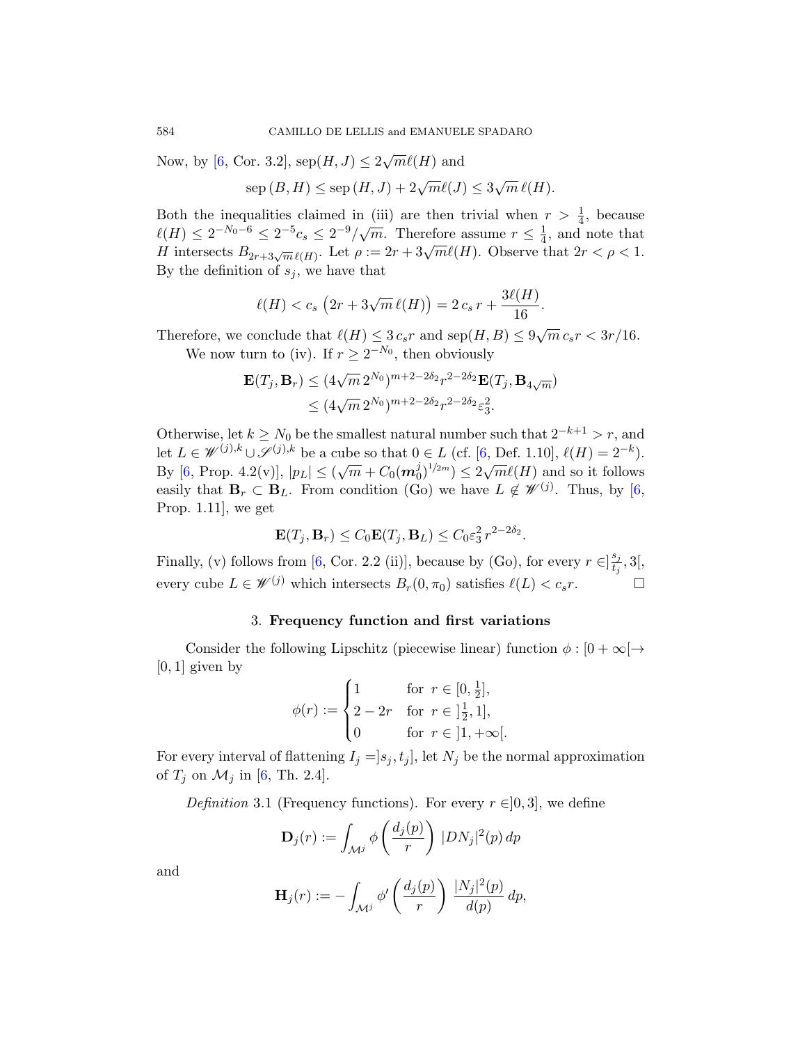Now, by [6, Cor. 3.2], $\mathrm{sep}(H,J) \le 2\sqrt{m}\ell(H)$ and

$$\mathrm{sep}\,(B,H) \le \mathrm{sep}\,(H,J) + 2\sqrt{m}\ell(J) \le 3\sqrt{m}\,\ell(H).$$

Both the inequalities claimed in (iii) are then trivial when $r > \frac{1}{4}$, because $\ell(H) \le 2^{-N_0-6} \le 2^{-5}c_s \le 2^{-9}/\sqrt{m}$. Therefore assume $r \le \frac{1}{4}$, and note that $H$ intersects $B_{2r+3\sqrt{m}\,\ell(H)}$. Let $\rho := 2r + 3\sqrt{m}\ell(H)$. Observe that $2r < \rho < 1$. By the definition of $s_j$, we have that

$$\ell(H) < c_s\left(2r + 3\sqrt{m}\,\ell(H)\right) = 2\,c_s\,r + \frac{3\ell(H)}{16}.$$

Therefore, we conclude that $\ell(H) \le 3\,c_s r$ and $\mathrm{sep}(H,B) \le 9\sqrt{m}\,c_s r < 3r/16$.

We now turn to (iv). If $r \ge 2^{-N_0}$, then obviously

$$\begin{aligned}
\mathbf{E}(T_j,\mathbf{B}_r) &\le (4\sqrt{m}\,2^{N_0})^{m+2-2\delta_2} r^{2-2\delta_2}\,\mathbf{E}(T_j,\mathbf{B}_{4\sqrt{m}}) \\
&\le (4\sqrt{m}\,2^{N_0})^{m+2-2\delta_2} r^{2-2\delta_2}\varepsilon_3^2.
\end{aligned}$$

Otherwise, let $k \ge N_0$ be the smallest natural number such that $2^{-k+1} > r$, and let $L \in \mathscr{W}^{(j),k} \cup \mathscr{S}^{(j),k}$ be a cube so that $0 \in L$ (cf. [6, Def. 1.10], $\ell(H) = 2^{-k}$). By [6, Prop. 4.2(v)], $|p_L| \le (\sqrt{m} + C_0(\boldsymbol{m}_0^j)^{1/2m}) \le 2\sqrt{m}\ell(H)$ and so it follows easily that $\mathbf{B}_r \subset \mathbf{B}_L$. From condition (Go) we have $L \notin \mathscr{W}^{(j)}$. Thus, by [6, Prop. 1.11], we get

$$\mathbf{E}(T_j,\mathbf{B}_r) \le C_0\mathbf{E}(T_j,\mathbf{B}_L) \le C_0\varepsilon_3^2\, r^{2-2\delta_2}.$$

Finally, (v) follows from [6, Cor. 2.2 (ii)], because by (Go), for every $r \in ]\frac{s_j}{t_j}, 3[$, every cube $L \in \mathscr{W}^{(j)}$ which intersects $B_r(0,\pi_0)$ satisfies $\ell(L) < c_s r$. $\square$

## 3. Frequency function and first variations

Consider the following Lipschitz (piecewise linear) function $\phi : [0+\infty[ \to [0,1]$ given by

$$\phi(r) := \begin{cases} 1 & \text{for } r \in [0,\frac{1}{2}], \\ 2-2r & \text{for } r \in ]\frac{1}{2},1], \\ 0 & \text{for } r \in ]1,+\infty[. \end{cases}$$

For every interval of flattening $I_j = ]s_j, t_j]$, let $N_j$ be the normal approximation of $T_j$ on $\mathcal{M}_j$ in [6, Th. 2.4].

*Definition* 3.1 (Frequency functions). For every $r \in ]0,3]$, we define

$$\mathbf{D}_j(r) := \int_{\mathcal{M}^j} \phi\left(\frac{d_j(p)}{r}\right)\,|DN_j|^2(p)\,dp$$

and

$$\mathbf{H}_j(r) := -\int_{\mathcal{M}^j} \phi'\left(\frac{d_j(p)}{r}\right)\,\frac{|N_j|^2(p)}{d(p)}\,dp,$$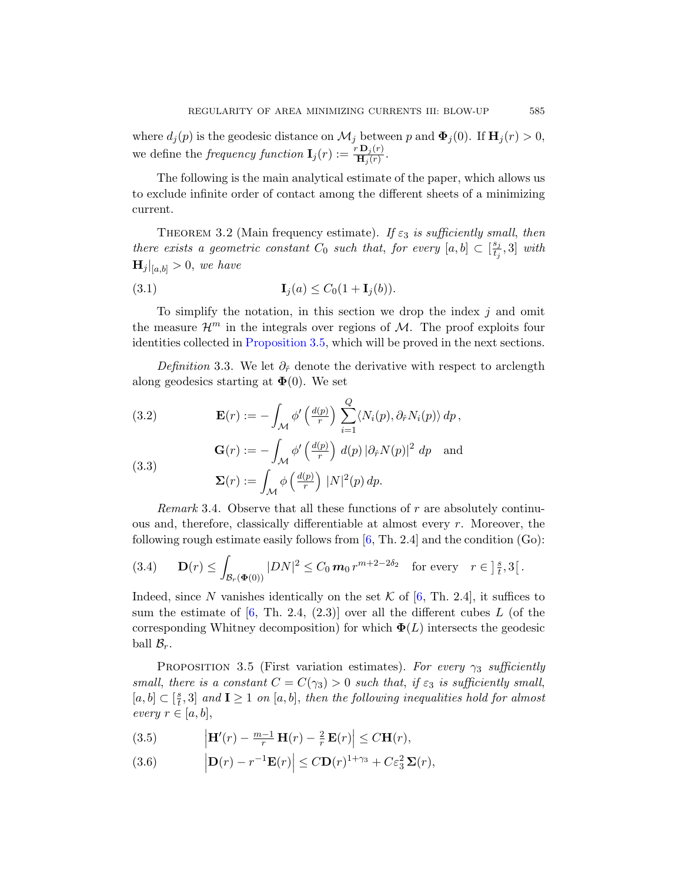where $d_j(p)$ is the geodesic distance on $\mathcal{M}_j$ between $p$ and $\mathbf{\Phi}_j(0)$. If $\mathbf{H}_j(r) > 0$, we define the *frequency function* $\mathbf{I}_j(r) := \frac{r\,\mathbf{D}_j(r)}{\mathbf{H}_j(r)}$.

The following is the main analytical estimate of the paper, which allows us to exclude infinite order of contact among the different sheets of a minimizing current.

Theorem 3.2 (Main frequency estimate). *If $\varepsilon_3$ is sufficiently small, then there exists a geometric constant $C_0$ such that, for every $[a,b] \subset [\frac{s_j}{t_j}, 3]$ with $\mathbf{H}_j|_{[a,b]} > 0$, we have*

$$\mathbf{I}_j(a) \le C_0(1 + \mathbf{I}_j(b)). \tag{3.1}$$

To simplify the notation, in this section we drop the index $j$ and omit the measure $\mathcal{H}^m$ in the integrals over regions of $\mathcal{M}$. The proof exploits four identities collected in Proposition 3.5, which will be proved in the next sections.

*Definition* 3.3. We let $\partial_{\hat r}$ denote the derivative with respect to arclength along geodesics starting at $\mathbf{\Phi}(0)$. We set

$$\mathbf{E}(r) := -\int_{\mathcal{M}} \phi'\left(\tfrac{d(p)}{r}\right) \sum_{i=1}^{Q} \langle N_i(p), \partial_{\hat r} N_i(p)\rangle \, dp\,, \tag{3.2}$$

$$\begin{aligned} \mathbf{G}(r) &:= -\int_{\mathcal{M}} \phi'\left(\tfrac{d(p)}{r}\right) \, d(p)\, |\partial_{\hat r} N(p)|^2 \, dp \quad \text{and} \\ \mathbf{\Sigma}(r) &:= \int_{\mathcal{M}} \phi\left(\tfrac{d(p)}{r}\right) \, |N|^2(p)\, dp. \end{aligned} \tag{3.3}$$

*Remark* 3.4. Observe that all these functions of $r$ are absolutely continuous and, therefore, classically differentiable at almost every $r$. Moreover, the following rough estimate easily follows from [6, Th. 2.4] and the condition (Go):

$$\mathbf{D}(r) \le \int_{\mathcal{B}_r(\mathbf{\Phi}(0))} |DN|^2 \le C_0\, \boldsymbol{m}_0\, r^{m+2-2\delta_2} \quad \text{for every} \quad r \in \left]\tfrac{s}{t}, 3\right[. \tag{3.4}$$

Indeed, since $N$ vanishes identically on the set $\mathcal{K}$ of [6, Th. 2.4], it suffices to sum the estimate of [6, Th. 2.4, (2.3)] over all the different cubes $L$ (of the corresponding Whitney decomposition) for which $\mathbf{\Phi}(L)$ intersects the geodesic ball $\mathcal{B}_r$.

Proposition 3.5 (First variation estimates). *For every $\gamma_3$ sufficiently small, there is a constant $C = C(\gamma_3) > 0$ such that, if $\varepsilon_3$ is sufficiently small, $[a,b] \subset [\frac{s}{t}, 3]$ and $\mathbf{I} \ge 1$ on $[a,b]$, then the following inequalities hold for almost every $r \in [a,b]$,*

$$\left|\mathbf{H}'(r) - \tfrac{m-1}{r}\,\mathbf{H}(r) - \tfrac{2}{r}\,\mathbf{E}(r)\right| \le C\mathbf{H}(r), \tag{3.5}$$

$$\left|\mathbf{D}(r) - r^{-1}\mathbf{E}(r)\right| \le C\mathbf{D}(r)^{1+\gamma_3} + C\varepsilon_3^2\,\mathbf{\Sigma}(r), \tag{3.6}$$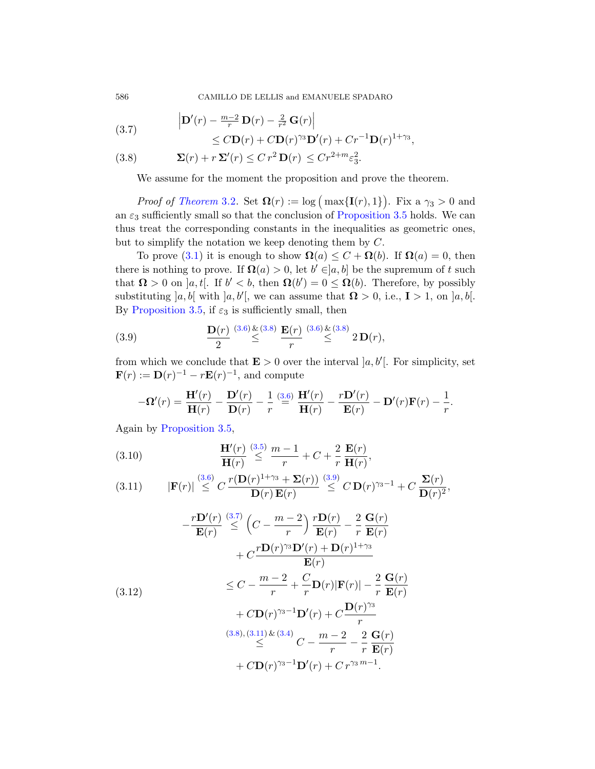$$\left|\mathbf{D}'(r) - \tfrac{m-2}{r}\,\mathbf{D}(r) - \tfrac{2}{r^2}\,\mathbf{G}(r)\right| \leq C\mathbf{D}(r) + C\mathbf{D}(r)^{\gamma_3}\mathbf{D}'(r) + Cr^{-1}\mathbf{D}(r)^{1+\gamma_3}, \tag{3.7}$$

$$\mathbf{\Sigma}(r) + r\,\mathbf{\Sigma}'(r) \leq C\,r^2\,\mathbf{D}(r)\,\leq Cr^{2+m}\varepsilon_3^2. \tag{3.8}$$

We assume for the moment the proposition and prove the theorem.

*Proof of Theorem* 3.2. Set $\mathbf{\Omega}(r) := \log\big(\max\{\mathbf{I}(r), 1\}\big)$. Fix a $\gamma_3 > 0$ and an $\varepsilon_3$ sufficiently small so that the conclusion of Proposition 3.5 holds. We can thus treat the corresponding constants in the inequalities as geometric ones, but to simplify the notation we keep denoting them by $C$.

To prove (3.1) it is enough to show $\mathbf{\Omega}(a) \leq C + \mathbf{\Omega}(b)$. If $\mathbf{\Omega}(a) = 0$, then there is nothing to prove. If $\mathbf{\Omega}(a) > 0$, let $b' \in ]a, b]$ be the supremum of $t$ such that $\mathbf{\Omega} > 0$ on $]a, t[$. If $b' < b$, then $\mathbf{\Omega}(b') = 0 \leq \mathbf{\Omega}(b)$. Therefore, by possibly substituting $]a, b[$ with $]a, b'[$, we can assume that $\mathbf{\Omega} > 0$, i.e., $\mathbf{I} > 1$, on $]a, b[$. By Proposition 3.5, if $\varepsilon_3$ is sufficiently small, then

$$\frac{\mathbf{D}(r)}{2} \overset{(3.6)\,\&\,(3.8)}{\leq} \frac{\mathbf{E}(r)}{r} \overset{(3.6)\,\&\,(3.8)}{\leq} 2\,\mathbf{D}(r), \tag{3.9}$$

from which we conclude that $\mathbf{E} > 0$ over the interval $]a, b'[$. For simplicity, set $\mathbf{F}(r) := \mathbf{D}(r)^{-1} - r\mathbf{E}(r)^{-1}$, and compute

$$-\mathbf{\Omega}'(r) = \frac{\mathbf{H}'(r)}{\mathbf{H}(r)} - \frac{\mathbf{D}'(r)}{\mathbf{D}(r)} - \frac{1}{r} \overset{(3.6)}{=} \frac{\mathbf{H}'(r)}{\mathbf{H}(r)} - \frac{r\mathbf{D}'(r)}{\mathbf{E}(r)} - \mathbf{D}'(r)\mathbf{F}(r) - \frac{1}{r}.$$

Again by Proposition 3.5,

$$\frac{\mathbf{H}'(r)}{\mathbf{H}(r)} \overset{(3.5)}{\leq} \frac{m-1}{r} + C + \frac{2}{r}\,\frac{\mathbf{E}(r)}{\mathbf{H}(r)}, \tag{3.10}$$

$$|\mathbf{F}(r)| \overset{(3.6)}{\leq} C\,\frac{r(\mathbf{D}(r)^{1+\gamma_3} + \mathbf{\Sigma}(r))}{\mathbf{D}(r)\,\mathbf{E}(r)} \overset{(3.9)}{\leq} C\,\mathbf{D}(r)^{\gamma_3 - 1} + C\,\frac{\mathbf{\Sigma}(r)}{\mathbf{D}(r)^2}, \tag{3.11}$$

$$\begin{aligned}
-\frac{r\mathbf{D}'(r)}{\mathbf{E}(r)} &\overset{(3.7)}{\leq} \left(C - \frac{m-2}{r}\right)\frac{r\mathbf{D}(r)}{\mathbf{E}(r)} - \frac{2}{r}\,\frac{\mathbf{G}(r)}{\mathbf{E}(r)} \\
&\quad + C\frac{r\mathbf{D}(r)^{\gamma_3}\mathbf{D}'(r) + \mathbf{D}(r)^{1+\gamma_3}}{\mathbf{E}(r)} \\
&\leq C - \frac{m-2}{r} + \frac{C}{r}\mathbf{D}(r)|\mathbf{F}(r)| - \frac{2}{r}\,\frac{\mathbf{G}(r)}{\mathbf{E}(r)} \\
&\quad + C\mathbf{D}(r)^{\gamma_3 - 1}\mathbf{D}'(r) + C\frac{\mathbf{D}(r)^{\gamma_3}}{r} \\
&\overset{(3.8),\,(3.11)\,\&\,(3.4)}{\leq} C - \frac{m-2}{r} - \frac{2}{r}\,\frac{\mathbf{G}(r)}{\mathbf{E}(r)} \\
&\quad + C\mathbf{D}(r)^{\gamma_3 - 1}\mathbf{D}'(r) + C\,r^{\gamma_3\,m - 1}.
\end{aligned} \tag{3.12}$$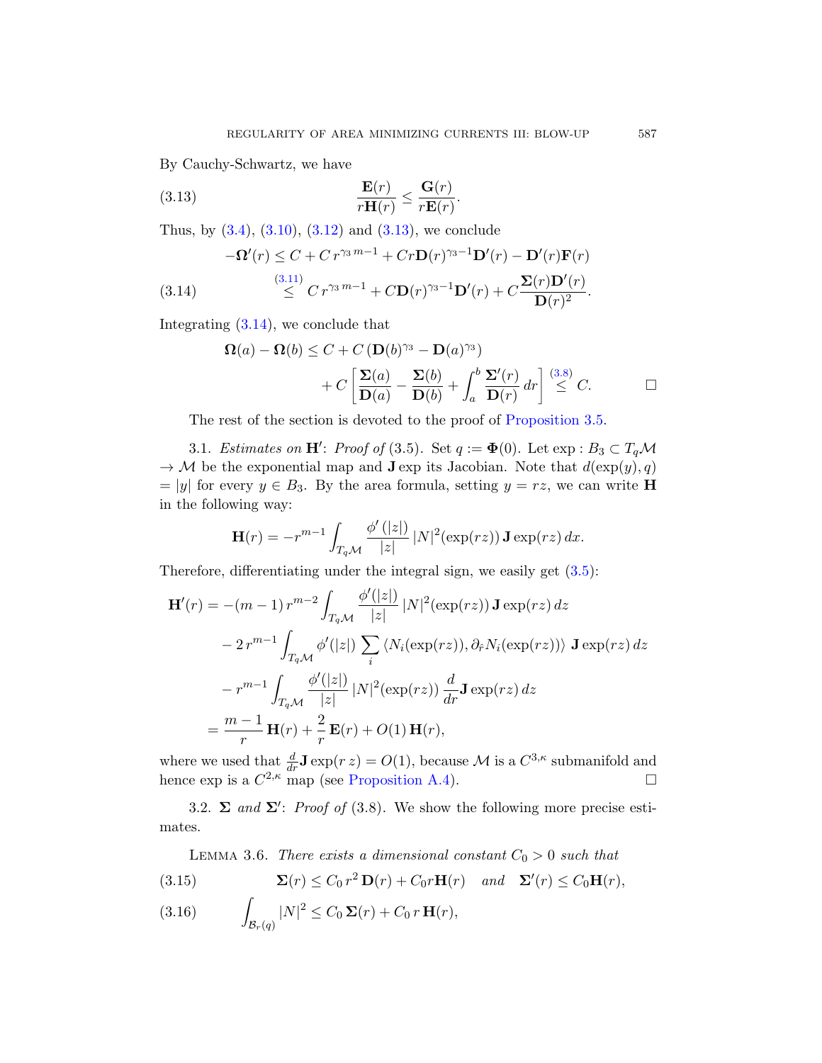By Cauchy-Schwartz, we have

$$\frac{\mathbf{E}(r)}{r\mathbf{H}(r)} \leq \frac{\mathbf{G}(r)}{r\mathbf{E}(r)}. \tag{3.13}$$

Thus, by (3.4), (3.10), (3.12) and (3.13), we conclude

$$\begin{aligned}
-\mathbf{\Omega}'(r) &\leq C + C\, r^{\gamma_3\, m-1} + Cr\mathbf{D}(r)^{\gamma_3 - 1}\mathbf{D}'(r) - \mathbf{D}'(r)\mathbf{F}(r) \\
&\overset{(3.11)}{\leq} C\, r^{\gamma_3\, m-1} + C\mathbf{D}(r)^{\gamma_3-1}\mathbf{D}'(r) + C\frac{\mathbf{\Sigma}(r)\mathbf{D}'(r)}{\mathbf{D}(r)^2}.
\end{aligned} \tag{3.14}$$

Integrating (3.14), we conclude that

$$\begin{aligned}
\mathbf{\Omega}(a) - \mathbf{\Omega}(b) &\leq C + C\left(\mathbf{D}(b)^{\gamma_3} - \mathbf{D}(a)^{\gamma_3}\right) \\
&\quad + C\left[\frac{\mathbf{\Sigma}(a)}{\mathbf{D}(a)} - \frac{\mathbf{\Sigma}(b)}{\mathbf{D}(b)} + \int_a^b \frac{\mathbf{\Sigma}'(r)}{\mathbf{D}(r)}\, dr\right] \overset{(3.8)}{\leq} C. \qquad \square
\end{aligned}$$

The rest of the section is devoted to the proof of Proposition 3.5.

3.1. *Estimates on* $\mathbf{H}'$: *Proof of* (3.5). Set $q := \mathbf{\Phi}(0)$. Let $\exp : B_3 \subset T_q\mathcal{M} \to \mathcal{M}$ be the exponential map and $\mathbf{J}\exp$ its Jacobian. Note that $d(\exp(y), q) = |y|$ for every $y \in B_3$. By the area formula, setting $y = rz$, we can write $\mathbf{H}$ in the following way:

$$\mathbf{H}(r) = -r^{m-1}\int_{T_q\mathcal{M}} \frac{\phi'\left(|z|\right)}{|z|}\, |N|^2(\exp(rz))\, \mathbf{J}\exp(rz)\, dx.$$

Therefore, differentiating under the integral sign, we easily get (3.5):

$$\begin{aligned}
\mathbf{H}'(r) &= -(m-1)\, r^{m-2}\int_{T_q\mathcal{M}} \frac{\phi'(|z|)}{|z|}\, |N|^2(\exp(rz))\, \mathbf{J}\exp(rz)\, dz \\
&\quad - 2\, r^{m-1}\int_{T_q\mathcal{M}} \phi'(|z|) \sum_i \left\langle N_i(\exp(rz)), \partial_{\hat{r}} N_i(\exp(rz))\right\rangle\, \mathbf{J}\exp(rz)\, dz \\
&\quad - r^{m-1}\int_{T_q\mathcal{M}} \frac{\phi'(|z|)}{|z|}\, |N|^2(\exp(rz))\, \frac{d}{dr}\mathbf{J}\exp(rz)\, dz \\
&= \frac{m-1}{r}\, \mathbf{H}(r) + \frac{2}{r}\, \mathbf{E}(r) + O(1)\, \mathbf{H}(r),
\end{aligned}$$

where we used that $\frac{d}{dr}\mathbf{J}\exp(r\, z) = O(1)$, because $\mathcal{M}$ is a $C^{3,\kappa}$ submanifold and hence exp is a $C^{2,\kappa}$ map (see Proposition A.4). $\square$

3.2. $\mathbf{\Sigma}$ *and* $\mathbf{\Sigma}'$: *Proof of* (3.8). We show the following more precise estimates.

LEMMA 3.6. *There exists a dimensional constant* $C_0 > 0$ *such that*

$$\mathbf{\Sigma}(r) \leq C_0\, r^2\, \mathbf{D}(r) + C_0 r\mathbf{H}(r) \quad \text{and} \quad \mathbf{\Sigma}'(r) \leq C_0\mathbf{H}(r), \tag{3.15}$$

$$\int_{\mathcal{B}_r(q)} |N|^2 \leq C_0\, \mathbf{\Sigma}(r) + C_0\, r\, \mathbf{H}(r), \tag{3.16}$$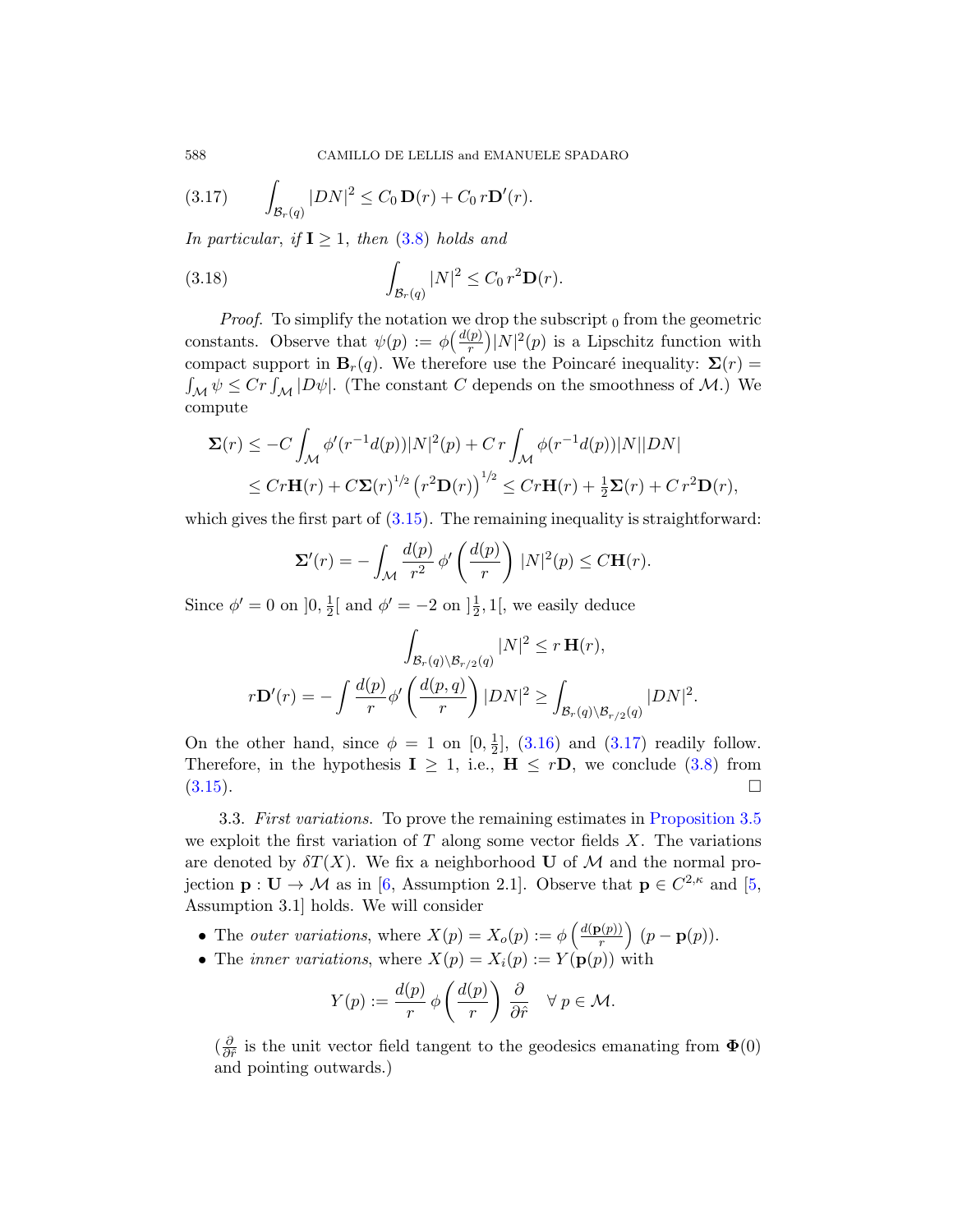$$\int_{\mathcal{B}_r(q)} |DN|^2 \leq C_0\, \mathbf{D}(r) + C_0\, r\mathbf{D}'(r). \tag{3.17}$$

*In particular, if* $\mathbf{I} \geq 1$*, then* (3.8) *holds and*

$$\int_{\mathcal{B}_r(q)} |N|^2 \leq C_0\, r^2 \mathbf{D}(r). \tag{3.18}$$

*Proof.* To simplify the notation we drop the subscript $_0$ from the geometric constants. Observe that $\psi(p) := \phi\big(\frac{d(p)}{r}\big)|N|^2(p)$ is a Lipschitz function with compact support in $\mathbf{B}_r(q)$. We therefore use the Poincaré inequality: $\mathbf{\Sigma}(r) = \int_{\mathcal{M}} \psi \leq Cr \int_{\mathcal{M}} |D\psi|$. (The constant $C$ depends on the smoothness of $\mathcal{M}$.) We compute

$$\begin{aligned}
\mathbf{\Sigma}(r) &\leq -C \int_{\mathcal{M}} \phi'(r^{-1}d(p))|N|^2(p) + C\, r \int_{\mathcal{M}} \phi(r^{-1}d(p))|N||DN| \\
&\leq Cr\mathbf{H}(r) + C\mathbf{\Sigma}(r)^{1/2}\left(r^2\mathbf{D}(r)\right)^{1/2} \leq Cr\mathbf{H}(r) + \tfrac{1}{2}\mathbf{\Sigma}(r) + C\, r^2\mathbf{D}(r),
\end{aligned}$$

which gives the first part of (3.15). The remaining inequality is straightforward:

$$\mathbf{\Sigma}'(r) = -\int_{\mathcal{M}} \frac{d(p)}{r^2}\, \phi'\left(\frac{d(p)}{r}\right) |N|^2(p) \leq C\mathbf{H}(r).$$

Since $\phi' = 0$ on $]0, \frac{1}{2}[$ and $\phi' = -2$ on $]\frac{1}{2}, 1[$, we easily deduce

$$\int_{\mathcal{B}_r(q)\setminus\mathcal{B}_{r/2}(q)} |N|^2 \leq r\, \mathbf{H}(r),$$

$$r\mathbf{D}'(r) = -\int \frac{d(p)}{r}\phi'\left(\frac{d(p,q)}{r}\right)|DN|^2 \geq \int_{\mathcal{B}_r(q)\setminus\mathcal{B}_{r/2}(q)} |DN|^2.$$

On the other hand, since $\phi = 1$ on $[0, \frac{1}{2}]$, (3.16) and (3.17) readily follow. Therefore, in the hypothesis $\mathbf{I} \geq 1$, i.e., $\mathbf{H} \leq r\mathbf{D}$, we conclude (3.8) from (3.15). $\square$

3.3. *First variations.* To prove the remaining estimates in Proposition 3.5 we exploit the first variation of $T$ along some vector fields $X$. The variations are denoted by $\delta T(X)$. We fix a neighborhood $\mathbf{U}$ of $\mathcal{M}$ and the normal projection $\mathbf{p} : \mathbf{U} \to \mathcal{M}$ as in [6, Assumption 2.1]. Observe that $\mathbf{p} \in C^{2,\kappa}$ and [5, Assumption 3.1] holds. We will consider

- The *outer variations*, where $X(p) = X_o(p) := \phi\left(\frac{d(\mathbf{p}(p))}{r}\right)(p - \mathbf{p}(p))$.
- The *inner variations*, where $X(p) = X_i(p) := Y(\mathbf{p}(p))$ with

$$Y(p) := \frac{d(p)}{r}\, \phi\left(\frac{d(p)}{r}\right) \frac{\partial}{\partial \hat{r}} \quad \forall\, p \in \mathcal{M}.$$

($\frac{\partial}{\partial \hat{r}}$ is the unit vector field tangent to the geodesics emanating from $\mathbf{\Phi}(0)$ and pointing outwards.)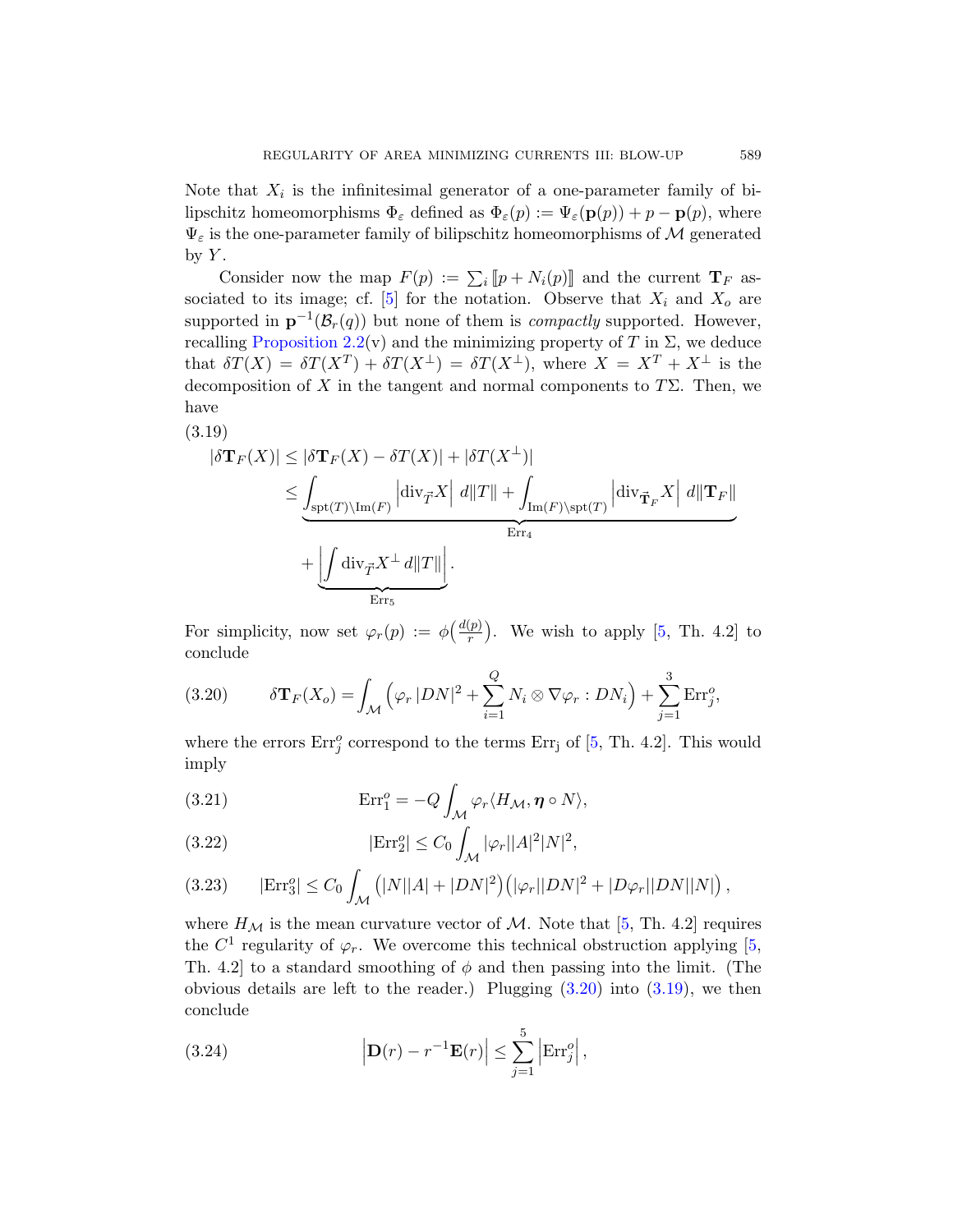Note that $X_i$ is the infinitesimal generator of a one-parameter family of bilipschitz homeomorphisms $\Phi_\varepsilon$ defined as $\Phi_\varepsilon(p) := \Psi_\varepsilon(\mathbf{p}(p)) + p - \mathbf{p}(p)$, where $\Psi_\varepsilon$ is the one-parameter family of bilipschitz homeomorphisms of $\mathcal{M}$ generated by $Y$.

Consider now the map $F(p) := \sum_i [\![p + N_i(p)]\!]$ and the current $\mathbf{T}_F$ associated to its image; cf. [5] for the notation. Observe that $X_i$ and $X_o$ are supported in $\mathbf{p}^{-1}(\mathcal{B}_r(q))$ but none of them is *compactly* supported. However, recalling Proposition 2.2(v) and the minimizing property of $T$ in $\Sigma$, we deduce that $\delta T(X) = \delta T(X^T) + \delta T(X^\perp) = \delta T(X^\perp)$, where $X = X^T + X^\perp$ is the decomposition of $X$ in the tangent and normal components to $T\Sigma$. Then, we have

$$
\begin{aligned}
|\delta \mathbf{T}_F(X)| &\leq |\delta \mathbf{T}_F(X) - \delta T(X)| + |\delta T(X^\perp)| \\
&\leq \underbrace{\int_{\mathrm{spt}(T)\setminus \mathrm{Im}(F)} \left|\mathrm{div}_{\vec{T}} X\right| \, d\|T\| + \int_{\mathrm{Im}(F)\setminus \mathrm{spt}(T)} \left|\mathrm{div}_{\vec{\mathbf{T}}_F} X\right| \, d\|\mathbf{T}_F\|}_{\mathrm{Err}_4} \\
&\quad + \underbrace{\left|\int \mathrm{div}_{\vec{T}} X^\perp \, d\|T\|\right|}_{\mathrm{Err}_5}.
\end{aligned}
\tag{3.19}
$$

For simplicity, now set $\varphi_r(p) := \phi\big(\frac{d(p)}{r}\big)$. We wish to apply [5, Th. 4.2] to conclude

$$
\delta \mathbf{T}_F(X_o) = \int_{\mathcal{M}} \Big(\varphi_r \, |DN|^2 + \sum_{i=1}^{Q} N_i \otimes \nabla \varphi_r : DN_i\Big) + \sum_{j=1}^{3} \mathrm{Err}^o_j,
\tag{3.20}
$$

where the errors $\mathrm{Err}^o_j$ correspond to the terms $\mathrm{Err_j}$ of [5, Th. 4.2]. This would imply

$$
\mathrm{Err}^o_1 = -Q \int_{\mathcal{M}} \varphi_r \langle H_{\mathcal{M}}, \boldsymbol{\eta} \circ N\rangle,
\tag{3.21}
$$

$$
|\mathrm{Err}^o_2| \leq C_0 \int_{\mathcal{M}} |\varphi_r||A|^2 |N|^2,
\tag{3.22}
$$

$$
|\mathrm{Err}^o_3| \leq C_0 \int_{\mathcal{M}} \big(|N||A| + |DN|^2\big)\big(|\varphi_r||DN|^2 + |D\varphi_r||DN||N|\big),
\tag{3.23}
$$

where $H_{\mathcal{M}}$ is the mean curvature vector of $\mathcal{M}$. Note that [5, Th. 4.2] requires the $C^1$ regularity of $\varphi_r$. We overcome this technical obstruction applying [5, Th. 4.2] to a standard smoothing of $\phi$ and then passing into the limit. (The obvious details are left to the reader.) Plugging (3.20) into (3.19), we then conclude

$$
\left|\mathbf{D}(r) - r^{-1}\mathbf{E}(r)\right| \leq \sum_{j=1}^{5} \left|\mathrm{Err}^o_j\right|,
\tag{3.24}
$$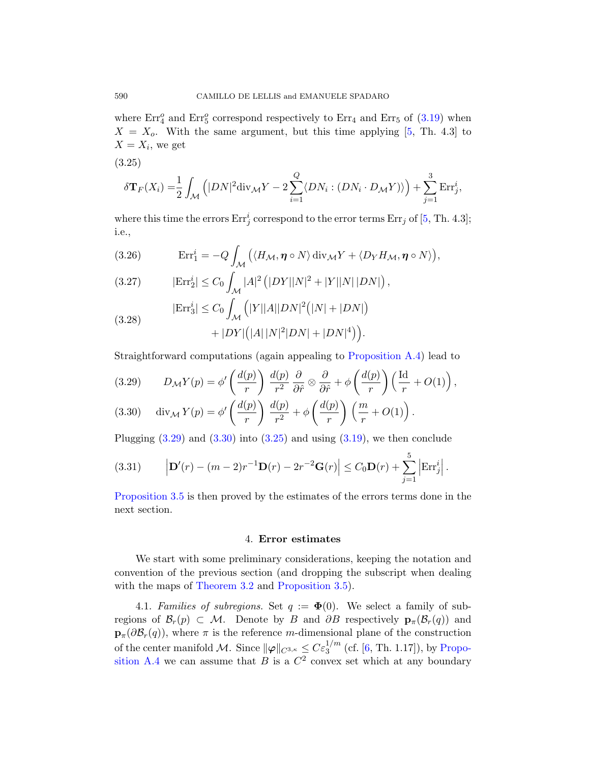where $\mathrm{Err}_4^o$ and $\mathrm{Err}_5^o$ correspond respectively to $\mathrm{Err}_4$ and $\mathrm{Err}_5$ of (3.19) when $X = X_o$. With the same argument, but this time applying [5, Th. 4.3] to $X = X_i$, we get

(3.25)
$$\delta \mathbf{T}_F(X_i) = \frac{1}{2}\int_{\mathcal{M}} \Big(|DN|^2 \mathrm{div}_{\mathcal{M}} Y - 2\sum_{i=1}^{Q} \langle DN_i : (DN_i \cdot D_{\mathcal{M}} Y)\rangle\Big) + \sum_{j=1}^{3} \mathrm{Err}_j^i,$$

where this time the errors $\mathrm{Err}_j^i$ correspond to the error terms $\mathrm{Err}_j$ of [5, Th. 4.3]; i.e.,

$$\mathrm{Err}_1^i = -Q\int_{\mathcal{M}} \big(\langle H_{\mathcal{M}}, \boldsymbol{\eta}\circ N\rangle\, \mathrm{div}_{\mathcal{M}} Y + \langle D_Y H_{\mathcal{M}}, \boldsymbol{\eta}\circ N\rangle\big), \tag{3.26}$$

$$|\mathrm{Err}_2^i| \leq C_0 \int_{\mathcal{M}} |A|^2 \big(|DY||N|^2 + |Y||N|\,|DN|\big), \tag{3.27}$$

$$\begin{aligned} |\mathrm{Err}_3^i| \leq C_0 \int_{\mathcal{M}} \Big(&|Y||A||DN|^2\big(|N| + |DN|\big) \\ &+ |DY|\big(|A|\,|N|^2|DN| + |DN|^4\big)\Big). \end{aligned} \tag{3.28}$$

Straightforward computations (again appealing to Proposition A.4) lead to

$$D_{\mathcal{M}} Y(p) = \phi'\left(\frac{d(p)}{r}\right) \frac{d(p)}{r^2}\, \frac{\partial}{\partial \hat r} \otimes \frac{\partial}{\partial \hat r} + \phi\left(\frac{d(p)}{r}\right)\left(\frac{\mathrm{Id}}{r} + O(1)\right), \tag{3.29}$$

$$\mathrm{div}_{\mathcal{M}}\, Y(p) = \phi'\left(\frac{d(p)}{r}\right) \frac{d(p)}{r^2} + \phi\left(\frac{d(p)}{r}\right)\left(\frac{m}{r} + O(1)\right). \tag{3.30}$$

Plugging (3.29) and (3.30) into (3.25) and using (3.19), we then conclude

$$\left|\mathbf{D}'(r) - (m-2)r^{-1}\mathbf{D}(r) - 2r^{-2}\mathbf{G}(r)\right| \leq C_0 \mathbf{D}(r) + \sum_{j=1}^{5} \left|\mathrm{Err}_j^i\right|. \tag{3.31}$$

Proposition 3.5 is then proved by the estimates of the errors terms done in the next section.

## 4. Error estimates

We start with some preliminary considerations, keeping the notation and convention of the previous section (and dropping the subscript when dealing with the maps of Theorem 3.2 and Proposition 3.5).

4.1. *Families of subregions.* Set $q := \mathbf{\Phi}(0)$. We select a family of subregions of $\mathcal{B}_r(p) \subset \mathcal{M}$. Denote by $B$ and $\partial B$ respectively $\mathbf{p}_\pi(\mathcal{B}_r(q))$ and $\mathbf{p}_\pi(\partial \mathcal{B}_r(q))$, where $\pi$ is the reference $m$-dimensional plane of the construction of the center manifold $\mathcal{M}$. Since $\|\boldsymbol{\varphi}\|_{C^{3,\kappa}} \leq C\varepsilon_3^{1/m}$ (cf. [6, Th. 1.17]), by Proposition A.4 we can assume that $B$ is a $C^2$ convex set which at any boundary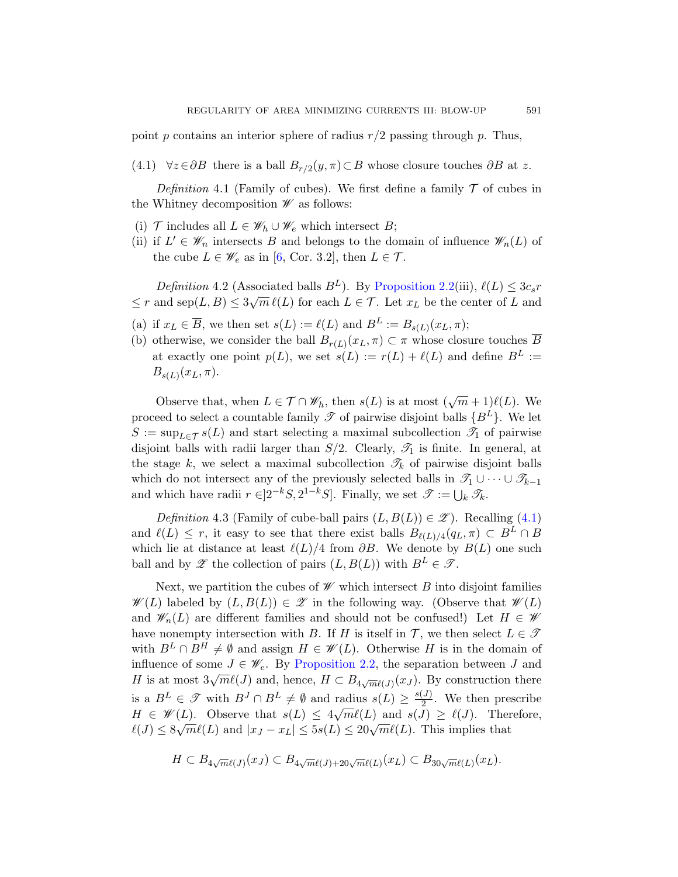point $p$ contains an interior sphere of radius $r/2$ passing through $p$. Thus,

$$\forall z \in \partial B \text{ there is a ball } B_{r/2}(y,\pi) \subset B \text{ whose closure touches } \partial B \text{ at } z. \tag{4.1}$$

*Definition* 4.1 (Family of cubes). We first define a family $\mathcal{T}$ of cubes in the Whitney decomposition $\mathscr{W}$ as follows:

(i) $\mathcal{T}$ includes all $L \in \mathscr{W}_h \cup \mathscr{W}_e$ which intersect $B$;

(ii) if $L' \in \mathscr{W}_n$ intersects $B$ and belongs to the domain of influence $\mathscr{W}_n(L)$ of the cube $L \in \mathscr{W}_e$ as in [6, Cor. 3.2], then $L \in \mathcal{T}$.

*Definition* 4.2 (Associated balls $B^L$). By Proposition 2.2(iii), $\ell(L) \le 3c_s r \le r$ and $\mathrm{sep}(L,B) \le 3\sqrt{m}\,\ell(L)$ for each $L \in \mathcal{T}$. Let $x_L$ be the center of $L$ and

(a) if $x_L \in \overline{B}$, we then set $s(L) := \ell(L)$ and $B^L := B_{s(L)}(x_L,\pi)$;

(b) otherwise, we consider the ball $B_{r(L)}(x_L,\pi) \subset \pi$ whose closure touches $\overline{B}$ at exactly one point $p(L)$, we set $s(L) := r(L) + \ell(L)$ and define $B^L := B_{s(L)}(x_L,\pi)$.

Observe that, when $L \in \mathcal{T} \cap \mathscr{W}_h$, then $s(L)$ is at most $(\sqrt{m}+1)\ell(L)$. We proceed to select a countable family $\mathscr{T}$ of pairwise disjoint balls $\{B^L\}$. We let $S := \sup_{L\in\mathcal{T}} s(L)$ and start selecting a maximal subcollection $\mathscr{T}_1$ of pairwise disjoint balls with radii larger than $S/2$. Clearly, $\mathscr{T}_1$ is finite. In general, at the stage $k$, we select a maximal subcollection $\mathscr{T}_k$ of pairwise disjoint balls which do not intersect any of the previously selected balls in $\mathscr{T}_1 \cup \cdots \cup \mathscr{T}_{k-1}$ and which have radii $r \in ]2^{-k}S, 2^{1-k}S]$. Finally, we set $\mathscr{T} := \bigcup_k \mathscr{T}_k$.

*Definition* 4.3 (Family of cube-ball pairs $(L, B(L)) \in \mathscr{Z}$). Recalling (4.1) and $\ell(L) \le r$, it easy to see that there exist balls $B_{\ell(L)/4}(q_L,\pi) \subset B^L \cap B$ which lie at distance at least $\ell(L)/4$ from $\partial B$. We denote by $B(L)$ one such ball and by $\mathscr{Z}$ the collection of pairs $(L, B(L))$ with $B^L \in \mathscr{T}$.

Next, we partition the cubes of $\mathscr{W}$ which intersect $B$ into disjoint families $\mathscr{W}(L)$ labeled by $(L, B(L)) \in \mathscr{Z}$ in the following way. (Observe that $\mathscr{W}(L)$ and $\mathscr{W}_n(L)$ are different families and should not be confused!) Let $H \in \mathscr{W}$ have nonempty intersection with $B$. If $H$ is itself in $\mathcal{T}$, we then select $L \in \mathscr{T}$ with $B^L \cap B^H \neq \emptyset$ and assign $H \in \mathscr{W}(L)$. Otherwise $H$ is in the domain of influence of some $J \in \mathscr{W}_e$. By Proposition 2.2, the separation between $J$ and $H$ is at most $3\sqrt{m}\ell(J)$ and, hence, $H \subset B_{4\sqrt{m}\ell(J)}(x_J)$. By construction there is a $B^L \in \mathscr{T}$ with $B^J \cap B^L \neq \emptyset$ and radius $s(L) \ge \frac{s(J)}{2}$. We then prescribe $H \in \mathscr{W}(L)$. Observe that $s(L) \le 4\sqrt{m}\ell(L)$ and $s(J) \ge \ell(J)$. Therefore, $\ell(J) \le 8\sqrt{m}\ell(L)$ and $|x_J - x_L| \le 5s(L) \le 20\sqrt{m}\ell(L)$. This implies that

$$H \subset B_{4\sqrt{m}\ell(J)}(x_J) \subset B_{4\sqrt{m}\ell(J)+20\sqrt{m}\ell(L)}(x_L) \subset B_{30\sqrt{m}\ell(L)}(x_L).$$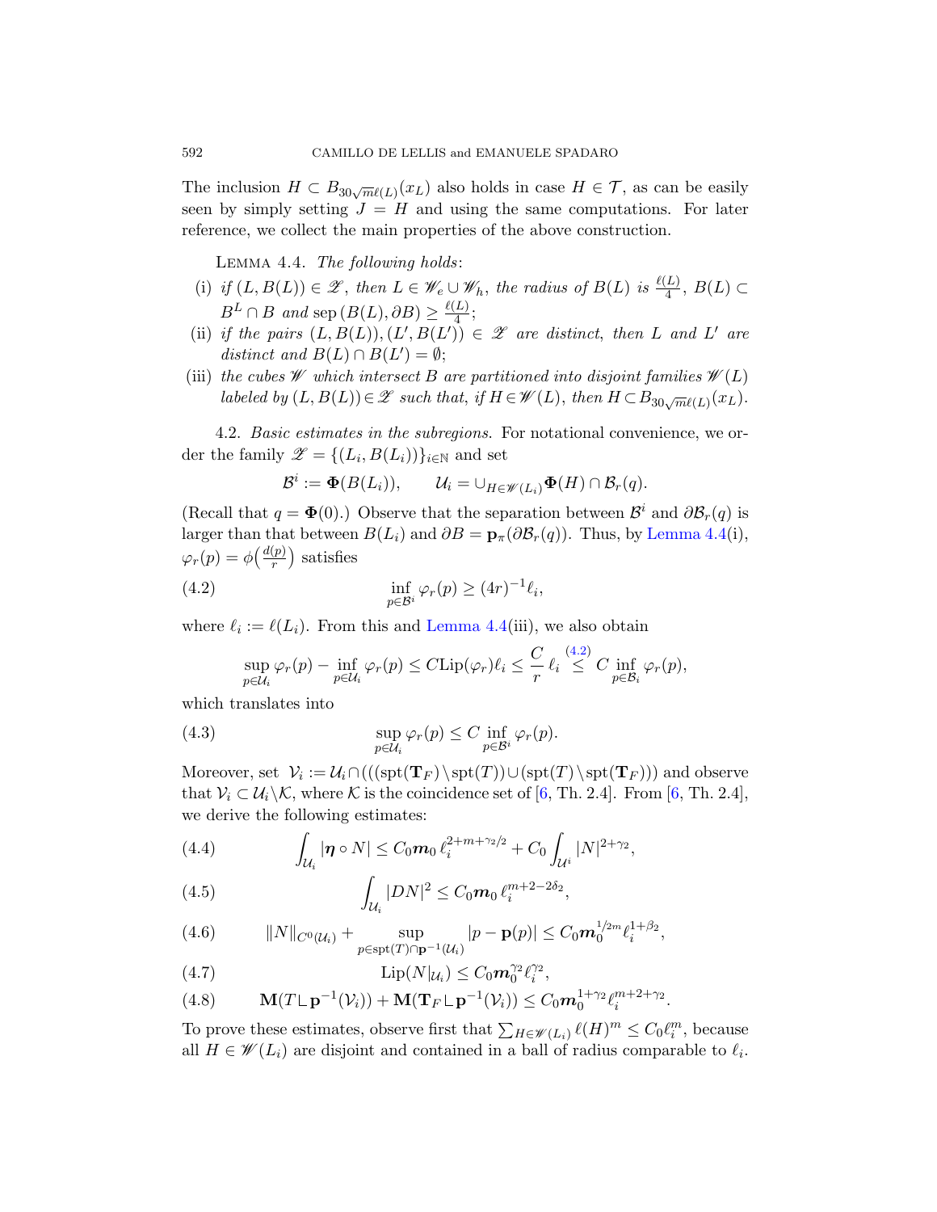The inclusion $H \subset B_{30\sqrt{m}\ell(L)}(x_L)$ also holds in case $H \in \mathcal{T}$, as can be easily seen by simply setting $J = H$ and using the same computations. For later reference, we collect the main properties of the above construction.

Lemma 4.4. *The following holds*:

(i) *if* $(L, B(L)) \in \mathscr{Z}$, *then* $L \in \mathscr{W}_e \cup \mathscr{W}_h$, *the radius of* $B(L)$ *is* $\frac{\ell(L)}{4}$, $B(L) \subset B^L \cap B$ *and* $\operatorname{sep}(B(L), \partial B) \geq \frac{\ell(L)}{4}$;

(ii) *if the pairs* $(L, B(L)), (L', B(L')) \in \mathscr{Z}$ *are distinct*, *then* $L$ *and* $L'$ *are distinct and* $B(L) \cap B(L') = \emptyset$;

(iii) *the cubes* $\mathscr{W}$ *which intersect* $B$ *are partitioned into disjoint families* $\mathscr{W}(L)$ *labeled by* $(L, B(L)) \in \mathscr{Z}$ *such that*, *if* $H \in \mathscr{W}(L)$, *then* $H \subset B_{30\sqrt{m}\ell(L)}(x_L)$.

4.2. *Basic estimates in the subregions.* For notational convenience, we order the family $\mathscr{Z} = \{(L_i, B(L_i))\}_{i\in\mathbb{N}}$ and set

$$\mathcal{B}^i := \mathbf{\Phi}(B(L_i)), \qquad \mathcal{U}_i = \cup_{H \in \mathscr{W}(L_i)} \mathbf{\Phi}(H) \cap \mathcal{B}_r(q).$$

(Recall that $q = \mathbf{\Phi}(0)$.) Observe that the separation between $\mathcal{B}^i$ and $\partial\mathcal{B}_r(q)$ is larger than that between $B(L_i)$ and $\partial B = \mathbf{p}_\pi(\partial\mathcal{B}_r(q))$. Thus, by Lemma 4.4(i), $\varphi_r(p) = \phi\big(\frac{d(p)}{r}\big)$ satisfies

$$\inf_{p \in \mathcal{B}^i} \varphi_r(p) \geq (4r)^{-1}\ell_i, \tag{4.2}$$

where $\ell_i := \ell(L_i)$. From this and Lemma 4.4(iii), we also obtain

$$\sup_{p \in \mathcal{U}_i} \varphi_r(p) - \inf_{p \in \mathcal{U}_i} \varphi_r(p) \leq C \mathrm{Lip}(\varphi_r)\ell_i \leq \frac{C}{r}\,\ell_i \overset{(4.2)}{\leq} C \inf_{p \in \mathcal{B}_i} \varphi_r(p),$$

which translates into

$$\sup_{p \in \mathcal{U}_i} \varphi_r(p) \leq C \inf_{p \in \mathcal{B}^i} \varphi_r(p). \tag{4.3}$$

Moreover, set $\mathcal{V}_i := \mathcal{U}_i \cap (((\operatorname{spt}(\mathbf{T}_F) \setminus \operatorname{spt}(T)) \cup (\operatorname{spt}(T) \setminus \operatorname{spt}(\mathbf{T}_F)))$ and observe that $\mathcal{V}_i \subset \mathcal{U}_i \setminus \mathcal{K}$, where $\mathcal{K}$ is the coincidence set of [6, Th. 2.4]. From [6, Th. 2.4], we derive the following estimates:

$$\int_{\mathcal{U}_i} |\boldsymbol{\eta} \circ N| \leq C_0 \boldsymbol{m}_0\, \ell_i^{2+m+\gamma_2/2} + C_0 \int_{\mathcal{U}^i} |N|^{2+\gamma_2}, \tag{4.4}$$

$$\int_{\mathcal{U}_i} |DN|^2 \leq C_0 \boldsymbol{m}_0\, \ell_i^{m+2-2\delta_2}, \tag{4.5}$$

$$\|N\|_{C^0(\mathcal{U}_i)} + \sup_{p \in \operatorname{spt}(T) \cap \mathbf{p}^{-1}(\mathcal{U}_i)} |p - \mathbf{p}(p)| \leq C_0 \boldsymbol{m}_0^{1/2m} \ell_i^{1+\beta_2}, \tag{4.6}$$

$$\mathrm{Lip}(N|_{\mathcal{U}_i}) \leq C_0 \boldsymbol{m}_0^{\gamma_2} \ell_i^{\gamma_2}, \tag{4.7}$$

$$\mathbf{M}(T \llcorner \mathbf{p}^{-1}(\mathcal{V}_i)) + \mathbf{M}(\mathbf{T}_F \llcorner \mathbf{p}^{-1}(\mathcal{V}_i)) \leq C_0 \boldsymbol{m}_0^{1+\gamma_2} \ell_i^{m+2+\gamma_2}. \tag{4.8}$$

To prove these estimates, observe first that $\sum_{H \in \mathscr{W}(L_i)} \ell(H)^m \leq C_0 \ell_i^m$, because all $H \in \mathscr{W}(L_i)$ are disjoint and contained in a ball of radius comparable to $\ell_i$.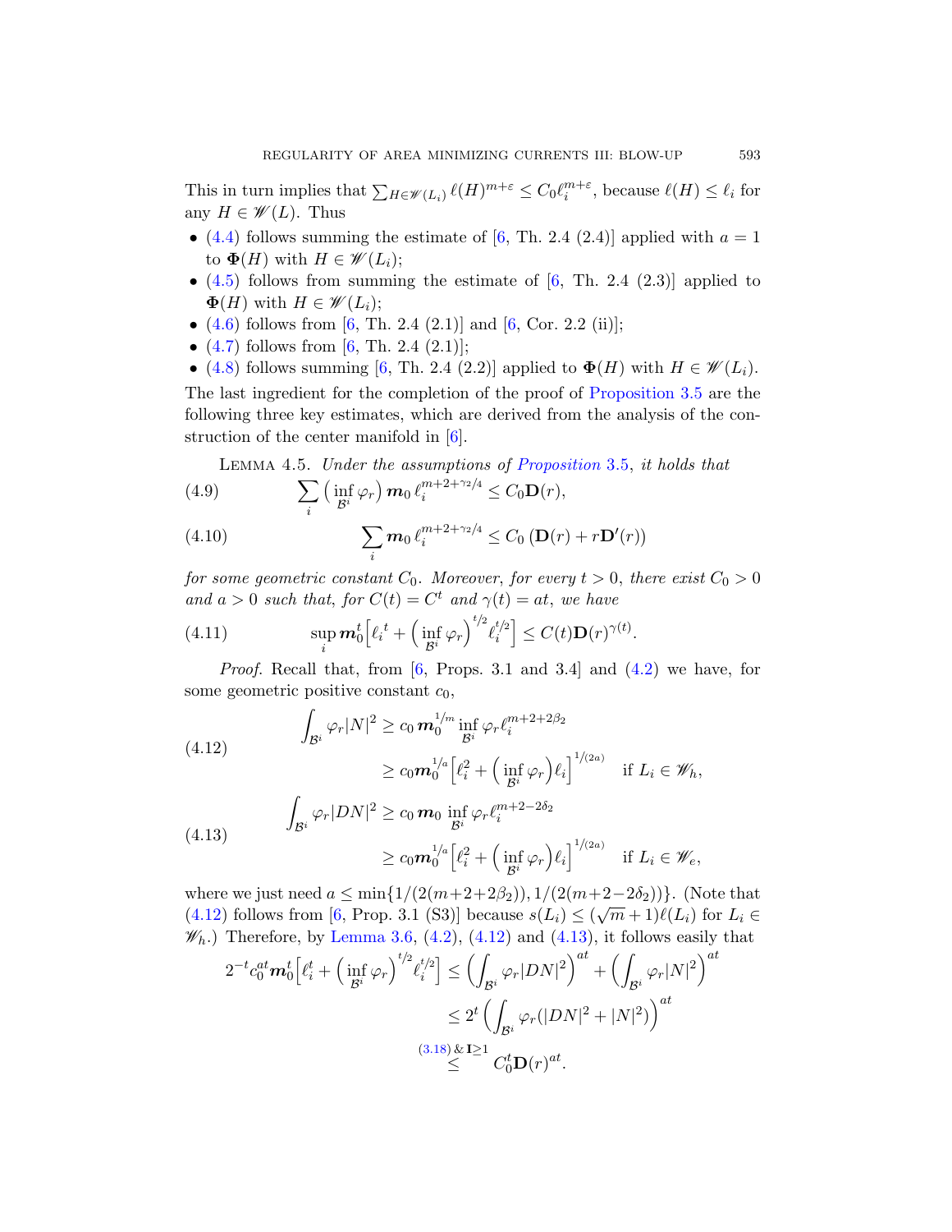This in turn implies that $\sum_{H\in\mathscr{W}(L_i)} \ell(H)^{m+\varepsilon} \le C_0 \ell_i^{m+\varepsilon}$, because $\ell(H) \le \ell_i$ for any $H \in \mathscr{W}(L)$. Thus

- (4.4) follows summing the estimate of [6, Th. 2.4 (2.4)] applied with $a = 1$ to $\mathbf{\Phi}(H)$ with $H \in \mathscr{W}(L_i)$;
- (4.5) follows from summing the estimate of [6, Th. 2.4 (2.3)] applied to $\mathbf{\Phi}(H)$ with $H \in \mathscr{W}(L_i)$;
- (4.6) follows from [6, Th. 2.4 (2.1)] and [6, Cor. 2.2 (ii)];
- (4.7) follows from [6, Th. 2.4 (2.1)];
- (4.8) follows summing [6, Th. 2.4 (2.2)] applied to $\mathbf{\Phi}(H)$ with $H \in \mathscr{W}(L_i)$.

The last ingredient for the completion of the proof of Proposition 3.5 are the following three key estimates, which are derived from the analysis of the construction of the center manifold in [6].

Lemma 4.5. *Under the assumptions of Proposition 3.5, it holds that*

$$\sum_i \Big(\inf_{\mathcal{B}^i} \varphi_r\Big)\, \boldsymbol{m}_0\, \ell_i^{m+2+\gamma_2/4} \le C_0 \mathbf{D}(r), \tag{4.9}$$

$$\sum_i \boldsymbol{m}_0\, \ell_i^{m+2+\gamma_2/4} \le C_0 \left(\mathbf{D}(r) + r\mathbf{D}'(r)\right) \tag{4.10}$$

*for some geometric constant $C_0$. Moreover, for every $t > 0$, there exist $C_0 > 0$ and $a > 0$ such that, for $C(t) = C^t$ and $\gamma(t) = at$, we have*

$$\sup_i \boldsymbol{m}_0^t \Big[\ell_i{}^t + \Big(\inf_{\mathcal{B}^i} \varphi_r\Big)^{t/2} \ell_i^{t/2}\Big] \le C(t) \mathbf{D}(r)^{\gamma(t)}. \tag{4.11}$$

*Proof.* Recall that, from [6, Props. 3.1 and 3.4] and (4.2) we have, for some geometric positive constant $c_0$,

$$\begin{aligned}\int_{\mathcal{B}^i} \varphi_r |N|^2 &\ge c_0\, \boldsymbol{m}_0^{1/m} \inf_{\mathcal{B}^i} \varphi_r \ell_i^{m+2+2\beta_2}\\ &\ge c_0 \boldsymbol{m}_0^{1/a} \Big[\ell_i^2 + \Big(\inf_{\mathcal{B}^i} \varphi_r\Big)\ell_i\Big]^{1/(2a)} \quad \text{if } L_i \in \mathscr{W}_h,\end{aligned} \tag{4.12}$$

$$\begin{aligned}\int_{\mathcal{B}^i} \varphi_r |DN|^2 &\ge c_0\, \boldsymbol{m}_0 \inf_{\mathcal{B}^i} \varphi_r \ell_i^{m+2-2\delta_2}\\ &\ge c_0 \boldsymbol{m}_0^{1/a} \Big[\ell_i^2 + \Big(\inf_{\mathcal{B}^i} \varphi_r\Big)\ell_i\Big]^{1/(2a)} \quad \text{if } L_i \in \mathscr{W}_e,\end{aligned} \tag{4.13}$$

where we just need $a \le \min\{1/(2(m+2+2\beta_2)), 1/(2(m+2-2\delta_2))\}$. (Note that (4.12) follows from [6, Prop. 3.1 (S3)] because $s(L_i) \le (\sqrt{m}+1)\ell(L_i)$ for $L_i \in \mathscr{W}_h$.) Therefore, by Lemma 3.6, (4.2), (4.12) and (4.13), it follows easily that

$$\begin{aligned}2^{-t} c_0^{at} \boldsymbol{m}_0^t \Big[\ell_i^t + \Big(\inf_{\mathcal{B}^i} \varphi_r\Big)^{t/2} \ell_i^{t/2}\Big] &\le \Big(\int_{\mathcal{B}^i} \varphi_r |DN|^2\Big)^{at} + \Big(\int_{\mathcal{B}^i} \varphi_r |N|^2\Big)^{at}\\ &\le 2^t \Big(\int_{\mathcal{B}^i} \varphi_r (|DN|^2 + |N|^2)\Big)^{at}\\ &\overset{(3.18)\,\&\,\mathbf{I}\ge 1}{\le} C_0^t \mathbf{D}(r)^{at}.\end{aligned}$$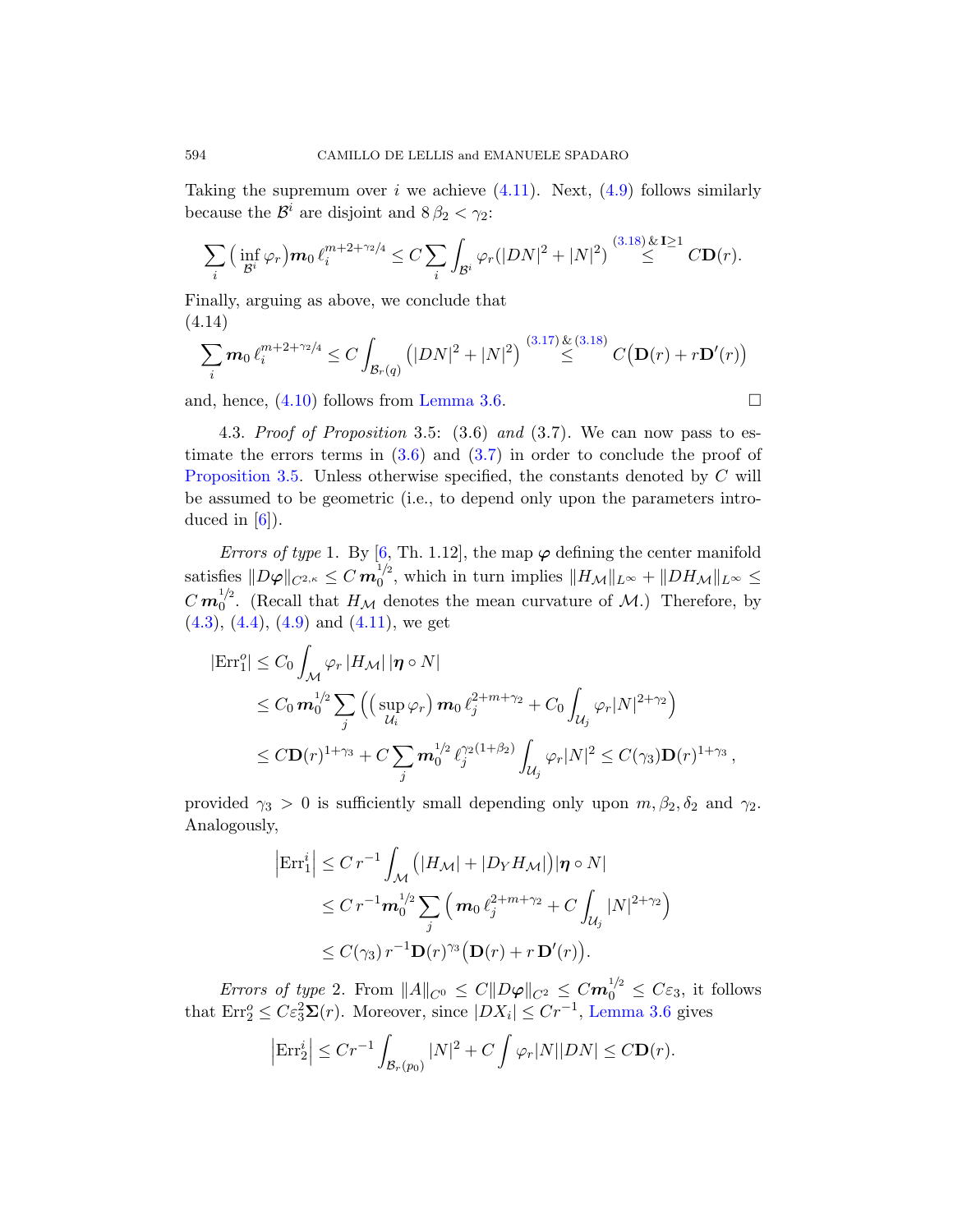Taking the supremum over $i$ we achieve (4.11). Next, (4.9) follows similarly because the $\mathcal{B}^i$ are disjoint and $8\,\beta_2 < \gamma_2$:

$$\sum_i \Big(\inf_{\mathcal{B}^i}\varphi_r\Big)\boldsymbol{m}_0\,\ell_i^{m+2+\gamma_2/4} \leq C\sum_i \int_{\mathcal{B}^i}\varphi_r(|DN|^2+|N|^2) \stackrel{(3.18)\,\&\,\mathbf{I}\geq 1}{\leq} C\mathbf{D}(r).$$

Finally, arguing as above, we conclude that

(4.14)
$$\sum_i \boldsymbol{m}_0\,\ell_i^{m+2+\gamma_2/4} \leq C\int_{\mathcal{B}_r(q)}\big(|DN|^2+|N|^2\big) \stackrel{(3.17)\,\&\,(3.18)}{\leq} C\big(\mathbf{D}(r)+r\mathbf{D}'(r)\big)$$

and, hence, (4.10) follows from Lemma 3.6. □

4.3. *Proof of Proposition* 3.5: (3.6) *and* (3.7). We can now pass to estimate the errors terms in (3.6) and (3.7) in order to conclude the proof of Proposition 3.5. Unless otherwise specified, the constants denoted by $C$ will be assumed to be geometric (i.e., to depend only upon the parameters introduced in [6]).

*Errors of type* 1. By [6, Th. 1.12], the map $\boldsymbol{\varphi}$ defining the center manifold satisfies $\|D\boldsymbol{\varphi}\|_{C^{2,\kappa}} \leq C\,\boldsymbol{m}_0^{1/2}$, which in turn implies $\|H_{\mathcal{M}}\|_{L^\infty}+\|DH_{\mathcal{M}}\|_{L^\infty} \leq C\,\boldsymbol{m}_0^{1/2}$. (Recall that $H_{\mathcal{M}}$ denotes the mean curvature of $\mathcal{M}$.) Therefore, by (4.3), (4.4), (4.9) and (4.11), we get

$$\begin{aligned}
|\mathrm{Err}_1^o| &\leq C_0\int_{\mathcal{M}}\varphi_r\,|H_{\mathcal{M}}|\,|\boldsymbol{\eta}\circ N| \\
&\leq C_0\,\boldsymbol{m}_0^{1/2}\sum_j\Big(\Big(\sup_{\mathcal{U}_i}\varphi_r\Big)\boldsymbol{m}_0\,\ell_j^{2+m+\gamma_2}+C_0\int_{\mathcal{U}_j}\varphi_r|N|^{2+\gamma_2}\Big) \\
&\leq C\mathbf{D}(r)^{1+\gamma_3}+C\sum_j \boldsymbol{m}_0^{1/2}\,\ell_j^{\gamma_2(1+\beta_2)}\int_{\mathcal{U}_j}\varphi_r|N|^2 \leq C(\gamma_3)\mathbf{D}(r)^{1+\gamma_3}\,,
\end{aligned}$$

provided $\gamma_3>0$ is sufficiently small depending only upon $m,\beta_2,\delta_2$ and $\gamma_2$. Analogously,

$$\begin{aligned}
\Big|\mathrm{Err}_1^i\Big| &\leq C\,r^{-1}\int_{\mathcal{M}}\big(|H_{\mathcal{M}}|+|D_Y H_{\mathcal{M}}|\big)|\boldsymbol{\eta}\circ N| \\
&\leq C\,r^{-1}\boldsymbol{m}_0^{1/2}\sum_j\Big(\boldsymbol{m}_0\,\ell_j^{2+m+\gamma_2}+C\int_{\mathcal{U}_j}|N|^{2+\gamma_2}\Big) \\
&\leq C(\gamma_3)\,r^{-1}\mathbf{D}(r)^{\gamma_3}\big(\mathbf{D}(r)+r\,\mathbf{D}'(r)\big).
\end{aligned}$$

*Errors of type* 2. From $\|A\|_{C^0}\leq C\|D\boldsymbol{\varphi}\|_{C^2}\leq C\boldsymbol{m}_0^{1/2}\leq C\varepsilon_3$, it follows that $\mathrm{Err}_2^o \leq C\varepsilon_3^2\mathbf{\Sigma}(r)$. Moreover, since $|DX_i|\leq Cr^{-1}$, Lemma 3.6 gives

$$\Big|\mathrm{Err}_2^i\Big| \leq Cr^{-1}\int_{\mathcal{B}_r(p_0)}|N|^2+C\int\varphi_r|N||DN| \leq C\mathbf{D}(r).$$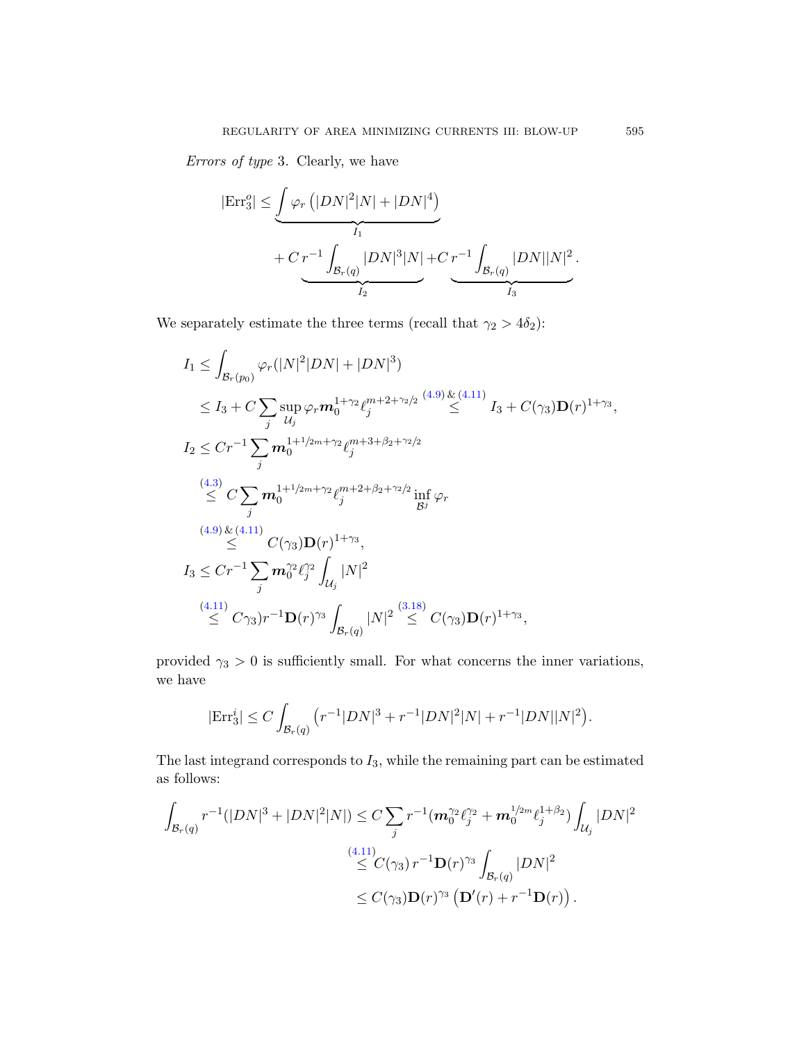*Errors of type* 3. Clearly, we have

$$|\mathrm{Err}_3^o| \leq \underbrace{\int \varphi_r \left(|DN|^2|N| + |DN|^4\right)}_{I_1} + C\,\underbrace{r^{-1}\int_{\mathcal{B}_r(q)} |DN|^3|N|}_{I_2} + C\,\underbrace{r^{-1}\int_{\mathcal{B}_r(q)} |DN||N|^2}_{I_3}.$$

We separately estimate the three terms (recall that $\gamma_2 > 4\delta_2$):

$$\begin{aligned}
I_1 &\leq \int_{\mathcal{B}_r(p_0)} \varphi_r (|N|^2|DN| + |DN|^3) \\
&\leq I_3 + C\sum_j \sup_{\mathcal{U}_j} \varphi_r \boldsymbol{m}_0^{1+\gamma_2} \ell_j^{m+2+\gamma_2/2} \stackrel{(4.9)\,\&\,(4.11)}{\leq} I_3 + C(\gamma_3)\mathbf{D}(r)^{1+\gamma_3}, \\
I_2 &\leq C r^{-1} \sum_j \boldsymbol{m}_0^{1+1/2m+\gamma_2} \ell_j^{m+3+\beta_2+\gamma_2/2} \\
&\stackrel{(4.3)}{\leq} C \sum_j \boldsymbol{m}_0^{1+1/2m+\gamma_2} \ell_j^{m+2+\beta_2+\gamma_2/2} \inf_{\mathcal{B}^j} \varphi_r \\
&\stackrel{(4.9)\,\&\,(4.11)}{\leq} C(\gamma_3)\mathbf{D}(r)^{1+\gamma_3}, \\
I_3 &\leq C r^{-1} \sum_j \boldsymbol{m}_0^{\gamma_2} \ell_j^{\gamma_2} \int_{\mathcal{U}_j} |N|^2 \\
&\stackrel{(4.11)}{\leq} C\gamma_3) r^{-1} \mathbf{D}(r)^{\gamma_3} \int_{\mathcal{B}_r(q)} |N|^2 \stackrel{(3.18)}{\leq} C(\gamma_3)\mathbf{D}(r)^{1+\gamma_3},
\end{aligned}$$

provided $\gamma_3 > 0$ is sufficiently small. For what concerns the inner variations, we have

$$|\mathrm{Err}_3^i| \leq C \int_{\mathcal{B}_r(q)} \left(r^{-1}|DN|^3 + r^{-1}|DN|^2|N| + r^{-1}|DN||N|^2\right).$$

The last integrand corresponds to $I_3$, while the remaining part can be estimated as follows:

$$\begin{aligned}
\int_{\mathcal{B}_r(q)} r^{-1}(|DN|^3 + |DN|^2|N|) &\leq C \sum_j r^{-1}(\boldsymbol{m}_0^{\gamma_2}\ell_j^{\gamma_2} + \boldsymbol{m}_0^{1/2m}\ell_j^{1+\beta_2}) \int_{\mathcal{U}_j} |DN|^2 \\
&\stackrel{(4.11)}{\leq} C(\gamma_3)\, r^{-1}\mathbf{D}(r)^{\gamma_3} \int_{\mathcal{B}_r(q)} |DN|^2 \\
&\leq C(\gamma_3)\mathbf{D}(r)^{\gamma_3}\left(\mathbf{D}'(r) + r^{-1}\mathbf{D}(r)\right).
\end{aligned}$$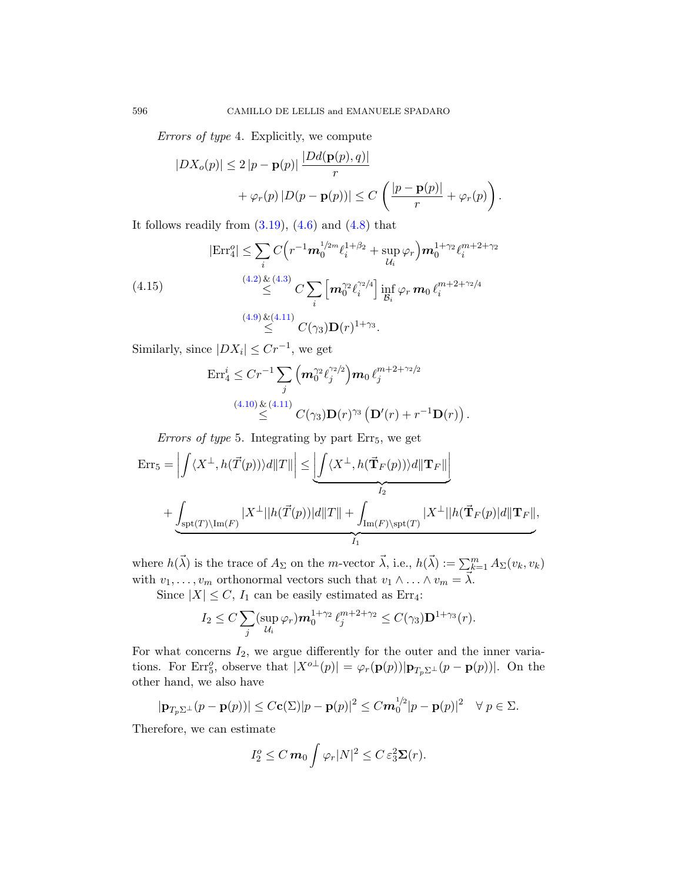*Errors of type* 4. Explicitly, we compute

$$|DX_o(p)| \leq 2\,|p-\mathbf{p}(p)|\,\frac{|Dd(\mathbf{p}(p),q)|}{r} + \varphi_r(p)\,|D(p-\mathbf{p}(p))| \leq C\left(\frac{|p-\mathbf{p}(p)|}{r}+\varphi_r(p)\right).$$

It follows readily from (3.19), (4.6) and (4.8) that

$$\begin{aligned}
|\mathrm{Err}_4^o| &\leq \sum_i C\Big(r^{-1}\boldsymbol{m}_0^{1/2m}\ell_i^{1+\beta_2}+\sup_{\mathcal{U}_i}\varphi_r\Big)\boldsymbol{m}_0^{1+\gamma_2}\ell_i^{m+2+\gamma_2}\\
&\overset{(4.2)\,\&\,(4.3)}{\leq} C\sum_i\Big[\boldsymbol{m}_0^{\gamma_2}\ell_i^{\gamma_2/4}\Big]\inf_{\mathcal{B}_i}\varphi_r\,\boldsymbol{m}_0\,\ell_i^{m+2+\gamma_2/4} \qquad (4.15)\\
&\overset{(4.9)\,\&(4.11)}{\leq} C(\gamma_3)\mathbf{D}(r)^{1+\gamma_3}.
\end{aligned}$$

Similarly, since $|DX_i|\leq Cr^{-1}$, we get

$$\begin{aligned}
\mathrm{Err}_4^i &\leq Cr^{-1}\sum_j\Big(\boldsymbol{m}_0^{\gamma_2}\ell_j^{\gamma_2/2}\Big)\boldsymbol{m}_0\,\ell_j^{m+2+\gamma_2/2}\\
&\overset{(4.10)\,\&\,(4.11)}{\leq} C(\gamma_3)\mathbf{D}(r)^{\gamma_3}\left(\mathbf{D}'(r)+r^{-1}\mathbf{D}(r)\right).
\end{aligned}$$

*Errors of type* 5. Integrating by part $\mathrm{Err}_5$, we get

$$\begin{aligned}
\mathrm{Err}_5 = \left|\int\langle X^\perp, h(\vec{T}(p))\rangle d\|T\|\right| &\leq \underbrace{\left|\int\langle X^\perp, h(\vec{\mathbf{T}}_F(p))\rangle d\|\mathbf{T}_F\|\right|}_{I_2}\\
&+\underbrace{\int_{\mathrm{spt}(T)\setminus\mathrm{Im}(F)}|X^\perp||h(\vec{T}(p))|d\|T\| + \int_{\mathrm{Im}(F)\setminus\mathrm{spt}(T)}|X^\perp||h(\vec{\mathbf{T}}_F(p)|d\|\mathbf{T}_F\|}_{I_1},
\end{aligned}$$

where $h(\vec{\lambda})$ is the trace of $A_\Sigma$ on the $m$-vector $\vec{\lambda}$, i.e., $h(\vec{\lambda}) := \sum_{k=1}^m A_\Sigma(v_k,v_k)$ with $v_1,\ldots,v_m$ orthonormal vectors such that $v_1\wedge\ldots\wedge v_m=\vec{\lambda}$.

Since $|X|\leq C$, $I_1$ can be easily estimated as $\mathrm{Err}_4$:

$$I_2 \leq C\sum_j(\sup_{\mathcal{U}_i}\varphi_r)\boldsymbol{m}_0^{1+\gamma_2}\,\ell_j^{m+2+\gamma_2}\leq C(\gamma_3)\mathbf{D}^{1+\gamma_3}(r).$$

For what concerns $I_2$, we argue differently for the outer and the inner variations. For $\mathrm{Err}_5^o$, observe that $|X^{o\perp}(p)| = \varphi_r(\mathbf{p}(p))|\mathbf{p}_{T_p\Sigma^\perp}(p-\mathbf{p}(p))|$. On the other hand, we also have

$$|\mathbf{p}_{T_p\Sigma^\perp}(p-\mathbf{p}(p))|\leq C\mathbf{c}(\Sigma)|p-\mathbf{p}(p)|^2\leq C\boldsymbol{m}_0^{1/2}|p-\mathbf{p}(p)|^2 \quad \forall\, p\in\Sigma.$$

Therefore, we can estimate

$$I_2^o\leq C\,\boldsymbol{m}_0\int\varphi_r|N|^2\leq C\,\varepsilon_3^2\mathbf{\Sigma}(r).$$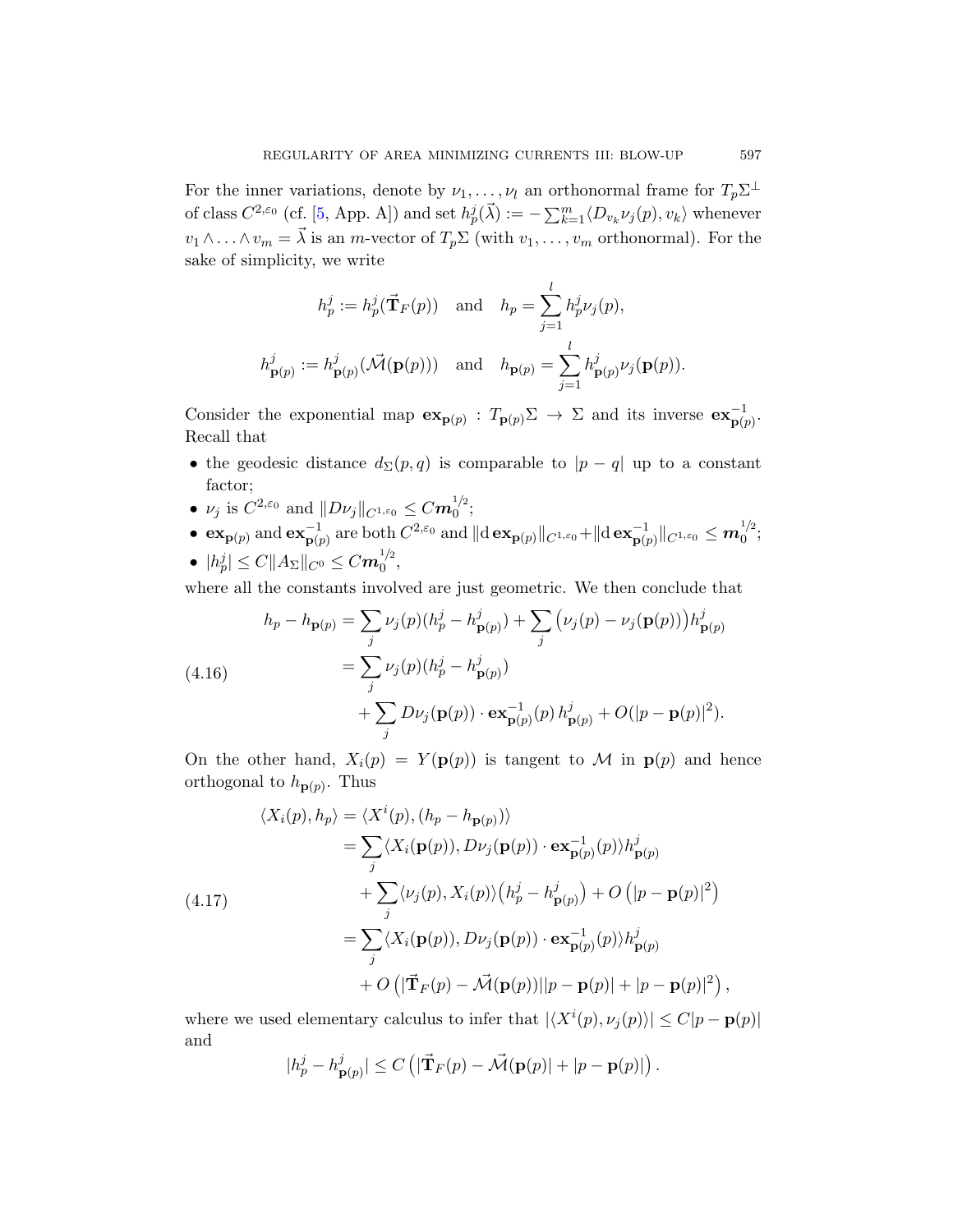For the inner variations, denote by $\nu_1, \ldots, \nu_l$ an orthonormal frame for $T_p\Sigma^\perp$ of class $C^{2,\varepsilon_0}$ (cf. [5, App. A]) and set $h_p^j(\vec{\lambda}) := -\sum_{k=1}^m \langle D_{v_k}\nu_j(p), v_k\rangle$ whenever $v_1 \wedge \ldots \wedge v_m = \vec{\lambda}$ is an $m$-vector of $T_p\Sigma$ (with $v_1, \ldots, v_m$ orthonormal). For the sake of simplicity, we write

$$
h_p^j := h_p^j(\vec{\mathbf{T}}_F(p)) \quad \text{and} \quad h_p = \sum_{j=1}^l h_p^j \nu_j(p),
$$

$$
h_{\mathbf{p}(p)}^j := h_{\mathbf{p}(p)}^j(\vec{\mathcal{M}}(\mathbf{p}(p))) \quad \text{and} \quad h_{\mathbf{p}(p)} = \sum_{j=1}^l h_{\mathbf{p}(p)}^j \nu_j(\mathbf{p}(p)).
$$

Consider the exponential map $\mathbf{ex}_{\mathbf{p}(p)} : T_{\mathbf{p}(p)}\Sigma \to \Sigma$ and its inverse $\mathbf{ex}_{\mathbf{p}(p)}^{-1}$. Recall that

- the geodesic distance $d_\Sigma(p,q)$ is comparable to $|p-q|$ up to a constant factor;
- $\nu_j$ is $C^{2,\varepsilon_0}$ and $\|D\nu_j\|_{C^{1,\varepsilon_0}} \le C\boldsymbol{m}_0^{1/2}$;
- $\mathbf{ex}_{\mathbf{p}(p)}$ and $\mathbf{ex}_{\mathbf{p}(p)}^{-1}$ are both $C^{2,\varepsilon_0}$ and $\|\mathrm{d}\,\mathbf{ex}_{\mathbf{p}(p)}\|_{C^{1,\varepsilon_0}} + \|\mathrm{d}\,\mathbf{ex}_{\mathbf{p}(p)}^{-1}\|_{C^{1,\varepsilon_0}} \le \boldsymbol{m}_0^{1/2}$;
- $|h_p^j| \le C\|A_\Sigma\|_{C^0} \le C\boldsymbol{m}_0^{1/2}$,

where all the constants involved are just geometric. We then conclude that

$$
\begin{aligned}
h_p - h_{\mathbf{p}(p)} &= \sum_j \nu_j(p)(h_p^j - h_{\mathbf{p}(p)}^j) + \sum_j \big(\nu_j(p) - \nu_j(\mathbf{p}(p))\big) h_{\mathbf{p}(p)}^j \\
&= \sum_j \nu_j(p)(h_p^j - h_{\mathbf{p}(p)}^j) \\
&\quad + \sum_j D\nu_j(\mathbf{p}(p)) \cdot \mathbf{ex}_{\mathbf{p}(p)}^{-1}(p)\, h_{\mathbf{p}(p)}^j + O(|p-\mathbf{p}(p)|^2).
\end{aligned} \tag{4.16}
$$

On the other hand, $X_i(p) = Y(\mathbf{p}(p))$ is tangent to $\mathcal{M}$ in $\mathbf{p}(p)$ and hence orthogonal to $h_{\mathbf{p}(p)}$. Thus

$$
\begin{aligned}
\langle X_i(p), h_p\rangle &= \langle X^i(p), (h_p - h_{\mathbf{p}(p)})\rangle \\
&= \sum_j \langle X_i(\mathbf{p}(p)), D\nu_j(\mathbf{p}(p)) \cdot \mathbf{ex}_{\mathbf{p}(p)}^{-1}(p)\rangle h_{\mathbf{p}(p)}^j \\
&\quad + \sum_j \langle \nu_j(p), X_i(p)\rangle \big(h_p^j - h_{\mathbf{p}(p)}^j\big) + O\left(|p-\mathbf{p}(p)|^2\right) \\
&= \sum_j \langle X_i(\mathbf{p}(p)), D\nu_j(\mathbf{p}(p)) \cdot \mathbf{ex}_{\mathbf{p}(p)}^{-1}(p)\rangle h_{\mathbf{p}(p)}^j \\
&\quad + O\left(|\vec{\mathbf{T}}_F(p) - \vec{\mathcal{M}}(\mathbf{p}(p))||p-\mathbf{p}(p)| + |p-\mathbf{p}(p)|^2\right),
\end{aligned} \tag{4.17}
$$

where we used elementary calculus to infer that $|\langle X^i(p), \nu_j(p)\rangle| \le C|p-\mathbf{p}(p)|$ and

$$
|h_p^j - h_{\mathbf{p}(p)}^j| \le C\left(|\vec{\mathbf{T}}_F(p) - \vec{\mathcal{M}}(\mathbf{p}(p)| + |p-\mathbf{p}(p)|\right).
$$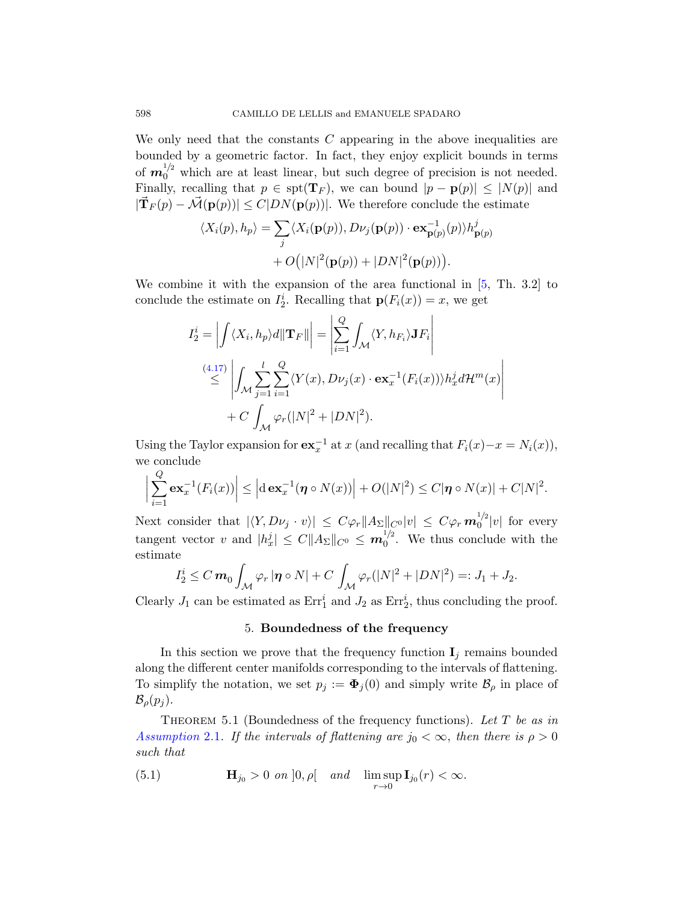We only need that the constants $C$ appearing in the above inequalities are bounded by a geometric factor. In fact, they enjoy explicit bounds in terms of $\boldsymbol{m}_0^{1/2}$ which are at least linear, but such degree of precision is not needed. Finally, recalling that $p \in \mathrm{spt}(\mathbf{T}_F)$, we can bound $|p - \mathbf{p}(p)| \le |N(p)|$ and $|\vec{\mathbf{T}}_F(p) - \vec{\mathcal{M}}(\mathbf{p}(p))| \le C|DN(\mathbf{p}(p))|$. We therefore conclude the estimate

$$\langle X_i(p), h_p\rangle = \sum_j \langle X_i(\mathbf{p}(p)), D\nu_j(\mathbf{p}(p)) \cdot \mathbf{ex}^{-1}_{\mathbf{p}(p)}(p)\rangle h^j_{\mathbf{p}(p)} + O\big(|N|^2(\mathbf{p}(p)) + |DN|^2(\mathbf{p}(p))\big).$$

We combine it with the expansion of the area functional in [5, Th. 3.2] to conclude the estimate on $I^i_2$. Recalling that $\mathbf{p}(F_i(x)) = x$, we get

$$\begin{aligned}
I^i_2 &= \left|\int \langle X_i, h_p\rangle d\|\mathbf{T}_F\|\right| = \left|\sum_{i=1}^Q \int_{\mathcal{M}} \langle Y, h_{F_i}\rangle \mathbf{J}F_i\right| \\
&\overset{(4.17)}{\le} \left|\int_{\mathcal{M}} \sum_{j=1}^l \sum_{i=1}^Q \langle Y(x), D\nu_j(x) \cdot \mathbf{ex}^{-1}_x(F_i(x))\rangle h^j_x d\mathcal{H}^m(x)\right| \\
&\quad + C \int_{\mathcal{M}} \varphi_r(|N|^2 + |DN|^2).
\end{aligned}$$

Using the Taylor expansion for $\mathbf{ex}^{-1}_x$ at $x$ (and recalling that $F_i(x) - x = N_i(x)$), we conclude

$$\left|\sum_{i=1}^Q \mathbf{ex}^{-1}_x(F_i(x))\right| \le \left|\mathrm{d}\,\mathbf{ex}^{-1}_x(\boldsymbol{\eta} \circ N(x))\right| + O(|N|^2) \le C|\boldsymbol{\eta} \circ N(x)| + C|N|^2.$$

Next consider that $|\langle Y, D\nu_j \cdot v\rangle| \le C\varphi_r \|A_\Sigma\|_{C^0}|v| \le C\varphi_r\, \boldsymbol{m}_0^{1/2}|v|$ for every tangent vector $v$ and $|h^j_x| \le C\|A_\Sigma\|_{C^0} \le \boldsymbol{m}_0^{1/2}$. We thus conclude with the estimate

$$I^i_2 \le C\, \boldsymbol{m}_0 \int_{\mathcal{M}} \varphi_r\, |\boldsymbol{\eta} \circ N| + C \int_{\mathcal{M}} \varphi_r(|N|^2 + |DN|^2) =: J_1 + J_2.$$

Clearly $J_1$ can be estimated as $\mathrm{Err}^i_1$ and $J_2$ as $\mathrm{Err}^i_2$, thus concluding the proof.

## 5. **Boundedness of the frequency**

In this section we prove that the frequency function $\mathbf{I}_j$ remains bounded along the different center manifolds corresponding to the intervals of flattening. To simplify the notation, we set $p_j := \boldsymbol{\Phi}_j(0)$ and simply write $\mathcal{B}_\rho$ in place of $\mathcal{B}_\rho(p_j)$.

Theorem 5.1 (Boundedness of the frequency functions). *Let $T$ be as in Assumption 2.1. If the intervals of flattening are $j_0 < \infty$, then there is $\rho > 0$ such that*

$$\mathbf{H}_{j_0} > 0 \text{ on } ]0, \rho[ \quad \text{and} \quad \limsup_{r \to 0} \mathbf{I}_{j_0}(r) < \infty. \tag{5.1}$$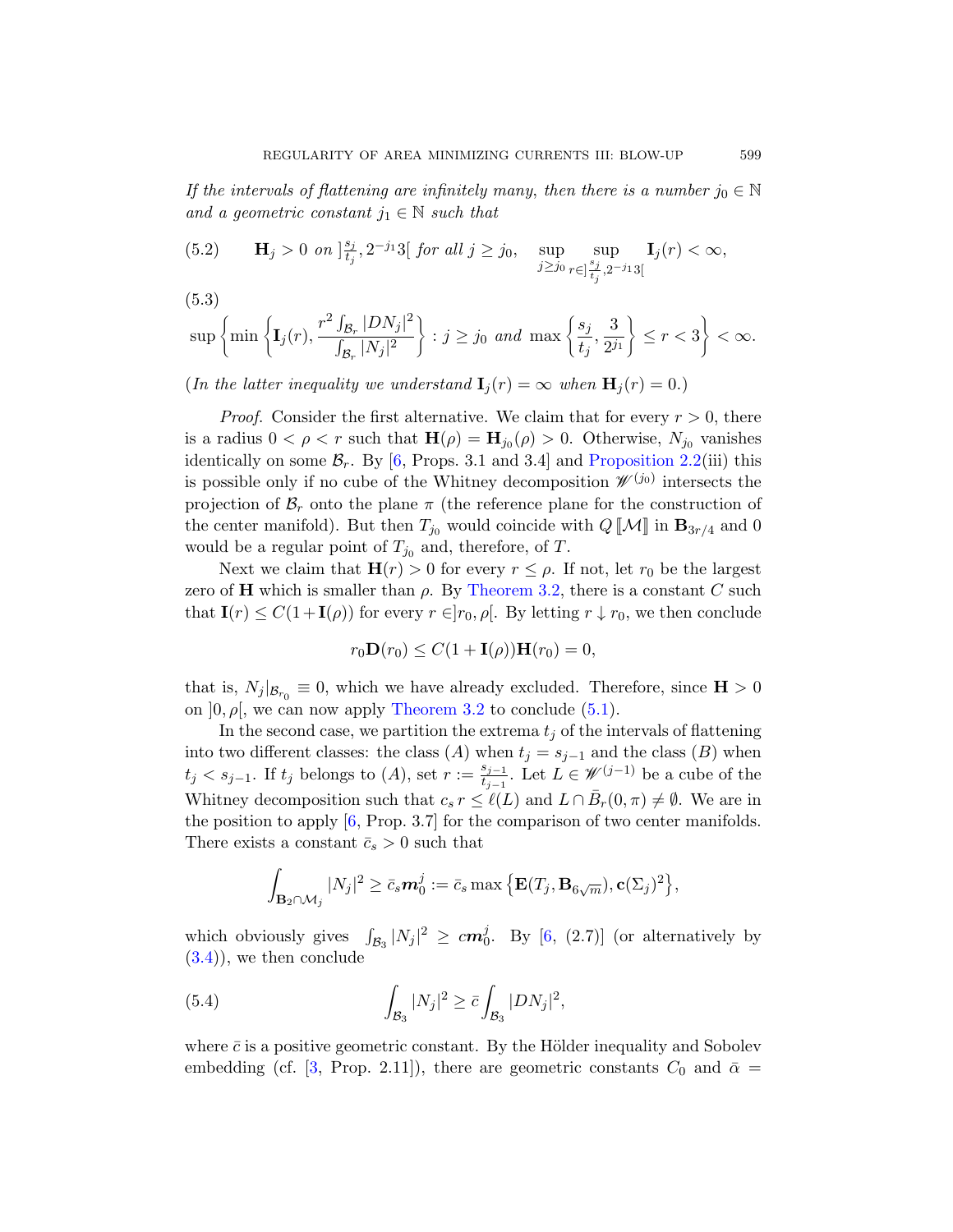*If the intervals of flattening are infinitely many, then there is a number $j_0 \in \mathbb{N}$ and a geometric constant $j_1 \in \mathbb{N}$ such that*

$$\mathbf{H}_j > 0 \text{ on } ]\tfrac{s_j}{t_j}, 2^{-j_1}3[ \text{ for all } j \geq j_0, \quad \sup_{j \geq j_0} \sup_{r \in ]\frac{s_j}{t_j}, 2^{-j_1}3[} \mathbf{I}_j(r) < \infty, \tag{5.2}$$

$$\sup \left\{ \min \left\{ \mathbf{I}_j(r), \frac{r^2 \int_{\mathcal{B}_r} |DN_j|^2}{\int_{\mathcal{B}_r} |N_j|^2} \right\} : j \geq j_0 \text{ and } \max \left\{ \frac{s_j}{t_j}, \frac{3}{2^{j_1}} \right\} \leq r < 3 \right\} < \infty. \tag{5.3}$$

(*In the latter inequality we understand $\mathbf{I}_j(r) = \infty$ when $\mathbf{H}_j(r) = 0$.*)

*Proof.* Consider the first alternative. We claim that for every $r > 0$, there is a radius $0 < \rho < r$ such that $\mathbf{H}(\rho) = \mathbf{H}_{j_0}(\rho) > 0$. Otherwise, $N_{j_0}$ vanishes identically on some $\mathcal{B}_r$. By [6, Props. 3.1 and 3.4] and Proposition 2.2(iii) this is possible only if no cube of the Whitney decomposition $\mathscr{W}^{(j_0)}$ intersects the projection of $\mathcal{B}_r$ onto the plane $\pi$ (the reference plane for the construction of the center manifold). But then $T_{j_0}$ would coincide with $Q [\![\mathcal{M}]\!]$ in $\mathbf{B}_{3r/4}$ and 0 would be a regular point of $T_{j_0}$ and, therefore, of $T$.

Next we claim that $\mathbf{H}(r) > 0$ for every $r \leq \rho$. If not, let $r_0$ be the largest zero of $\mathbf{H}$ which is smaller than $\rho$. By Theorem 3.2, there is a constant $C$ such that $\mathbf{I}(r) \leq C(1+\mathbf{I}(\rho))$ for every $r \in ]r_0, \rho[$. By letting $r \downarrow r_0$, we then conclude

$$r_0 \mathbf{D}(r_0) \leq C(1 + \mathbf{I}(\rho))\mathbf{H}(r_0) = 0,$$

that is, $N_j|_{\mathcal{B}_{r_0}} \equiv 0$, which we have already excluded. Therefore, since $\mathbf{H} > 0$ on $]0, \rho[$, we can now apply Theorem 3.2 to conclude (5.1).

In the second case, we partition the extrema $t_j$ of the intervals of flattening into two different classes: the class $(A)$ when $t_j = s_{j-1}$ and the class $(B)$ when $t_j < s_{j-1}$. If $t_j$ belongs to $(A)$, set $r := \frac{s_{j-1}}{t_{j-1}}$. Let $L \in \mathscr{W}^{(j-1)}$ be a cube of the Whitney decomposition such that $c_s\, r \leq \ell(L)$ and $L \cap \bar{B}_r(0, \pi) \neq \emptyset$. We are in the position to apply [6, Prop. 3.7] for the comparison of two center manifolds. There exists a constant $\bar{c}_s > 0$ such that

$$\int_{\mathbf{B}_2 \cap \mathcal{M}_j} |N_j|^2 \geq \bar{c}_s \boldsymbol{m}_0^j := \bar{c}_s \max \left\{ \mathbf{E}(T_j, \mathbf{B}_{6\sqrt{m}}), \mathbf{c}(\Sigma_j)^2 \right\},$$

which obviously gives $\int_{\mathcal{B}_3} |N_j|^2 \geq c\boldsymbol{m}_0^j$. By [6, (2.7)] (or alternatively by (3.4)), we then conclude

$$\int_{\mathcal{B}_3} |N_j|^2 \geq \bar{c} \int_{\mathcal{B}_3} |DN_j|^2, \tag{5.4}$$

where $\bar{c}$ is a positive geometric constant. By the Hölder inequality and Sobolev embedding (cf. [3, Prop. 2.11]), there are geometric constants $C_0$ and $\bar{\alpha} =$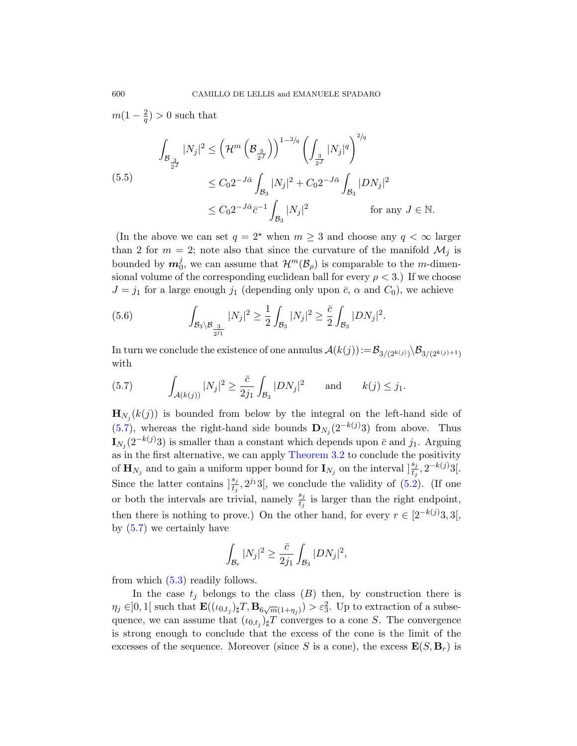$m(1-\frac{2}{q}) > 0$ such that

$$
\begin{aligned}
\int_{\mathcal{B}_{\frac{3}{2^J}}} |N_j|^2 &\leq \left(\mathcal{H}^m\left(\mathcal{B}_{\frac{3}{2^J}}\right)\right)^{1-2/q} \left(\int_{\frac{3}{2^J}} |N_j|^q\right)^{2/q} \\
&\leq C_0 2^{-J\bar{\alpha}} \int_{\mathcal{B}_3} |N_j|^2 + C_0 2^{-J\bar{\alpha}} \int_{\mathcal{B}_3} |DN_j|^2 \\
&\leq C_0 2^{-J\bar{\alpha}} \bar{c}^{-1} \int_{\mathcal{B}_3} |N_j|^2 \qquad\qquad \text{for any } J \in \mathbb{N}.
\end{aligned}
\tag{5.5}
$$

(In the above we can set $q = 2^\star$ when $m \geq 3$ and choose any $q < \infty$ larger than 2 for $m = 2$; note also that since the curvature of the manifold $\mathcal{M}_j$ is bounded by $\boldsymbol{m}_0^j$, we can assume that $\mathcal{H}^m(\mathcal{B}_\rho)$ is comparable to the $m$-dimensional volume of the corresponding euclidean ball for every $\rho < 3$.) If we choose $J = j_1$ for a large enough $j_1$ (depending only upon $\bar{c}$, $\alpha$ and $C_0$), we achieve

$$
\int_{\mathcal{B}_3 \setminus \mathcal{B}_{\frac{3}{2^{j_1}}}} |N_j|^2 \geq \frac{1}{2} \int_{\mathcal{B}_3} |N_j|^2 \geq \frac{\bar{c}}{2} \int_{\mathcal{B}_3} |DN_j|^2. \tag{5.6}
$$

In turn we conclude the existence of one annulus $\mathcal{A}(k(j)) := \mathcal{B}_{3/(2^{k(j)})} \setminus \mathcal{B}_{3/(2^{k(j)+1})}$ with

$$
\int_{\mathcal{A}(k(j))} |N_j|^2 \geq \frac{\bar{c}}{2j_1} \int_{\mathcal{B}_3} |DN_j|^2 \qquad \text{and} \qquad k(j) \leq j_1. \tag{5.7}
$$

$\mathbf{H}_{N_j}(k(j))$ is bounded from below by the integral on the left-hand side of (5.7), whereas the right-hand side bounds $\mathbf{D}_{N_j}(2^{-k(j)}3)$ from above. Thus $\mathbf{I}_{N_j}(2^{-k(j)}3)$ is smaller than a constant which depends upon $\bar{c}$ and $j_1$. Arguing as in the first alternative, we can apply Theorem 3.2 to conclude the positivity of $\mathbf{H}_{N_j}$ and to gain a uniform upper bound for $\mathbf{I}_{N_j}$ on the interval $]\frac{s_j}{t_j}, 2^{-k(j)}3[$. Since the latter contains $]\frac{s_j}{t_j}, 2^{j_1}3[$, we conclude the validity of (5.2). (If one or both the intervals are trivial, namely $\frac{s_j}{t_j}$ is larger than the right endpoint, then there is nothing to prove.) On the other hand, for every $r \in [2^{-k(j)}3, 3[$, by (5.7) we certainly have

$$
\int_{\mathcal{B}_r} |N_j|^2 \geq \frac{\bar{c}}{2j_1} \int_{\mathcal{B}_3} |DN_j|^2,
$$

from which (5.3) readily follows.

In the case $t_j$ belongs to the class $(B)$ then, by construction there is $\eta_j \in ]0,1[$ such that $\mathbf{E}((\iota_{0,t_j})_\sharp T, \mathbf{B}_{6\sqrt{m}(1+\eta_j)}) > \varepsilon_3^2$. Up to extraction of a subsequence, we can assume that $(\iota_{0,t_j})_\sharp T$ converges to a cone $S$. The convergence is strong enough to conclude that the excess of the cone is the limit of the excesses of the sequence. Moreover (since $S$ is a cone), the excess $\mathbf{E}(S, \mathbf{B}_r)$ is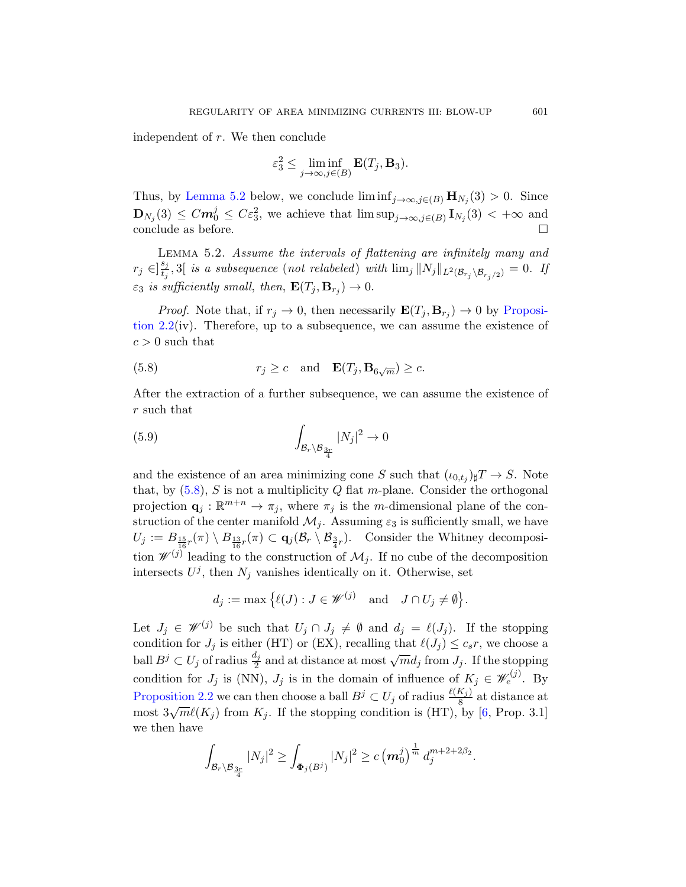independent of $r$. We then conclude

$$\varepsilon_3^2 \leq \liminf_{j\to\infty, j\in(B)} \mathbf{E}(T_j, \mathbf{B}_3).$$

Thus, by Lemma 5.2 below, we conclude $\liminf_{j\to\infty,j\in(B)} \mathbf{H}_{N_j}(3) > 0$. Since $\mathbf{D}_{N_j}(3) \leq C\boldsymbol{m}_0^j \leq C\varepsilon_3^2$, we achieve that $\limsup_{j\to\infty,j\in(B)} \mathbf{I}_{N_j}(3) < +\infty$ and conclude as before. $\square$

Lemma 5.2. *Assume the intervals of flattening are infinitely many and $r_j \in ]\frac{s_j}{t_j}, 3[$ is a subsequence (not relabeled) with $\lim_j \|N_j\|_{L^2(\mathcal{B}_{r_j}\setminus\mathcal{B}_{r_j/2})} = 0$. If $\varepsilon_3$ is sufficiently small, then, $\mathbf{E}(T_j, \mathbf{B}_{r_j}) \to 0$.*

*Proof.* Note that, if $r_j \to 0$, then necessarily $\mathbf{E}(T_j, \mathbf{B}_{r_j}) \to 0$ by Proposition 2.2(iv). Therefore, up to a subsequence, we can assume the existence of $c > 0$ such that

$$r_j \geq c \quad \text{and} \quad \mathbf{E}(T_j, \mathbf{B}_{6\sqrt{m}}) \geq c. \tag{5.8}$$

After the extraction of a further subsequence, we can assume the existence of $r$ such that

$$\int_{\mathcal{B}_r\setminus\mathcal{B}_{\frac{3r}{4}}} |N_j|^2 \to 0 \tag{5.9}$$

and the existence of an area minimizing cone $S$ such that $(\iota_{0,t_j})_\sharp T \to S$. Note that, by (5.8), $S$ is not a multiplicity $Q$ flat $m$-plane. Consider the orthogonal projection $\mathbf{q}_j : \mathbb{R}^{m+n} \to \pi_j$, where $\pi_j$ is the $m$-dimensional plane of the construction of the center manifold $\mathcal{M}_j$. Assuming $\varepsilon_3$ is sufficiently small, we have $U_j := B_{\frac{15}{16}r}(\pi) \setminus B_{\frac{13}{16}r}(\pi) \subset \mathbf{q}_j(\mathcal{B}_r \setminus \mathcal{B}_{\frac{3}{4}r})$. Consider the Whitney decomposition $\mathscr{W}^{(j)}$ leading to the construction of $\mathcal{M}_j$. If no cube of the decomposition intersects $U^j$, then $N_j$ vanishes identically on it. Otherwise, set

$$d_j := \max\left\{\ell(J) : J \in \mathscr{W}^{(j)} \quad \text{and} \quad J \cap U_j \neq \emptyset\right\}.$$

Let $J_j \in \mathscr{W}^{(j)}$ be such that $U_j \cap J_j \neq \emptyset$ and $d_j = \ell(J_j)$. If the stopping condition for $J_j$ is either (HT) or (EX), recalling that $\ell(J_j) \leq c_s r$, we choose a ball $B^j \subset U_j$ of radius $\frac{d_j}{2}$ and at distance at most $\sqrt{m}d_j$ from $J_j$. If the stopping condition for $J_j$ is (NN), $J_j$ is in the domain of influence of $K_j \in \mathscr{W}_e^{(j)}$. By Proposition 2.2 we can then choose a ball $B^j \subset U_j$ of radius $\frac{\ell(K_j)}{8}$ at distance at most $3\sqrt{m}\ell(K_j)$ from $K_j$. If the stopping condition is (HT), by [6, Prop. 3.1] we then have

$$\int_{\mathcal{B}_r\setminus\mathcal{B}_{\frac{3r}{4}}} |N_j|^2 \geq \int_{\mathbf{\Phi}_j(B^j)} |N_j|^2 \geq c\left(\boldsymbol{m}_0^j\right)^{\frac{1}{m}} d_j^{m+2+2\beta_2}.$$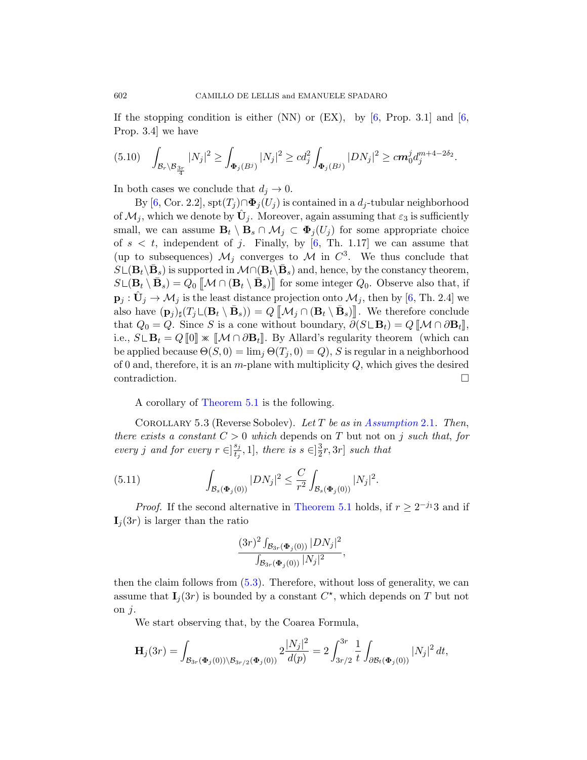If the stopping condition is either (NN) or (EX), by [6, Prop. 3.1] and [6, Prop. 3.4] we have

$$\int_{\mathcal{B}_r \setminus \mathcal{B}_{\frac{3r}{4}}} |N_j|^2 \geq \int_{\mathbf{\Phi}_j(B^j)} |N_j|^2 \geq c d_j^2 \int_{\mathbf{\Phi}_j(B^j)} |DN_j|^2 \geq c \boldsymbol{m}_0^j d_j^{m+4-2\delta_2}. \tag{5.10}$$

In both cases we conclude that $d_j \to 0$.

By [6, Cor. 2.2], $\mathrm{spt}(T_j) \cap \mathbf{\Phi}_j(U_j)$ is contained in a $d_j$-tubular neighborhood of $\mathcal{M}_j$, which we denote by $\hat{\mathbf{U}}_j$. Moreover, again assuming that $\varepsilon_3$ is sufficiently small, we can assume $\mathbf{B}_t \setminus \mathbf{B}_s \cap \mathcal{M}_j \subset \mathbf{\Phi}_j(U_j)$ for some appropriate choice of $s < t$, independent of $j$. Finally, by [6, Th. 1.17] we can assume that (up to subsequences) $\mathcal{M}_j$ converges to $\mathcal{M}$ in $C^3$. We thus conclude that $S \llcorner (\mathbf{B}_t \setminus \bar{\mathbf{B}}_s)$ is supported in $\mathcal{M} \cap (\mathbf{B}_t \setminus \bar{\mathbf{B}}_s)$ and, hence, by the constancy theorem, $S \llcorner (\mathbf{B}_t \setminus \bar{\mathbf{B}}_s) = Q_0 \, [\![\mathcal{M} \cap (\mathbf{B}_t \setminus \bar{\mathbf{B}}_s)]\!]$ for some integer $Q_0$. Observe also that, if $\mathbf{p}_j : \hat{\mathbf{U}}_j \to \mathcal{M}_j$ is the least distance projection onto $\mathcal{M}_j$, then by [6, Th. 2.4] we also have $(\mathbf{p}_j)_\sharp (T_j \llcorner (\mathbf{B}_t \setminus \bar{\mathbf{B}}_s)) = Q \, [\![\mathcal{M}_j \cap (\mathbf{B}_t \setminus \bar{\mathbf{B}}_s)]\!]$. We therefore conclude that $Q_0 = Q$. Since $S$ is a cone without boundary, $\partial (S \llcorner \mathbf{B}_t) = Q \, [\![\mathcal{M} \cap \partial \mathbf{B}_t]\!]$, i.e., $S \llcorner \mathbf{B}_t = Q \, [\![0]\!] \times\!\!\!\!\times \, [\![\mathcal{M} \cap \partial \mathbf{B}_t]\!]$. By Allard's regularity theorem (which can be applied because $\Theta(S, 0) = \lim_j \Theta(T_j, 0) = Q$), $S$ is regular in a neighborhood of 0 and, therefore, it is an $m$-plane with multiplicity $Q$, which gives the desired contradiction. $\square$

A corollary of Theorem 5.1 is the following.

Corollary 5.3 (Reverse Sobolev). *Let $T$ be as in Assumption 2.1. Then, there exists a constant $C > 0$ which* depends on $T$ but not on $j$ *such that, for every $j$ and for every $r \in ]\frac{s_j}{t_j}, 1]$, there is $s \in ]\frac{3}{2} r, 3r]$ such that*

$$\int_{\mathcal{B}_s(\mathbf{\Phi}_j(0))} |DN_j|^2 \leq \frac{C}{r^2} \int_{\mathcal{B}_s(\mathbf{\Phi}_j(0))} |N_j|^2. \tag{5.11}$$

*Proof.* If the second alternative in Theorem 5.1 holds, if $r \geq 2^{-j_1} 3$ and if $\mathbf{I}_j(3r)$ is larger than the ratio

$$\frac{(3r)^2 \int_{\mathcal{B}_{3r}(\mathbf{\Phi}_j(0))} |DN_j|^2}{\int_{\mathcal{B}_{3r}(\mathbf{\Phi}_j(0))} |N_j|^2},$$

then the claim follows from (5.3). Therefore, without loss of generality, we can assume that $\mathbf{I}_j(3r)$ is bounded by a constant $C^\star$, which depends on $T$ but not on $j$.

We start observing that, by the Coarea Formula,

$$\mathbf{H}_j(3r) = \int_{\mathcal{B}_{3r}(\mathbf{\Phi}_j(0)) \setminus \mathcal{B}_{3r/2}(\mathbf{\Phi}_j(0))} 2 \frac{|N_j|^2}{d(p)} = 2 \int_{3r/2}^{3r} \frac{1}{t} \int_{\partial \mathcal{B}_t(\mathbf{\Phi}_j(0))} |N_j|^2 \, dt,$$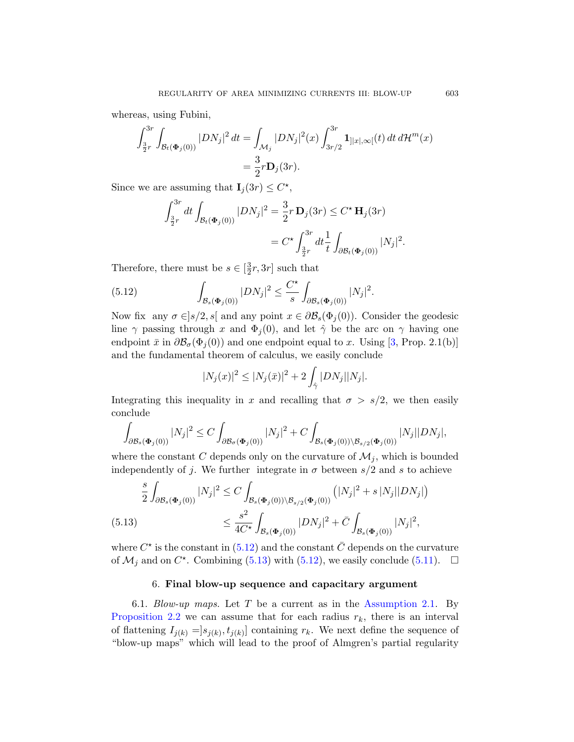whereas, using Fubini,

$$\int_{\frac{3}{2}r}^{3r}\int_{\mathcal{B}_t(\mathbf{\Phi}_j(0))}|DN_j|^2\,dt = \int_{\mathcal{M}_j}|DN_j|^2(x)\int_{3r/2}^{3r}\mathbf{1}_{]|x|,\infty[}(t)\,dt\,d\mathcal{H}^m(x)$$
$$= \frac{3}{2}r\mathbf{D}_j(3r).$$

Since we are assuming that $\mathbf{I}_j(3r)\leq C^\star$,

$$\int_{\frac{3}{2}r}^{3r}dt\int_{\mathcal{B}_t(\mathbf{\Phi}_j(0))}|DN_j|^2 = \frac{3}{2}r\,\mathbf{D}_j(3r)\leq C^\star\,\mathbf{H}_j(3r)$$
$$= C^\star\int_{\frac{3}{2}r}^{3r}dt\frac{1}{t}\int_{\partial\mathcal{B}_t(\mathbf{\Phi}_j(0))}|N_j|^2.$$

Therefore, there must be $s\in[\frac{3}{2}r,3r]$ such that

$$\int_{\mathcal{B}_s(\mathbf{\Phi}_j(0))}|DN_j|^2\leq\frac{C^\star}{s}\int_{\partial\mathcal{B}_s(\mathbf{\Phi}_j(0))}|N_j|^2. \tag{5.12}$$

Now fix any $\sigma\in]s/2,s[$ and any point $x\in\partial\mathcal{B}_s(\Phi_j(0))$. Consider the geodesic line $\gamma$ passing through $x$ and $\Phi_j(0)$, and let $\hat\gamma$ be the arc on $\gamma$ having one endpoint $\bar x$ in $\partial\mathcal{B}_\sigma(\Phi_j(0))$ and one endpoint equal to $x$. Using [3, Prop. 2.1(b)] and the fundamental theorem of calculus, we easily conclude

$$|N_j(x)|^2\leq|N_j(\bar x)|^2+2\int_{\hat\gamma}|DN_j||N_j|.$$

Integrating this inequality in $x$ and recalling that $\sigma>s/2$, we then easily conclude

$$\int_{\partial\mathcal{B}_s(\mathbf{\Phi}_j(0))}|N_j|^2\leq C\int_{\partial\mathcal{B}_\sigma(\mathbf{\Phi}_j(0))}|N_j|^2+C\int_{\mathcal{B}_s(\mathbf{\Phi}_j(0))\setminus\mathcal{B}_{s/2}(\mathbf{\Phi}_j(0))}|N_j||DN_j|,$$

where the constant $C$ depends only on the curvature of $\mathcal{M}_j$, which is bounded independently of $j$. We further integrate in $\sigma$ between $s/2$ and $s$ to achieve

$$\frac{s}{2}\int_{\partial\mathcal{B}_s(\mathbf{\Phi}_j(0))}|N_j|^2\leq C\int_{\mathcal{B}_s(\mathbf{\Phi}_j(0))\setminus\mathcal{B}_{s/2}(\mathbf{\Phi}_j(0))}\left(|N_j|^2+s\,|N_j||DN_j|\right)$$
$$\leq\frac{s^2}{4C^\star}\int_{\mathcal{B}_s(\mathbf{\Phi}_j(0))}|DN_j|^2+\bar C\int_{\mathcal{B}_s(\mathbf{\Phi}_j(0))}|N_j|^2, \tag{5.13}$$

where $C^\star$ is the constant in (5.12) and the constant $\bar C$ depends on the curvature of $\mathcal{M}_j$ and on $C^\star$. Combining (5.13) with (5.12), we easily conclude (5.11). $\square$

## 6. Final blow-up sequence and capacitary argument

6.1. *Blow-up maps.* Let $T$ be a current as in the Assumption 2.1. By Proposition 2.2 we can assume that for each radius $r_k$, there is an interval of flattening $I_{j(k)}=]s_{j(k)},t_{j(k)}]$ containing $r_k$. We next define the sequence of "blow-up maps" which will lead to the proof of Almgren's partial regularity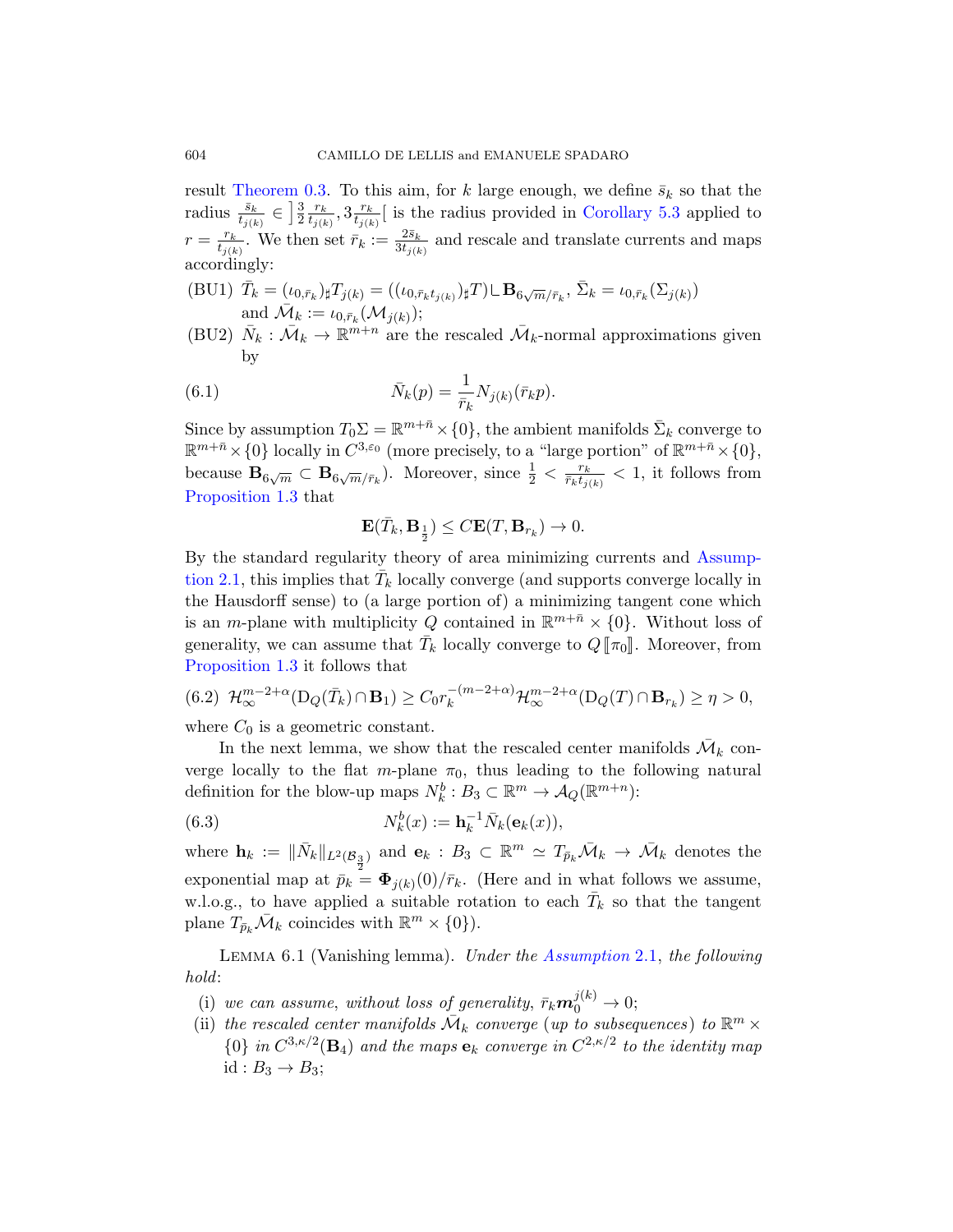result Theorem 0.3. To this aim, for $k$ large enough, we define $\bar s_k$ so that the radius $\frac{\bar s_k}{t_{j(k)}} \in \left]\frac{3}{2}\frac{r_k}{t_{j(k)}}, 3\frac{r_k}{t_{j(k)}}\right[$ is the radius provided in Corollary 5.3 applied to $r = \frac{r_k}{t_{j(k)}}$. We then set $\bar r_k := \frac{2\bar s_k}{3 t_{j(k)}}$ and rescale and translate currents and maps accordingly:

(BU1) $\bar T_k = (\iota_{0,\bar r_k})_\sharp T_{j(k)} = ((\iota_{0,\bar r_k t_{j(k)}})_\sharp T)\llcorner \mathbf{B}_{6\sqrt{m}/\bar r_k}$, $\bar\Sigma_k = \iota_{0,\bar r_k}(\Sigma_{j(k)})$ and $\bar{\mathcal{M}}_k := \iota_{0,\bar r_k}(\mathcal{M}_{j(k)})$;

(BU2) $\bar N_k : \bar{\mathcal{M}}_k \to \mathbb{R}^{m+n}$ are the rescaled $\bar{\mathcal{M}}_k$-normal approximations given by

$$\bar N_k(p) = \frac{1}{\bar r_k} N_{j(k)}(\bar r_k p). \tag{6.1}$$

Since by assumption $T_0\Sigma = \mathbb{R}^{m+\bar n}\times\{0\}$, the ambient manifolds $\bar\Sigma_k$ converge to $\mathbb{R}^{m+\bar n}\times\{0\}$ locally in $C^{3,\varepsilon_0}$ (more precisely, to a "large portion" of $\mathbb{R}^{m+\bar n}\times\{0\}$, because $\mathbf{B}_{6\sqrt{m}} \subset \mathbf{B}_{6\sqrt{m}/\bar r_k}$). Moreover, since $\frac{1}{2} < \frac{r_k}{\bar r_k t_{j(k)}} < 1$, it follows from Proposition 1.3 that

$$\mathbf{E}(\bar T_k, \mathbf{B}_{\frac{1}{2}}) \le C\mathbf{E}(T, \mathbf{B}_{r_k}) \to 0.$$

By the standard regularity theory of area minimizing currents and Assumption 2.1, this implies that $\bar T_k$ locally converge (and supports converge locally in the Hausdorff sense) to (a large portion of) a minimizing tangent cone which is an $m$-plane with multiplicity $Q$ contained in $\mathbb{R}^{m+\bar n}\times\{0\}$. Without loss of generality, we can assume that $\bar T_k$ locally converge to $Q\llbracket \pi_0 \rrbracket$. Moreover, from Proposition 1.3 it follows that

$$\mathcal{H}^{m-2+\alpha}_\infty(\mathrm{D}_Q(\bar T_k)\cap \mathbf{B}_1) \ge C_0 r_k^{-(m-2+\alpha)}\mathcal{H}^{m-2+\alpha}_\infty(\mathrm{D}_Q(T)\cap\mathbf{B}_{r_k}) \ge \eta > 0, \tag{6.2}$$

where $C_0$ is a geometric constant.

In the next lemma, we show that the rescaled center manifolds $\bar{\mathcal{M}}_k$ converge locally to the flat $m$-plane $\pi_0$, thus leading to the following natural definition for the blow-up maps $N_k^b : B_3 \subset \mathbb{R}^m \to \mathcal{A}_Q(\mathbb{R}^{m+n})$:

$$N_k^b(x) := \mathbf{h}_k^{-1}\bar N_k(\mathbf{e}_k(x)), \tag{6.3}$$

where $\mathbf{h}_k := \|\bar N_k\|_{L^2(\mathcal{B}_{\frac{3}{2}})}$ and $\mathbf{e}_k : B_3 \subset \mathbb{R}^m \simeq T_{\bar p_k}\bar{\mathcal{M}}_k \to \bar{\mathcal{M}}_k$ denotes the exponential map at $\bar p_k = \mathbf{\Phi}_{j(k)}(0)/\bar r_k$. (Here and in what follows we assume, w.l.o.g., to have applied a suitable rotation to each $\bar T_k$ so that the tangent plane $T_{\bar p_k}\bar{\mathcal{M}}_k$ coincides with $\mathbb{R}^m\times\{0\}$).

Lemma 6.1 (Vanishing lemma). *Under the Assumption 2.1, the following hold:*

(i) *we can assume, without loss of generality, $\bar r_k \boldsymbol{m}_0^{j(k)} \to 0$;*

(ii) *the rescaled center manifolds $\bar{\mathcal{M}}_k$ converge (up to subsequences) to $\mathbb{R}^m\times\{0\}$ in $C^{3,\kappa/2}(\mathbf{B}_4)$ and the maps $\mathbf{e}_k$ converge in $C^{2,\kappa/2}$ to the identity map $\mathrm{id} : B_3 \to B_3$;*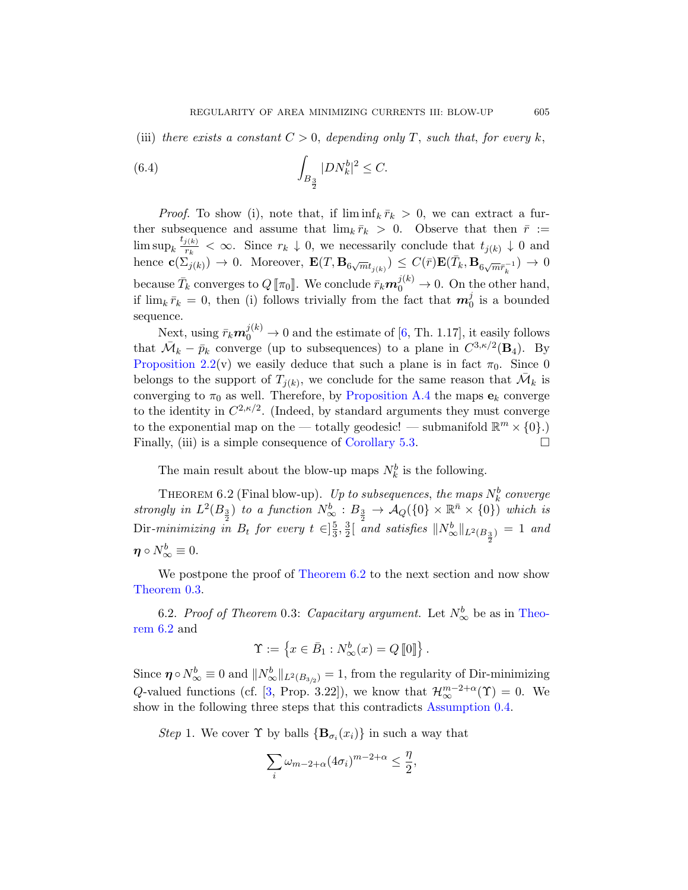(iii) *there exists a constant $C > 0$, depending only $T$, such that, for every $k$,*

$$\int_{B_{\frac{3}{2}}} |DN_k^b|^2 \leq C. \tag{6.4}$$

*Proof.* To show (i), note that, if $\liminf_k \bar{r}_k > 0$, we can extract a further subsequence and assume that $\lim_k \bar{r}_k > 0$. Observe that then $\bar{r} := \limsup_k \frac{t_{j(k)}}{r_k} < \infty$. Since $r_k \downarrow 0$, we necessarily conclude that $t_{j(k)} \downarrow 0$ and hence $\mathbf{c}(\Sigma_{j(k)}) \to 0$. Moreover, $\mathbf{E}(T, \mathbf{B}_{6\sqrt{m}t_{j(k)}}) \leq C(\bar{r})\mathbf{E}(\bar{T}_k, \mathbf{B}_{6\sqrt{m}\bar{r}_k^{-1}}) \to 0$ because $\bar{T}_k$ converges to $Q\,[\![\pi_0]\!]$. We conclude $\bar{r}_k \boldsymbol{m}_0^{j(k)} \to 0$. On the other hand, if $\lim_k \bar{r}_k = 0$, then (i) follows trivially from the fact that $\boldsymbol{m}_0^j$ is a bounded sequence.

Next, using $\bar{r}_k \boldsymbol{m}_0^{j(k)} \to 0$ and the estimate of [6, Th. 1.17], it easily follows that $\bar{\mathcal{M}}_k - \bar{p}_k$ converge (up to subsequences) to a plane in $C^{3,\kappa/2}(\mathbf{B}_4)$. By Proposition 2.2(v) we easily deduce that such a plane is in fact $\pi_0$. Since $0$ belongs to the support of $T_{j(k)}$, we conclude for the same reason that $\bar{\mathcal{M}}_k$ is converging to $\pi_0$ as well. Therefore, by Proposition A.4 the maps $\mathbf{e}_k$ converge to the identity in $C^{2,\kappa/2}$. (Indeed, by standard arguments they must converge to the exponential map on the — totally geodesic! — submanifold $\mathbb{R}^m \times \{0\}$.) Finally, (iii) is a simple consequence of Corollary 5.3. $\square$

The main result about the blow-up maps $N_k^b$ is the following.

THEOREM 6.2 (Final blow-up). *Up to subsequences, the maps $N_k^b$ converge strongly in $L^2(B_{\frac{3}{2}})$ to a function $N_\infty^b : B_{\frac{3}{2}} \to \mathcal{A}_Q(\{0\} \times \mathbb{R}^{\bar{n}} \times \{0\})$ which is* Dir*-minimizing in $B_t$ for every $t \in ]\frac{5}{3}, \frac{3}{2}[$ and satisfies $\|N_\infty^b\|_{L^2(B_{\frac{3}{2}})} = 1$ and $\boldsymbol{\eta} \circ N_\infty^b \equiv 0$.*

We postpone the proof of Theorem 6.2 to the next section and now show Theorem 0.3.

6.2. *Proof of Theorem* 0.3: *Capacitary argument.* Let $N_\infty^b$ be as in Theorem 6.2 and

$$\Upsilon := \left\{x \in \bar{B}_1 : N_\infty^b(x) = Q\,[\![0]\!]\right\}.$$

Since $\boldsymbol{\eta} \circ N_\infty^b \equiv 0$ and $\|N_\infty^b\|_{L^2(B_{3/2})} = 1$, from the regularity of Dir-minimizing $Q$-valued functions (cf. [3, Prop. 3.22]), we know that $\mathcal{H}_\infty^{m-2+\alpha}(\Upsilon) = 0$. We show in the following three steps that this contradicts Assumption 0.4.

*Step* 1. We cover $\Upsilon$ by balls $\{\mathbf{B}_{\sigma_i}(x_i)\}$ in such a way that

$$\sum_i \omega_{m-2+\alpha}(4\sigma_i)^{m-2+\alpha} \leq \frac{\eta}{2},$$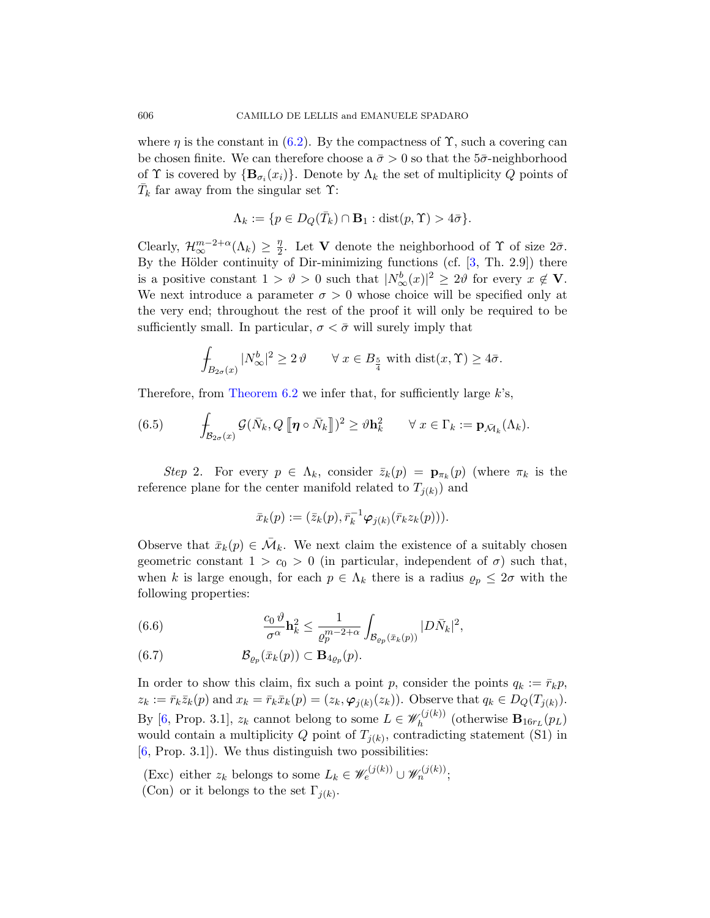where $\eta$ is the constant in (6.2). By the compactness of $\Upsilon$, such a covering can be chosen finite. We can therefore choose a $\bar\sigma > 0$ so that the $5\bar\sigma$-neighborhood of $\Upsilon$ is covered by $\{\mathbf{B}_{\sigma_i}(x_i)\}$. Denote by $\Lambda_k$ the set of multiplicity $Q$ points of $\bar T_k$ far away from the singular set $\Upsilon$:

$$\Lambda_k := \{p \in D_Q(\bar T_k) \cap \mathbf{B}_1 : \operatorname{dist}(p, \Upsilon) > 4\bar\sigma\}.$$

Clearly, $\mathcal{H}^{m-2+\alpha}_\infty(\Lambda_k) \geq \frac{\eta}{2}$. Let $\mathbf{V}$ denote the neighborhood of $\Upsilon$ of size $2\bar\sigma$. By the Hölder continuity of Dir-minimizing functions (cf. [3, Th. 2.9]) there is a positive constant $1 > \vartheta > 0$ such that $|N^b_\infty(x)|^2 \geq 2\vartheta$ for every $x \notin \mathbf{V}$. We next introduce a parameter $\sigma > 0$ whose choice will be specified only at the very end; throughout the rest of the proof it will only be required to be sufficiently small. In particular, $\sigma < \bar\sigma$ will surely imply that

$$\fint_{B_{2\sigma}(x)} |N^b_\infty|^2 \geq 2\,\vartheta \qquad \forall\, x \in B_{\frac{5}{4}} \text{ with } \operatorname{dist}(x, \Upsilon) \geq 4\bar\sigma.$$

Therefore, from Theorem 6.2 we infer that, for sufficiently large $k$'s,

$$\fint_{\mathcal{B}_{2\sigma}(x)} \mathcal{G}(\bar N_k, Q\,[\![\boldsymbol{\eta} \circ \bar N_k]\!])^2 \geq \vartheta \mathbf{h}_k^2 \qquad \forall\, x \in \Gamma_k := \mathbf{p}_{\bar{\mathcal{M}}_k}(\Lambda_k). \tag{6.5}$$

*Step* 2. For every $p \in \Lambda_k$, consider $\bar z_k(p) = \mathbf{p}_{\pi_k}(p)$ (where $\pi_k$ is the reference plane for the center manifold related to $T_{j(k)}$) and

$$\bar x_k(p) := (\bar z_k(p), \bar r_k^{-1} \boldsymbol{\varphi}_{j(k)}(\bar r_k z_k(p))).$$

Observe that $\bar x_k(p) \in \bar{\mathcal{M}}_k$. We next claim the existence of a suitably chosen geometric constant $1 > c_0 > 0$ (in particular, independent of $\sigma$) such that, when $k$ is large enough, for each $p \in \Lambda_k$ there is a radius $\varrho_p \leq 2\sigma$ with the following properties:

$$\frac{c_0\,\vartheta}{\sigma^\alpha} \mathbf{h}_k^2 \leq \frac{1}{\varrho_p^{m-2+\alpha}} \int_{\mathcal{B}_{\varrho_p}(\bar x_k(p))} |D\bar N_k|^2, \tag{6.6}$$

$$\mathcal{B}_{\varrho_p}(\bar x_k(p)) \subset \mathbf{B}_{4\varrho_p}(p). \tag{6.7}$$

In order to show this claim, fix such a point $p$, consider the points $q_k := \bar r_k p$, $z_k := \bar r_k \bar z_k(p)$ and $x_k = \bar r_k \bar x_k(p) = (z_k, \boldsymbol{\varphi}_{j(k)}(z_k))$. Observe that $q_k \in D_Q(T_{j(k)})$. By [6, Prop. 3.1], $z_k$ cannot belong to some $L \in \mathscr{W}_h^{(j(k))}$ (otherwise $\mathbf{B}_{16 r_L}(p_L)$ would contain a multiplicity $Q$ point of $T_{j(k)}$, contradicting statement (S1) in [6, Prop. 3.1]). We thus distinguish two possibilities:

(Exc) either $z_k$ belongs to some $L_k \in \mathscr{W}_e^{(j(k))} \cup \mathscr{W}_n^{(j(k))}$;
(Con) or it belongs to the set $\Gamma_{j(k)}$.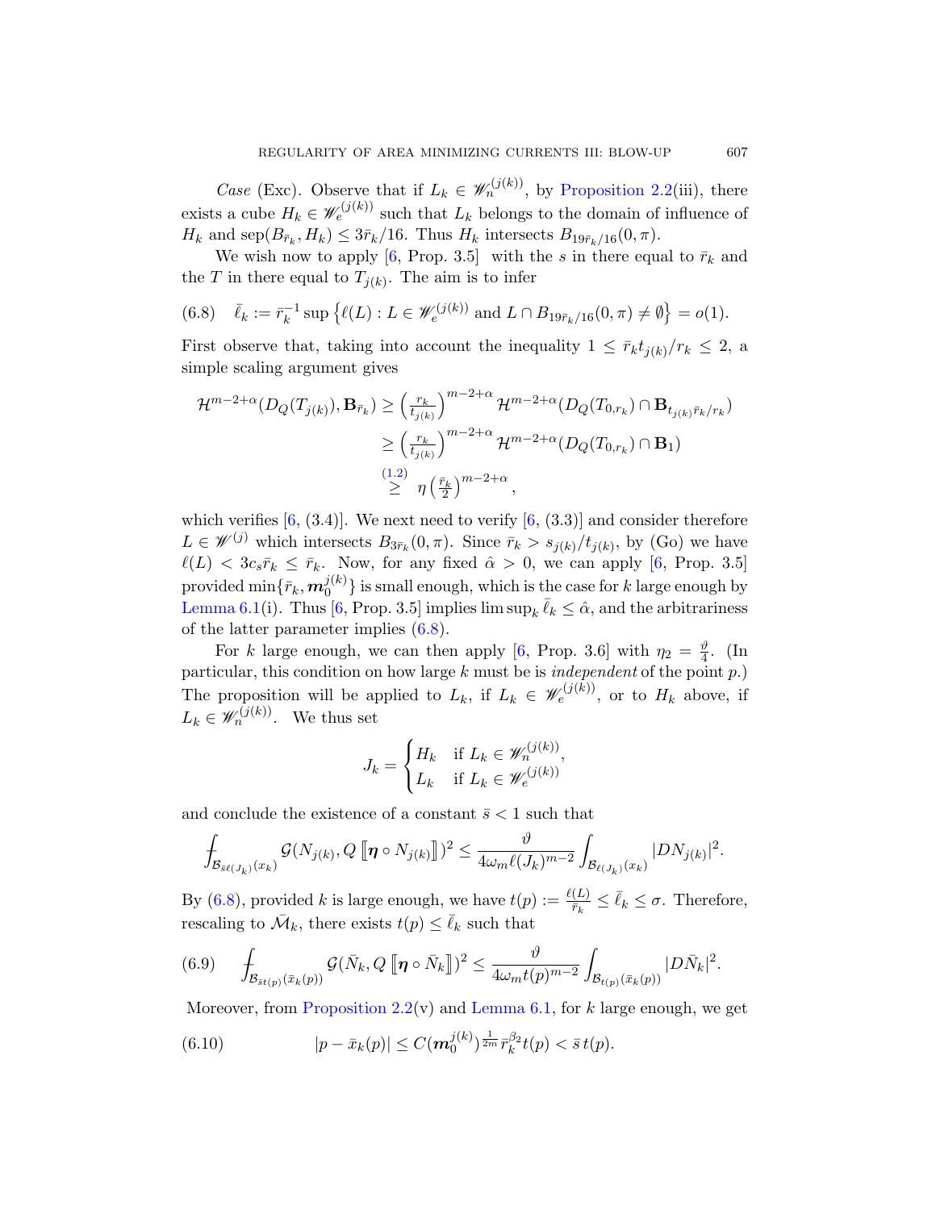*Case* (Exc). Observe that if $L_k \in \mathscr{W}_n^{(j(k))}$, by Proposition 2.2(iii), there exists a cube $H_k \in \mathscr{W}_e^{(j(k))}$ such that $L_k$ belongs to the domain of influence of $H_k$ and $\mathrm{sep}(B_{\bar r_k}, H_k) \le 3\bar r_k/16$. Thus $H_k$ intersects $B_{19\bar r_k/16}(0,\pi)$.

We wish now to apply [6, Prop. 3.5] with the $s$ in there equal to $\bar r_k$ and the $T$ in there equal to $T_{j(k)}$. The aim is to infer

$$\bar\ell_k := \bar r_k^{-1} \sup\left\{\ell(L) : L \in \mathscr{W}_e^{(j(k))} \text{ and } L \cap B_{19\bar r_k/16}(0,\pi) \neq \emptyset\right\} = o(1). \tag{6.8}$$

First observe that, taking into account the inequality $1 \le \bar r_k t_{j(k)}/r_k \le 2$, a simple scaling argument gives

$$\begin{aligned}
\mathcal{H}^{m-2+\alpha}(D_Q(T_{j(k)}), \mathbf{B}_{\bar r_k}) &\ge \left(\tfrac{r_k}{t_{j(k)}}\right)^{m-2+\alpha} \mathcal{H}^{m-2+\alpha}(D_Q(T_{0,r_k}) \cap \mathbf{B}_{t_{j(k)}\bar r_k/r_k})\\
&\ge \left(\tfrac{r_k}{t_{j(k)}}\right)^{m-2+\alpha} \mathcal{H}^{m-2+\alpha}(D_Q(T_{0,r_k}) \cap \mathbf{B}_1)\\
&\overset{(1.2)}{\ge} \eta \left(\tfrac{\bar r_k}{2}\right)^{m-2+\alpha},
\end{aligned}$$

which verifies [6, (3.4)]. We next need to verify [6, (3.3)] and consider therefore $L \in \mathscr{W}^{(j)}$ which intersects $B_{3\bar r_k}(0,\pi)$. Since $\bar r_k > s_{j(k)}/t_{j(k)}$, by (Go) we have $\ell(L) < 3c_s \bar r_k \le \bar r_k$. Now, for any fixed $\hat\alpha > 0$, we can apply [6, Prop. 3.5] provided $\min\{\bar r_k, \boldsymbol{m}_0^{j(k)}\}$ is small enough, which is the case for $k$ large enough by Lemma 6.1(i). Thus [6, Prop. 3.5] implies $\limsup_k \bar\ell_k \le \hat\alpha$, and the arbitrariness of the latter parameter implies (6.8).

For $k$ large enough, we can then apply [6, Prop. 3.6] with $\eta_2 = \frac{\vartheta}{4}$. (In particular, this condition on how large $k$ must be is *independent* of the point $p$.) The proposition will be applied to $L_k$, if $L_k \in \mathscr{W}_e^{(j(k))}$, or to $H_k$ above, if $L_k \in \mathscr{W}_n^{(j(k))}$. We thus set

$$J_k = \begin{cases} H_k & \text{if } L_k \in \mathscr{W}_n^{(j(k))},\\ L_k & \text{if } L_k \in \mathscr{W}_e^{(j(k))}\end{cases}$$

and conclude the existence of a constant $\bar s < 1$ such that

$$\fint_{\mathcal{B}_{\bar s \ell(J_k)}(x_k)} \mathcal{G}(N_{j(k)}, Q\,[\![\boldsymbol{\eta}\circ N_{j(k)}]\!])^2 \le \frac{\vartheta}{4\omega_m \ell(J_k)^{m-2}} \int_{\mathcal{B}_{\ell(J_k)}(x_k)} |DN_{j(k)}|^2.$$

By (6.8), provided $k$ is large enough, we have $t(p) := \frac{\ell(L)}{\bar r_k} \le \bar\ell_k \le \sigma$. Therefore, rescaling to $\bar{\mathcal{M}}_k$, there exists $t(p) \le \bar\ell_k$ such that

$$\fint_{\mathcal{B}_{\bar s t(p)}(\bar x_k(p))} \mathcal{G}(\bar N_k, Q\,[\![\boldsymbol{\eta}\circ \bar N_k]\!])^2 \le \frac{\vartheta}{4\omega_m t(p)^{m-2}} \int_{\mathcal{B}_{t(p)}(\bar x_k(p))} |D\bar N_k|^2. \tag{6.9}$$

Moreover, from Proposition 2.2(v) and Lemma 6.1, for $k$ large enough, we get

$$|p - \bar x_k(p)| \le C(\boldsymbol{m}_0^{j(k)})^{\frac{1}{2m}} \bar r_k^{\beta_2} t(p) < \bar s\, t(p). \tag{6.10}$$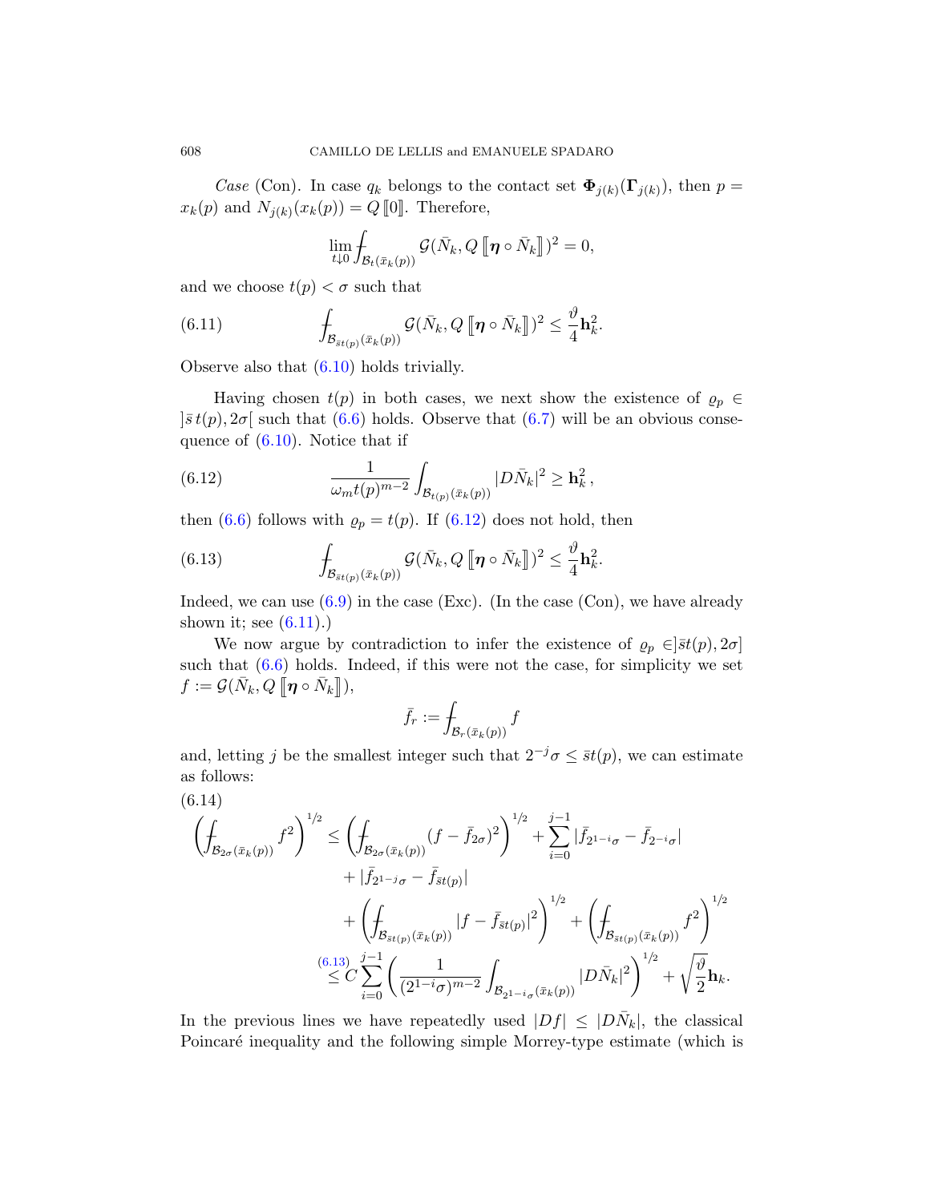*Case* (Con). In case $q_k$ belongs to the contact set $\mathbf{\Phi}_{j(k)}(\mathbf{\Gamma}_{j(k)})$, then $p = x_k(p)$ and $N_{j(k)}(x_k(p)) = Q\,[\![0]\!]$. Therefore,

$$\lim_{t\downarrow 0} \fint_{\mathcal{B}_t(\bar{x}_k(p))} \mathcal{G}(\bar{N}_k, Q\,[\![\boldsymbol{\eta}\circ \bar{N}_k]\!])^2 = 0,$$

and we choose $t(p) < \sigma$ such that

$$\fint_{\mathcal{B}_{\bar{s}t(p)}(\bar{x}_k(p))} \mathcal{G}(\bar{N}_k, Q\,[\![\boldsymbol{\eta}\circ \bar{N}_k]\!])^2 \leq \frac{\vartheta}{4}\mathbf{h}_k^2. \tag{6.11}$$

Observe also that (6.10) holds trivially.

Having chosen $t(p)$ in both cases, we next show the existence of $\varrho_p \in ]\bar{s}\,t(p), 2\sigma[$ such that (6.6) holds. Observe that (6.7) will be an obvious consequence of (6.10). Notice that if

$$\frac{1}{\omega_m t(p)^{m-2}} \int_{\mathcal{B}_{t(p)}(\bar{x}_k(p))} |D\bar{N}_k|^2 \geq \mathbf{h}_k^2\,, \tag{6.12}$$

then (6.6) follows with $\varrho_p = t(p)$. If (6.12) does not hold, then

$$\fint_{\mathcal{B}_{\bar{s}t(p)}(\bar{x}_k(p))} \mathcal{G}(\bar{N}_k, Q\,[\![\boldsymbol{\eta}\circ \bar{N}_k]\!])^2 \leq \frac{\vartheta}{4}\mathbf{h}_k^2. \tag{6.13}$$

Indeed, we can use (6.9) in the case (Exc). (In the case (Con), we have already shown it; see (6.11).)

We now argue by contradiction to infer the existence of $\varrho_p \in ]\bar{s}t(p), 2\sigma]$ such that (6.6) holds. Indeed, if this were not the case, for simplicity we set $f := \mathcal{G}(\bar{N}_k, Q\,[\![\boldsymbol{\eta}\circ \bar{N}_k]\!])$,

$$\bar{f}_r := \fint_{\mathcal{B}_r(\bar{x}_k(p))} f$$

and, letting $j$ be the smallest integer such that $2^{-j}\sigma \leq \bar{s}t(p)$, we can estimate as follows:

$$\begin{aligned}
\left(\fint_{\mathcal{B}_{2\sigma}(\bar{x}_k(p))} f^2\right)^{1/2} &\leq \left(\fint_{\mathcal{B}_{2\sigma}(\bar{x}_k(p))} (f-\bar{f}_{2\sigma})^2\right)^{1/2} + \sum_{i=0}^{j-1} |\bar{f}_{2^{1-i}\sigma} - \bar{f}_{2^{-i}\sigma}| \\
&\quad + |\bar{f}_{2^{1-j}\sigma} - \bar{f}_{\bar{s}t(p)}| \\
&\quad + \left(\fint_{\mathcal{B}_{\bar{s}t(p)}(\bar{x}_k(p))} |f-\bar{f}_{\bar{s}t(p)}|^2\right)^{1/2} + \left(\fint_{\mathcal{B}_{\bar{s}t(p)}(\bar{x}_k(p))} f^2\right)^{1/2} \\
&\overset{(6.13)}{\leq} C\sum_{i=0}^{j-1}\left(\frac{1}{(2^{1-i}\sigma)^{m-2}}\int_{\mathcal{B}_{2^{1-i}\sigma}(\bar{x}_k(p))} |D\bar{N}_k|^2\right)^{1/2} + \sqrt{\frac{\vartheta}{2}}\mathbf{h}_k.
\end{aligned} \tag{6.14}$$

In the previous lines we have repeatedly used $|Df| \leq |D\bar{N}_k|$, the classical Poincaré inequality and the following simple Morrey-type estimate (which is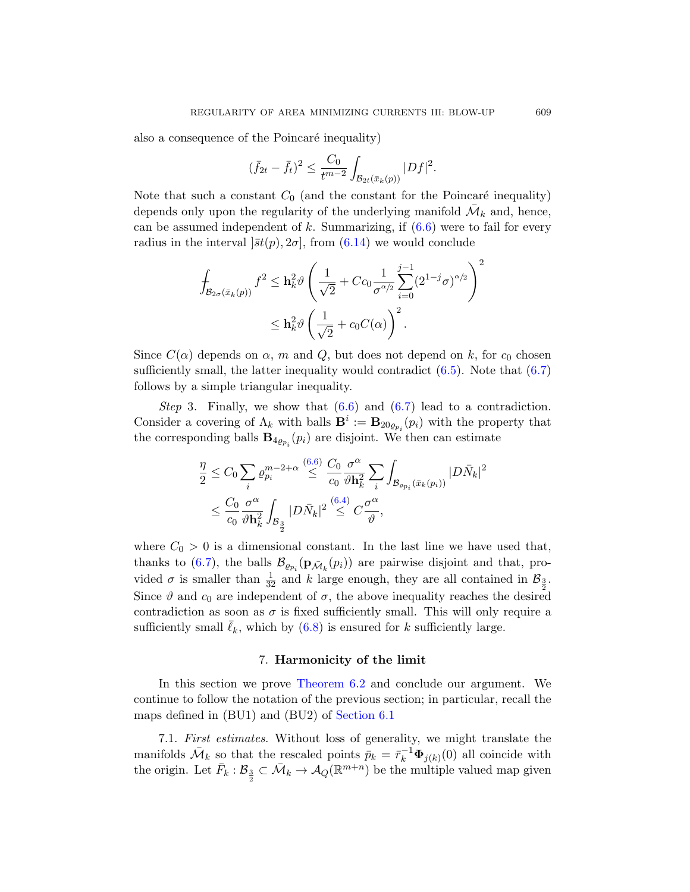also a consequence of the Poincaré inequality)

$$(\bar{f}_{2t} - \bar{f}_t)^2 \leq \frac{C_0}{t^{m-2}} \int_{\mathcal{B}_{2t}(\bar{x}_k(p))} |Df|^2.$$

Note that such a constant $C_0$ (and the constant for the Poincaré inequality) depends only upon the regularity of the underlying manifold $\bar{\mathcal{M}}_k$ and, hence, can be assumed independent of $k$. Summarizing, if (6.6) were to fail for every radius in the interval $]\bar{s}t(p), 2\sigma]$, from (6.14) we would conclude

$$\begin{aligned}
\fint_{\mathcal{B}_{2\sigma}(\bar{x}_k(p))} f^2 &\leq \mathbf{h}_k^2 \vartheta \left( \frac{1}{\sqrt{2}} + C c_0 \frac{1}{\sigma^{\alpha/2}} \sum_{i=0}^{j-1} (2^{1-j}\sigma)^{\alpha/2} \right)^2 \\
&\leq \mathbf{h}_k^2 \vartheta \left( \frac{1}{\sqrt{2}} + c_0 C(\alpha) \right)^2.
\end{aligned}$$

Since $C(\alpha)$ depends on $\alpha$, $m$ and $Q$, but does not depend on $k$, for $c_0$ chosen sufficiently small, the latter inequality would contradict (6.5). Note that (6.7) follows by a simple triangular inequality.

*Step* 3. Finally, we show that (6.6) and (6.7) lead to a contradiction. Consider a covering of $\Lambda_k$ with balls $\mathbf{B}^i := \mathbf{B}_{20\varrho_{p_i}}(p_i)$ with the property that the corresponding balls $\mathbf{B}_{4\varrho_{p_i}}(p_i)$ are disjoint. We then can estimate

$$\begin{aligned}
\frac{\eta}{2} \leq C_0 \sum_i \varrho_{p_i}^{m-2+\alpha} &\overset{(6.6)}{\leq} \frac{C_0}{c_0} \frac{\sigma^\alpha}{\vartheta \mathbf{h}_k^2} \sum_i \int_{\mathcal{B}_{\varrho_{p_i}}(\bar{x}_k(p_i))} |D\bar{N}_k|^2 \\
&\leq \frac{C_0}{c_0} \frac{\sigma^\alpha}{\vartheta \mathbf{h}_k^2} \int_{\mathcal{B}_{\frac{3}{2}}} |D\bar{N}_k|^2 \overset{(6.4)}{\leq} C \frac{\sigma^\alpha}{\vartheta},
\end{aligned}$$

where $C_0 > 0$ is a dimensional constant. In the last line we have used that, thanks to (6.7), the balls $\mathcal{B}_{\varrho_{p_i}}(\mathbf{p}_{\bar{\mathcal{M}}_k}(p_i))$ are pairwise disjoint and that, provided $\sigma$ is smaller than $\frac{1}{32}$ and $k$ large enough, they are all contained in $\mathcal{B}_{\frac{3}{2}}$. Since $\vartheta$ and $c_0$ are independent of $\sigma$, the above inequality reaches the desired contradiction as soon as $\sigma$ is fixed sufficiently small. This will only require a sufficiently small $\bar{\ell}_k$, which by (6.8) is ensured for $k$ sufficiently large.

## 7. Harmonicity of the limit

In this section we prove Theorem 6.2 and conclude our argument. We continue to follow the notation of the previous section; in particular, recall the maps defined in (BU1) and (BU2) of Section 6.1

7.1. *First estimates.* Without loss of generality, we might translate the manifolds $\bar{\mathcal{M}}_k$ so that the rescaled points $\bar{p}_k = \bar{r}_k^{-1} \mathbf{\Phi}_{j(k)}(0)$ all coincide with the origin. Let $\bar{F}_k : \mathcal{B}_{\frac{3}{2}} \subset \bar{\mathcal{M}}_k \to \mathcal{A}_Q(\mathbb{R}^{m+n})$ be the multiple valued map given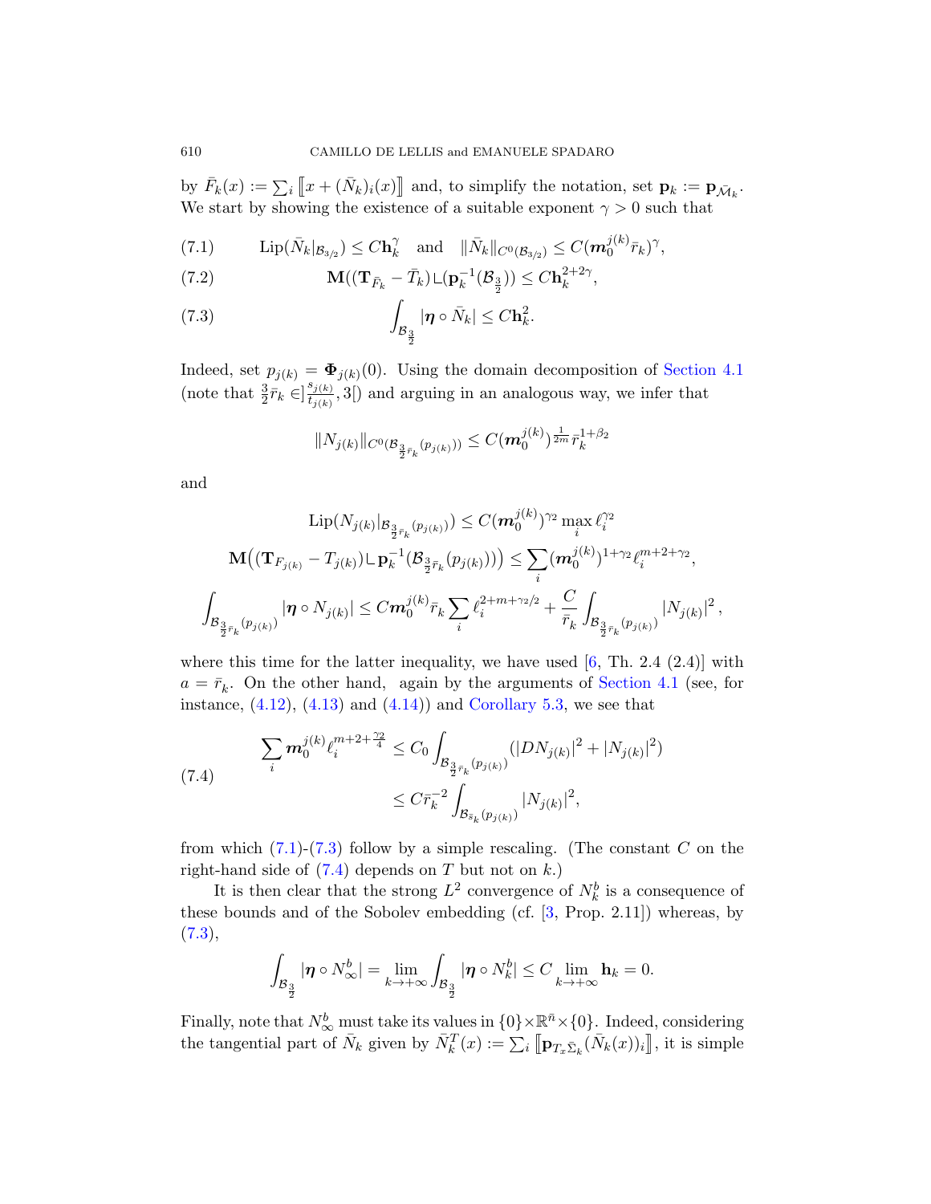by $\bar F_k(x) := \sum_i \llbracket x + (\bar N_k)_i(x)\rrbracket$ and, to simplify the notation, set $\mathbf{p}_k := \mathbf{p}_{\bar{\mathcal{M}}_k}$. We start by showing the existence of a suitable exponent $\gamma > 0$ such that

$$\mathrm{Lip}(\bar N_k|_{\mathcal{B}_{3/2}}) \le C\mathbf{h}_k^\gamma \quad \text{and} \quad \|\bar N_k\|_{C^0(\mathcal{B}_{3/2})} \le C(\boldsymbol{m}_0^{j(k)}\bar r_k)^\gamma, \tag{7.1}$$

$$\mathbf{M}((\mathbf{T}_{\bar F_k} - \bar T_k)\llcorner(\mathbf{p}_k^{-1}(\mathcal{B}_{\frac{3}{2}})) \le C\mathbf{h}_k^{2+2\gamma}, \tag{7.2}$$

$$\int_{\mathcal{B}_{\frac{3}{2}}} |\boldsymbol{\eta}\circ \bar N_k| \le C\mathbf{h}_k^2. \tag{7.3}$$

Indeed, set $p_{j(k)} = \boldsymbol{\Phi}_{j(k)}(0)$. Using the domain decomposition of Section 4.1 (note that $\frac{3}{2}\bar r_k \in ]\frac{s_{j(k)}}{t_{j(k)}}, 3[$) and arguing in an analogous way, we infer that

$$\|N_{j(k)}\|_{C^0(\mathcal{B}_{\frac{3}{2}\bar r_k}(p_{j(k)}))} \le C(\boldsymbol{m}_0^{j(k)})^{\frac{1}{2m}}\bar r_k^{1+\beta_2}$$

and

$$\mathrm{Lip}(N_{j(k)}|_{\mathcal{B}_{\frac{3}{2}\bar r_k}(p_{j(k)})}) \le C(\boldsymbol{m}_0^{j(k)})^{\gamma_2}\max_i \ell_i^{\gamma_2}$$

$$\mathbf{M}\big((\mathbf{T}_{F_{j(k)}} - T_{j(k)})\llcorner\mathbf{p}_k^{-1}(\mathcal{B}_{\frac{3}{2}\bar r_k}(p_{j(k)}))\big) \le \sum_i (\boldsymbol{m}_0^{j(k)})^{1+\gamma_2}\ell_i^{m+2+\gamma_2},$$

$$\int_{\mathcal{B}_{\frac{3}{2}\bar r_k}(p_{j(k)})} |\boldsymbol{\eta}\circ N_{j(k)}| \le C\boldsymbol{m}_0^{j(k)}\bar r_k \sum_i \ell_i^{2+m+\gamma_2/2} + \frac{C}{\bar r_k}\int_{\mathcal{B}_{\frac{3}{2}\bar r_k}(p_{j(k)})} |N_{j(k)}|^2,$$

where this time for the latter inequality, we have used [6, Th. 2.4 (2.4)] with $a = \bar r_k$. On the other hand, again by the arguments of Section 4.1 (see, for instance, (4.12), (4.13) and (4.14)) and Corollary 5.3, we see that

$$\begin{aligned}\sum_i \boldsymbol{m}_0^{j(k)}\ell_i^{m+2+\frac{\gamma_2}{4}} &\le C_0\int_{\mathcal{B}_{\frac{3}{2}\bar r_k}(p_{j(k)})} (|DN_{j(k)}|^2 + |N_{j(k)}|^2)\\ &\le C\bar r_k^{-2}\int_{\mathcal{B}_{\bar s_k}(p_{j(k)})} |N_{j(k)}|^2,\end{aligned} \tag{7.4}$$

from which (7.1)-(7.3) follow by a simple rescaling. (The constant $C$ on the right-hand side of (7.4) depends on $T$ but not on $k$.)

It is then clear that the strong $L^2$ convergence of $N_k^b$ is a consequence of these bounds and of the Sobolev embedding (cf. [3, Prop. 2.11]) whereas, by (7.3),

$$\int_{\mathcal{B}_{\frac{3}{2}}} |\boldsymbol{\eta}\circ N_\infty^b| = \lim_{k\to+\infty}\int_{\mathcal{B}_{\frac{3}{2}}} |\boldsymbol{\eta}\circ N_k^b| \le C\lim_{k\to+\infty}\mathbf{h}_k = 0.$$

Finally, note that $N_\infty^b$ must take its values in $\{0\}\times\mathbb{R}^{\bar n}\times\{0\}$. Indeed, considering the tangential part of $\bar N_k$ given by $\bar N_k^T(x) := \sum_i \llbracket \mathbf{p}_{T_x\bar\Sigma_k}(\bar N_k(x))_i\rrbracket$, it is simple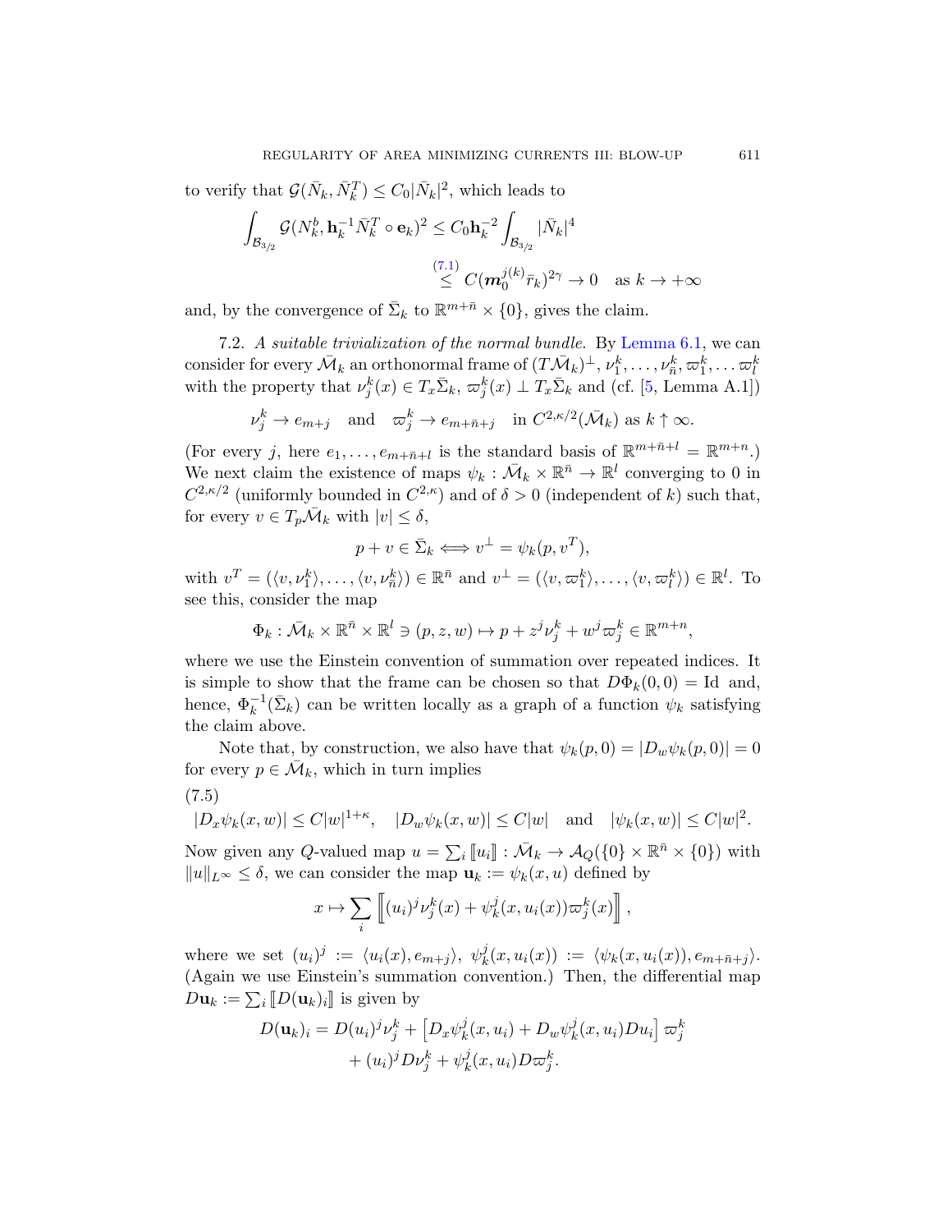to verify that $\mathcal{G}(\bar N_k, \bar N_k^T) \le C_0 |\bar N_k|^2$, which leads to

$$\int_{\mathcal{B}_{3/2}} \mathcal{G}(N_k^b, \mathbf{h}_k^{-1} \bar N_k^T \circ \mathbf{e}_k)^2 \le C_0 \mathbf{h}_k^{-2} \int_{\mathcal{B}_{3/2}} |\bar N_k|^4$$

$$\stackrel{(7.1)}{\le} C(\boldsymbol{m}_0^{j(k)} \bar r_k)^{2\gamma} \to 0 \quad \text{as } k \to +\infty$$

and, by the convergence of $\bar\Sigma_k$ to $\mathbb{R}^{m+\bar n} \times \{0\}$, gives the claim.

7.2. *A suitable trivialization of the normal bundle.* By Lemma 6.1, we can consider for every $\bar{\mathcal{M}}_k$ an orthonormal frame of $(T\bar{\mathcal{M}}_k)^\perp$, $\nu_1^k, \ldots, \nu_{\bar n}^k, \varpi_1^k, \ldots \varpi_l^k$ with the property that $\nu_j^k(x) \in T_x \bar\Sigma_k$, $\varpi_j^k(x) \perp T_x \bar\Sigma_k$ and (cf. [5, Lemma A.1])

$$\nu_j^k \to e_{m+j} \quad \text{and} \quad \varpi_j^k \to e_{m+\bar n+j} \quad \text{in } C^{2,\kappa/2}(\bar{\mathcal{M}}_k) \text{ as } k \uparrow \infty.$$

(For every $j$, here $e_1, \ldots, e_{m+\bar n+l}$ is the standard basis of $\mathbb{R}^{m+\bar n+l} = \mathbb{R}^{m+n}$.) We next claim the existence of maps $\psi_k : \bar{\mathcal{M}}_k \times \mathbb{R}^{\bar n} \to \mathbb{R}^l$ converging to 0 in $C^{2,\kappa/2}$ (uniformly bounded in $C^{2,\kappa}$) and of $\delta > 0$ (independent of $k$) such that, for every $v \in T_p \bar{\mathcal{M}}_k$ with $|v| \le \delta$,

$$p + v \in \bar\Sigma_k \iff v^\perp = \psi_k(p, v^T),$$

with $v^T = (\langle v, \nu_1^k\rangle, \ldots, \langle v, \nu_{\bar n}^k\rangle) \in \mathbb{R}^{\bar n}$ and $v^\perp = (\langle v, \varpi_1^k\rangle, \ldots, \langle v, \varpi_l^k\rangle) \in \mathbb{R}^l$. To see this, consider the map

$$\Phi_k : \bar{\mathcal{M}}_k \times \mathbb{R}^{\bar n} \times \mathbb{R}^l \ni (p, z, w) \mapsto p + z^j \nu_j^k + w^j \varpi_j^k \in \mathbb{R}^{m+n},$$

where we use the Einstein convention of summation over repeated indices. It is simple to show that the frame can be chosen so that $D\Phi_k(0,0) = \mathrm{Id}$ and, hence, $\Phi_k^{-1}(\bar\Sigma_k)$ can be written locally as a graph of a function $\psi_k$ satisfying the claim above.

Note that, by construction, we also have that $\psi_k(p, 0) = |D_w \psi_k(p, 0)| = 0$ for every $p \in \bar{\mathcal{M}}_k$, which in turn implies

$$|D_x \psi_k(x, w)| \le C|w|^{1+\kappa}, \quad |D_w \psi_k(x, w)| \le C|w| \quad \text{and} \quad |\psi_k(x, w)| \le C|w|^2. \tag{7.5}$$

Now given any $Q$-valued map $u = \sum_i [\![u_i]\!] : \bar{\mathcal{M}}_k \to \mathcal{A}_Q(\{0\} \times \mathbb{R}^{\bar n} \times \{0\})$ with $\|u\|_{L^\infty} \le \delta$, we can consider the map $\mathbf{u}_k := \psi_k(x, u)$ defined by

$$x \mapsto \sum_i \left[\!\!\left[ (u_i)^j \nu_j^k(x) + \psi_k^j(x, u_i(x)) \varpi_j^k(x) \right]\!\!\right],$$

where we set $(u_i)^j := \langle u_i(x), e_{m+j}\rangle$, $\psi_k^j(x, u_i(x)) := \langle \psi_k(x, u_i(x)), e_{m+\bar n+j}\rangle$. (Again we use Einstein's summation convention.) Then, the differential map $D\mathbf{u}_k := \sum_i [\![D(\mathbf{u}_k)_i]\!]$ is given by

$$D(\mathbf{u}_k)_i = D(u_i)^j \nu_j^k + \left[D_x \psi_k^j(x, u_i) + D_w \psi_k^j(x, u_i) D u_i\right] \varpi_j^k$$
$$+ (u_i)^j D\nu_j^k + \psi_k^j(x, u_i) D\varpi_j^k.$$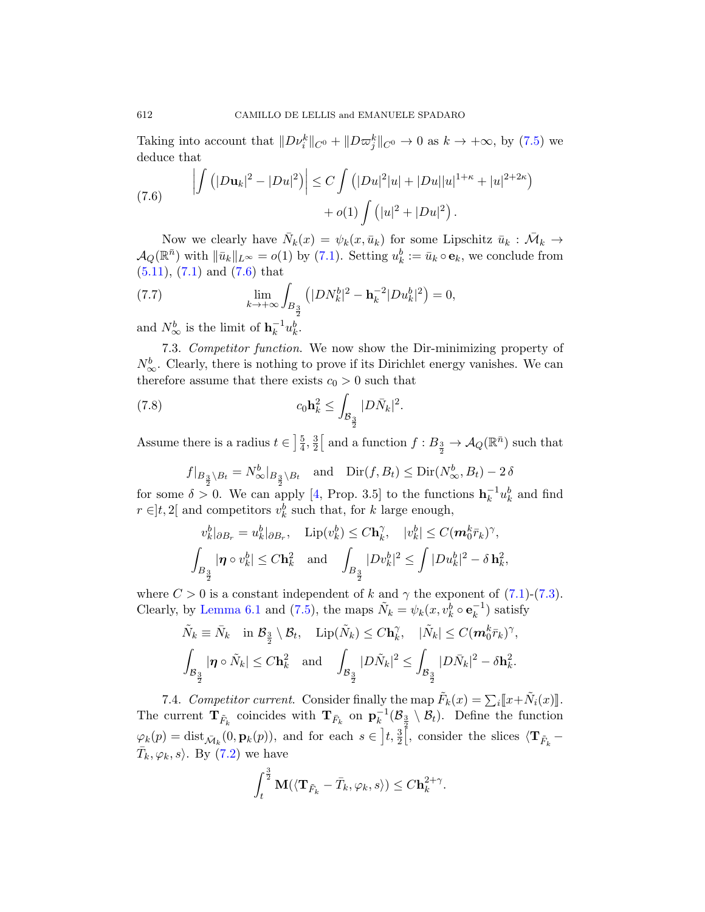Taking into account that $\|D\nu_i^k\|_{C^0} + \|D\varpi_j^k\|_{C^0} \to 0$ as $k \to +\infty$, by (7.5) we deduce that

$$
\left|\int \left(|D\mathbf{u}_k|^2 - |Du|^2\right)\right| \leq C \int \left(|Du|^2|u| + |Du||u|^{1+\kappa} + |u|^{2+2\kappa}\right) + o(1) \int \left(|u|^2 + |Du|^2\right). \tag{7.6}
$$

Now we clearly have $\bar N_k(x) = \psi_k(x, \bar u_k)$ for some Lipschitz $\bar u_k : \bar{\mathcal{M}}_k \to \mathcal{A}_Q(\mathbb{R}^{\bar n})$ with $\|\bar u_k\|_{L^\infty} = o(1)$ by (7.1). Setting $u_k^b := \bar u_k \circ \mathbf{e}_k$, we conclude from (5.11), (7.1) and (7.6) that

$$
\lim_{k\to+\infty} \int_{B_{\frac{3}{2}}} \left(|DN_k^b|^2 - \mathbf{h}_k^{-2}|Du_k^b|^2\right) = 0, \tag{7.7}
$$

and $N_\infty^b$ is the limit of $\mathbf{h}_k^{-1} u_k^b$.

7.3. *Competitor function.* We now show the Dir-minimizing property of $N_\infty^b$. Clearly, there is nothing to prove if its Dirichlet energy vanishes. We can therefore assume that there exists $c_0 > 0$ such that

$$
c_0 \mathbf{h}_k^2 \leq \int_{\mathcal{B}_{\frac{3}{2}}} |D\bar N_k|^2. \tag{7.8}
$$

Assume there is a radius $t \in \left]\frac{5}{4}, \frac{3}{2}\right[$ and a function $f : B_{\frac{3}{2}} \to \mathcal{A}_Q(\mathbb{R}^{\bar n})$ such that

$$
f|_{B_{\frac{3}{2}}\setminus B_t} = N_\infty^b|_{B_{\frac{3}{2}}\setminus B_t} \quad \text{and} \quad \mathrm{Dir}(f, B_t) \leq \mathrm{Dir}(N_\infty^b, B_t) - 2\,\delta
$$

for some $\delta > 0$. We can apply [4, Prop. 3.5] to the functions $\mathbf{h}_k^{-1} u_k^b$ and find $r \in ]t, 2[$ and competitors $v_k^b$ such that, for $k$ large enough,

$$
v_k^b|_{\partial B_r} = u_k^b|_{\partial B_r}, \quad \mathrm{Lip}(v_k^b) \leq C\mathbf{h}_k^\gamma, \quad |v_k^b| \leq C(\boldsymbol{m}_0^k \bar r_k)^\gamma,
$$

$$
\int_{B_{\frac{3}{2}}} |\boldsymbol{\eta} \circ v_k^b| \leq C\mathbf{h}_k^2 \quad \text{and} \quad \int_{B_{\frac{3}{2}}} |Dv_k^b|^2 \leq \int |Du_k^b|^2 - \delta\,\mathbf{h}_k^2,
$$

where $C > 0$ is a constant independent of $k$ and $\gamma$ the exponent of (7.1)-(7.3). Clearly, by Lemma 6.1 and (7.5), the maps $\tilde N_k = \psi_k(x, v_k^b \circ \mathbf{e}_k^{-1})$ satisfy

$$
\tilde N_k \equiv \bar N_k \quad \text{in } \mathcal{B}_{\frac{3}{2}} \setminus \mathcal{B}_t, \quad \mathrm{Lip}(\tilde N_k) \leq C\mathbf{h}_k^\gamma, \quad |\tilde N_k| \leq C(\boldsymbol{m}_0^k \bar r_k)^\gamma,
$$

$$
\int_{\mathcal{B}_{\frac{3}{2}}} |\boldsymbol{\eta} \circ \tilde N_k| \leq C\mathbf{h}_k^2 \quad \text{and} \quad \int_{\mathcal{B}_{\frac{3}{2}}} |D\tilde N_k|^2 \leq \int_{\mathcal{B}_{\frac{3}{2}}} |D\bar N_k|^2 - \delta\mathbf{h}_k^2.
$$

7.4. *Competitor current.* Consider finally the map $\tilde F_k(x) = \sum_i [\![ x + \tilde N_i(x)]\!]$. The current $\mathbf{T}_{\tilde F_k}$ coincides with $\mathbf{T}_{\bar F_k}$ on $\mathbf{p}_k^{-1}(\mathcal{B}_{\frac{3}{2}} \setminus \mathcal{B}_t)$. Define the function $\varphi_k(p) = \mathrm{dist}_{\bar{\mathcal{M}}_k}(0, \mathbf{p}_k(p))$, and for each $s \in \left]t, \frac{3}{2}\right[$, consider the slices $\langle \mathbf{T}_{\bar F_k} - \bar T_k, \varphi_k, s\rangle$. By (7.2) we have

$$
\int_t^{\frac{3}{2}} \mathbf{M}(\langle \mathbf{T}_{\bar F_k} - \bar T_k, \varphi_k, s\rangle) \leq C\mathbf{h}_k^{2+\gamma}.
$$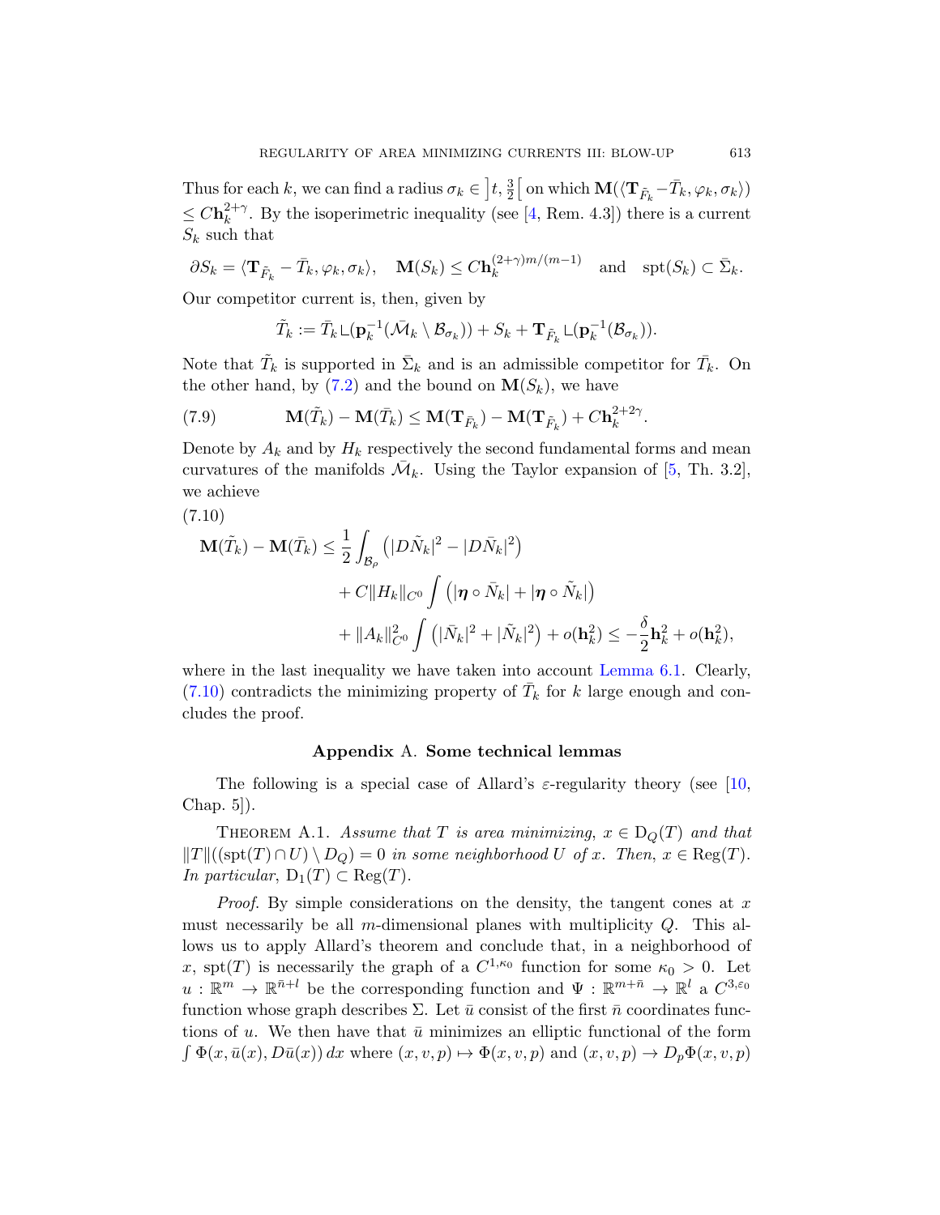Thus for each $k$, we can find a radius $\sigma_k \in \left]t, \frac{3}{2}\right[$ on which $\mathbf{M}(\langle \mathbf{T}_{\bar F_k} - \bar T_k, \varphi_k, \sigma_k\rangle) \leq C\mathbf{h}_k^{2+\gamma}$. By the isoperimetric inequality (see [4, Rem. 4.3]) there is a current $S_k$ such that

$$\partial S_k = \langle \mathbf{T}_{\bar F_k} - \bar T_k, \varphi_k, \sigma_k\rangle, \quad \mathbf{M}(S_k) \leq C\mathbf{h}_k^{(2+\gamma)m/(m-1)} \quad \text{and} \quad \operatorname{spt}(S_k) \subset \bar\Sigma_k.$$

Our competitor current is, then, given by

$$\tilde T_k := \bar T_k \llcorner (\mathbf{p}_k^{-1}(\bar{\mathcal{M}}_k \setminus \mathcal{B}_{\sigma_k})) + S_k + \mathbf{T}_{\bar F_k} \llcorner (\mathbf{p}_k^{-1}(\mathcal{B}_{\sigma_k})).$$

Note that $\tilde T_k$ is supported in $\bar\Sigma_k$ and is an admissible competitor for $\bar T_k$. On the other hand, by (7.2) and the bound on $\mathbf{M}(S_k)$, we have

$$\mathbf{M}(\tilde T_k) - \mathbf{M}(\bar T_k) \leq \mathbf{M}(\mathbf{T}_{\tilde F_k}) - \mathbf{M}(\mathbf{T}_{\bar F_k}) + C\mathbf{h}_k^{2+2\gamma}. \tag{7.9}$$

Denote by $A_k$ and by $H_k$ respectively the second fundamental forms and mean curvatures of the manifolds $\bar{\mathcal{M}}_k$. Using the Taylor expansion of [5, Th. 3.2], we achieve

$$\begin{aligned}
\mathbf{M}(\tilde T_k) - \mathbf{M}(\bar T_k) \leq\ & \frac{1}{2}\int_{\mathcal{B}_\rho} \left(|D\tilde N_k|^2 - |D\bar N_k|^2\right) \\
&+ C\|H_k\|_{C^0} \int \left(|\boldsymbol{\eta}\circ \bar N_k| + |\boldsymbol{\eta}\circ \tilde N_k|\right) \\
&+ \|A_k\|^2_{C^0} \int \left(|\bar N_k|^2 + |\tilde N_k|^2\right) + o(\mathbf{h}_k^2) \leq -\frac{\delta}{2}\mathbf{h}_k^2 + o(\mathbf{h}_k^2),
\end{aligned} \tag{7.10}$$

where in the last inequality we have taken into account Lemma 6.1. Clearly, (7.10) contradicts the minimizing property of $\bar T_k$ for $k$ large enough and concludes the proof.

## Appendix A. Some technical lemmas

The following is a special case of Allard's $\varepsilon$-regularity theory (see [10, Chap. 5]).

Theorem A.1. *Assume that $T$ is area minimizing, $x \in \mathrm{D}_Q(T)$ and that $\|T\|((\operatorname{spt}(T)\cap U)\setminus \mathrm{D}_Q) = 0$ in some neighborhood $U$ of $x$. Then, $x \in \operatorname{Reg}(T)$. In particular, $\mathrm{D}_1(T) \subset \operatorname{Reg}(T)$.*

*Proof.* By simple considerations on the density, the tangent cones at $x$ must necessarily be all $m$-dimensional planes with multiplicity $Q$. This allows us to apply Allard's theorem and conclude that, in a neighborhood of $x$, $\operatorname{spt}(T)$ is necessarily the graph of a $C^{1,\kappa_0}$ function for some $\kappa_0 > 0$. Let $u : \mathbb{R}^m \to \mathbb{R}^{\bar n + l}$ be the corresponding function and $\Psi : \mathbb{R}^{m+\bar n} \to \mathbb{R}^l$ a $C^{3,\varepsilon_0}$ function whose graph describes $\Sigma$. Let $\bar u$ consist of the first $\bar n$ coordinates functions of $u$. We then have that $\bar u$ minimizes an elliptic functional of the form $\int \Phi(x, \bar u(x), D\bar u(x))\,dx$ where $(x,v,p) \mapsto \Phi(x,v,p)$ and $(x,v,p) \to D_p\Phi(x,v,p)$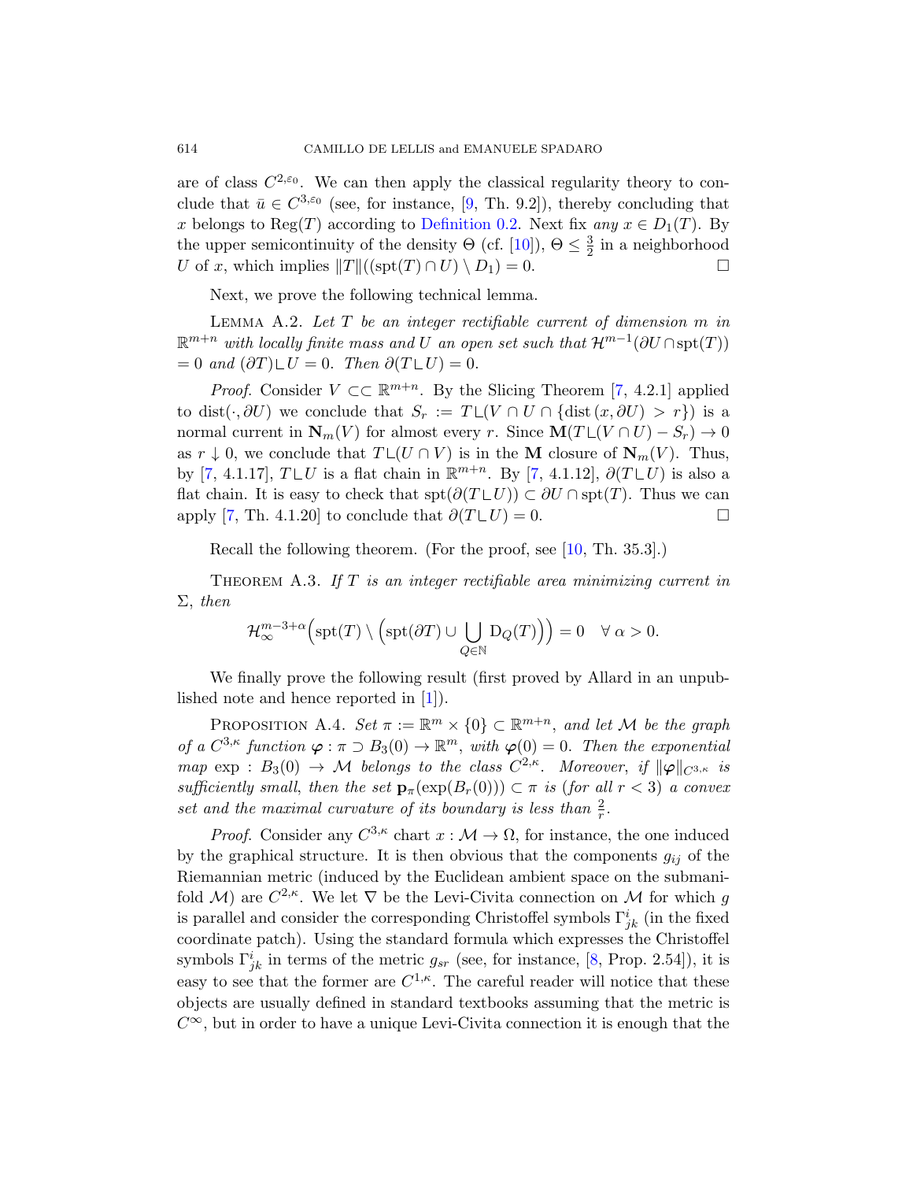are of class $C^{2,\varepsilon_0}$. We can then apply the classical regularity theory to conclude that $\bar{u} \in C^{3,\varepsilon_0}$ (see, for instance, [9, Th. 9.2]), thereby concluding that $x$ belongs to $\mathrm{Reg}(T)$ according to Definition 0.2. Next fix *any* $x \in D_1(T)$. By the upper semicontinuity of the density $\Theta$ (cf. [10]), $\Theta \leq \frac{3}{2}$ in a neighborhood $U$ of $x$, which implies $\|T\|((\mathrm{spt}(T) \cap U) \setminus D_1) = 0$. □

Next, we prove the following technical lemma.

Lemma A.2. *Let $T$ be an integer rectifiable current of dimension $m$ in $\mathbb{R}^{m+n}$ with locally finite mass and $U$ an open set such that $\mathcal{H}^{m-1}(\partial U \cap \mathrm{spt}(T)) = 0$ and $(\partial T)\llcorner U = 0$. Then $\partial(T\llcorner U) = 0$.*

*Proof.* Consider $V \subset\subset \mathbb{R}^{m+n}$. By the Slicing Theorem [7, 4.2.1] applied to $\mathrm{dist}(\cdot, \partial U)$ we conclude that $S_r := T\llcorner(V \cap U \cap \{\mathrm{dist}\,(x, \partial U) > r\})$ is a normal current in $\mathbf{N}_m(V)$ for almost every $r$. Since $\mathbf{M}(T\llcorner(V \cap U) - S_r) \to 0$ as $r \downarrow 0$, we conclude that $T\llcorner(U \cap V)$ is in the $\mathbf{M}$ closure of $\mathbf{N}_m(V)$. Thus, by [7, 4.1.17], $T\llcorner U$ is a flat chain in $\mathbb{R}^{m+n}$. By [7, 4.1.12], $\partial(T\llcorner U)$ is also a flat chain. It is easy to check that $\mathrm{spt}(\partial(T\llcorner U)) \subset \partial U \cap \mathrm{spt}(T)$. Thus we can apply [7, Th. 4.1.20] to conclude that $\partial(T\llcorner U) = 0$. □

Recall the following theorem. (For the proof, see [10, Th. 35.3].)

Theorem A.3. *If $T$ is an integer rectifiable area minimizing current in $\Sigma$, then*

$$\mathcal{H}^{m-3+\alpha}_{\infty}\Big(\mathrm{spt}(T) \setminus \Big(\mathrm{spt}(\partial T) \cup \bigcup_{Q \in \mathbb{N}} \mathrm{D}_Q(T)\Big)\Big) = 0 \quad \forall\, \alpha > 0.$$

We finally prove the following result (first proved by Allard in an unpublished note and hence reported in [1]).

Proposition A.4. *Set $\pi := \mathbb{R}^m \times \{0\} \subset \mathbb{R}^{m+n}$, and let $\mathcal{M}$ be the graph of a $C^{3,\kappa}$ function $\boldsymbol{\varphi} : \pi \supset B_3(0) \to \mathbb{R}^m$, with $\boldsymbol{\varphi}(0) = 0$. Then the exponential map $\exp : B_3(0) \to \mathcal{M}$ belongs to the class $C^{2,\kappa}$. Moreover, if $\|\boldsymbol{\varphi}\|_{C^{3,\kappa}}$ is sufficiently small, then the set $\mathbf{p}_\pi(\exp(B_r(0))) \subset \pi$ is (for all $r < 3$) a convex set and the maximal curvature of its boundary is less than $\frac{2}{r}$.*

*Proof.* Consider any $C^{3,\kappa}$ chart $x : \mathcal{M} \to \Omega$, for instance, the one induced by the graphical structure. It is then obvious that the components $g_{ij}$ of the Riemannian metric (induced by the Euclidean ambient space on the submanifold $\mathcal{M}$) are $C^{2,\kappa}$. We let $\nabla$ be the Levi-Civita connection on $\mathcal{M}$ for which $g$ is parallel and consider the corresponding Christoffel symbols $\Gamma^i_{jk}$ (in the fixed coordinate patch). Using the standard formula which expresses the Christoffel symbols $\Gamma^i_{jk}$ in terms of the metric $g_{sr}$ (see, for instance, [8, Prop. 2.54]), it is easy to see that the former are $C^{1,\kappa}$. The careful reader will notice that these objects are usually defined in standard textbooks assuming that the metric is $C^\infty$, but in order to have a unique Levi-Civita connection it is enough that the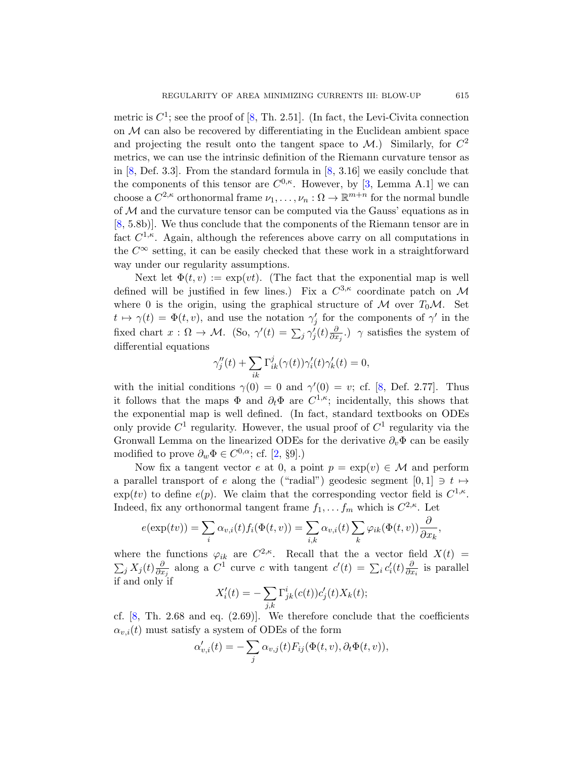metric is $C^1$; see the proof of [8, Th. 2.51]. (In fact, the Levi-Civita connection on $\mathcal{M}$ can also be recovered by differentiating in the Euclidean ambient space and projecting the result onto the tangent space to $\mathcal{M}$.) Similarly, for $C^2$ metrics, we can use the intrinsic definition of the Riemann curvature tensor as in [8, Def. 3.3]. From the standard formula in [8, 3.16] we easily conclude that the components of this tensor are $C^{0,\kappa}$. However, by [3, Lemma A.1] we can choose a $C^{2,\kappa}$ orthonormal frame $\nu_1, \ldots, \nu_n : \Omega \to \mathbb{R}^{m+n}$ for the normal bundle of $\mathcal{M}$ and the curvature tensor can be computed via the Gauss' equations as in [8, 5.8b)]. We thus conclude that the components of the Riemann tensor are in fact $C^{1,\kappa}$. Again, although the references above carry on all computations in the $C^\infty$ setting, it can be easily checked that these work in a straightforward way under our regularity assumptions.

Next let $\Phi(t, v) := \exp(vt)$. (The fact that the exponential map is well defined will be justified in few lines.) Fix a $C^{3,\kappa}$ coordinate patch on $\mathcal{M}$ where 0 is the origin, using the graphical structure of $\mathcal{M}$ over $T_0\mathcal{M}$. Set $t \mapsto \gamma(t) = \Phi(t, v)$, and use the notation $\gamma'_j$ for the components of $\gamma'$ in the fixed chart $x : \Omega \to \mathcal{M}$. (So, $\gamma'(t) = \sum_j \gamma'_j(t) \frac{\partial}{\partial x_j}$.) $\gamma$ satisfies the system of differential equations

$$\gamma''_j(t) + \sum_{ik} \Gamma^j_{ik}(\gamma(t))\gamma'_i(t)\gamma'_k(t) = 0,$$

with the initial conditions $\gamma(0) = 0$ and $\gamma'(0) = v$; cf. [8, Def. 2.77]. Thus it follows that the maps $\Phi$ and $\partial_t \Phi$ are $C^{1,\kappa}$; incidentally, this shows that the exponential map is well defined. (In fact, standard textbooks on ODEs only provide $C^1$ regularity. However, the usual proof of $C^1$ regularity via the Gronwall Lemma on the linearized ODEs for the derivative $\partial_v \Phi$ can be easily modified to prove $\partial_w \Phi \in C^{0,\alpha}$; cf. [2, §9].)

Now fix a tangent vector $e$ at 0, a point $p = \exp(v) \in \mathcal{M}$ and perform a parallel transport of $e$ along the ("radial") geodesic segment $[0, 1] \ni t \mapsto \exp(tv)$ to define $e(p)$. We claim that the corresponding vector field is $C^{1,\kappa}$. Indeed, fix any orthonormal tangent frame $f_1, \ldots f_m$ which is $C^{2,\kappa}$. Let

$$e(\exp(tv)) = \sum_i \alpha_{v,i}(t) f_i(\Phi(t, v)) = \sum_{i,k} \alpha_{v,i}(t) \sum_k \varphi_{ik}(\Phi(t, v)) \frac{\partial}{\partial x_k},$$

where the functions $\varphi_{ik}$ are $C^{2,\kappa}$. Recall that the a vector field $X(t) = \sum_j X_j(t) \frac{\partial}{\partial x_j}$ along a $C^1$ curve $c$ with tangent $c'(t) = \sum_i c'_i(t) \frac{\partial}{\partial x_i}$ is parallel if and only if

$$X'_i(t) = -\sum_{j,k} \Gamma^i_{jk}(c(t)) c'_j(t) X_k(t);$$

cf. [8, Th. 2.68 and eq. (2.69)]. We therefore conclude that the coefficients $\alpha_{v,i}(t)$ must satisfy a system of ODEs of the form

$$\alpha'_{v,i}(t) = -\sum_j \alpha_{v,j}(t) F_{ij}(\Phi(t, v), \partial_t \Phi(t, v)),$$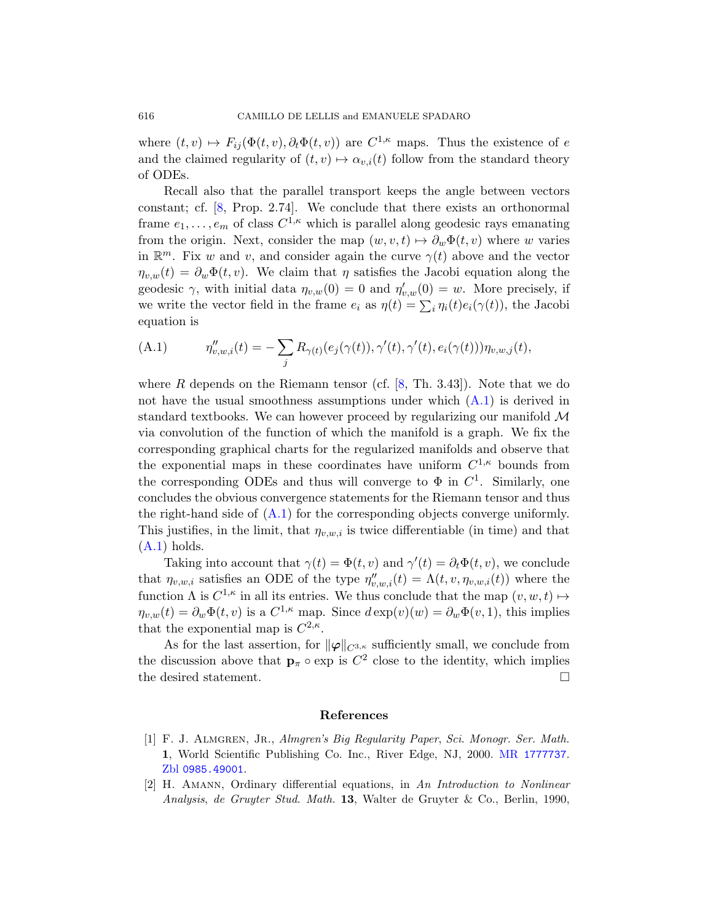where $(t, v) \mapsto F_{ij}(\Phi(t, v), \partial_t \Phi(t, v))$ are $C^{1,\kappa}$ maps. Thus the existence of $e$ and the claimed regularity of $(t, v) \mapsto \alpha_{v,i}(t)$ follow from the standard theory of ODEs.

Recall also that the parallel transport keeps the angle between vectors constant; cf. [8, Prop. 2.74]. We conclude that there exists an orthonormal frame $e_1, \ldots, e_m$ of class $C^{1,\kappa}$ which is parallel along geodesic rays emanating from the origin. Next, consider the map $(w, v, t) \mapsto \partial_w \Phi(t, v)$ where $w$ varies in $\mathbb{R}^m$. Fix $w$ and $v$, and consider again the curve $\gamma(t)$ above and the vector $\eta_{v,w}(t) = \partial_w \Phi(t, v)$. We claim that $\eta$ satisfies the Jacobi equation along the geodesic $\gamma$, with initial data $\eta_{v,w}(0) = 0$ and $\eta'_{v,w}(0) = w$. More precisely, if we write the vector field in the frame $e_i$ as $\eta(t) = \sum_i \eta_i(t) e_i(\gamma(t))$, the Jacobi equation is

$$\eta''_{v,w,i}(t) = -\sum_j R_{\gamma(t)}(e_j(\gamma(t)), \gamma'(t), \gamma'(t), e_i(\gamma(t)))\eta_{v,w,j}(t), \tag{A.1}$$

where $R$ depends on the Riemann tensor (cf. [8, Th. 3.43]). Note that we do not have the usual smoothness assumptions under which (A.1) is derived in standard textbooks. We can however proceed by regularizing our manifold $\mathcal{M}$ via convolution of the function of which the manifold is a graph. We fix the corresponding graphical charts for the regularized manifolds and observe that the exponential maps in these coordinates have uniform $C^{1,\kappa}$ bounds from the corresponding ODEs and thus will converge to $\Phi$ in $C^1$. Similarly, one concludes the obvious convergence statements for the Riemann tensor and thus the right-hand side of (A.1) for the corresponding objects converge uniformly. This justifies, in the limit, that $\eta_{v,w,i}$ is twice differentiable (in time) and that (A.1) holds.

Taking into account that $\gamma(t) = \Phi(t, v)$ and $\gamma'(t) = \partial_t \Phi(t, v)$, we conclude that $\eta_{v,w,i}$ satisfies an ODE of the type $\eta''_{v,w,i}(t) = \Lambda(t, v, \eta_{v,w,i}(t))$ where the function $\Lambda$ is $C^{1,\kappa}$ in all its entries. We thus conclude that the map $(v, w, t) \mapsto \eta_{v,w}(t) = \partial_w \Phi(t, v)$ is a $C^{1,\kappa}$ map. Since $d\exp(v)(w) = \partial_w \Phi(v, 1)$, this implies that the exponential map is $C^{2,\kappa}$.

As for the last assertion, for $\|\boldsymbol{\varphi}\|_{C^{3,\kappa}}$ sufficiently small, we conclude from the discussion above that $\mathbf{p}_\pi \circ \exp$ is $C^2$ close to the identity, which implies the desired statement. $\square$

## References

[1] F. J. Almgren, Jr., *Almgren's Big Regularity Paper*, *Sci. Monogr. Ser. Math.* **1**, World Scientific Publishing Co. Inc., River Edge, NJ, 2000. MR 1777737. Zbl 0985.49001.

[2] H. Amann, Ordinary differential equations, in *An Introduction to Nonlinear Analysis*, *de Gruyter Stud. Math.* **13**, Walter de Gruyter & Co., Berlin, 1990,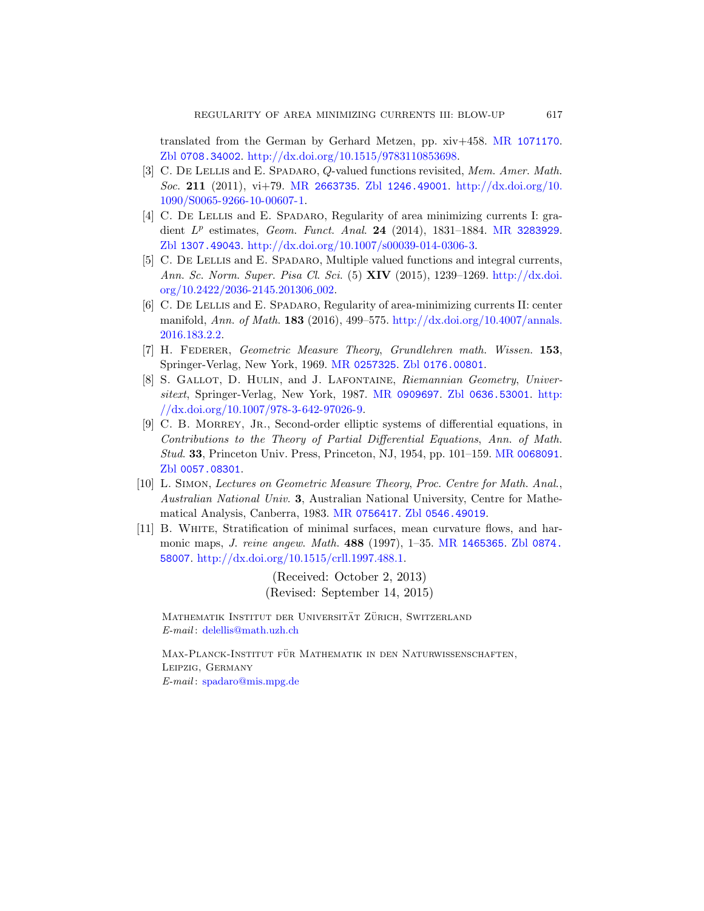translated from the German by Gerhard Metzen, pp. xiv+458. MR 1071170. Zbl 0708.34002. http://dx.doi.org/10.1515/9783110853698.

[3] C. De Lellis and E. Spadaro, $Q$-valued functions revisited, *Mem. Amer. Math. Soc.* **211** (2011), vi+79. MR 2663735. Zbl 1246.49001. http://dx.doi.org/10.1090/S0065-9266-10-00607-1.

[4] C. De Lellis and E. Spadaro, Regularity of area minimizing currents I: gradient $L^p$ estimates, *Geom. Funct. Anal.* **24** (2014), 1831–1884. MR 3283929. Zbl 1307.49043. http://dx.doi.org/10.1007/s00039-014-0306-3.

[5] C. De Lellis and E. Spadaro, Multiple valued functions and integral currents, *Ann. Sc. Norm. Super. Pisa Cl. Sci.* (5) **XIV** (2015), 1239–1269. http://dx.doi.org/10.2422/2036-2145.201306_002.

[6] C. De Lellis and E. Spadaro, Regularity of area-minimizing currents II: center manifold, *Ann. of Math.* **183** (2016), 499–575. http://dx.doi.org/10.4007/annals.2016.183.2.2.

[7] H. Federer, *Geometric Measure Theory*, *Grundlehren math. Wissen.* **153**, Springer-Verlag, New York, 1969. MR 0257325. Zbl 0176.00801.

[8] S. Gallot, D. Hulin, and J. Lafontaine, *Riemannian Geometry*, *Universitext*, Springer-Verlag, New York, 1987. MR 0909697. Zbl 0636.53001. http://dx.doi.org/10.1007/978-3-642-97026-9.

[9] C. B. Morrey, Jr., Second-order elliptic systems of differential equations, in *Contributions to the Theory of Partial Differential Equations*, *Ann. of Math. Stud.* **33**, Princeton Univ. Press, Princeton, NJ, 1954, pp. 101–159. MR 0068091. Zbl 0057.08301.

[10] L. Simon, *Lectures on Geometric Measure Theory*, *Proc. Centre for Math. Anal., Australian National Univ.* **3**, Australian National University, Centre for Mathematical Analysis, Canberra, 1983. MR 0756417. Zbl 0546.49019.

[11] B. White, Stratification of minimal surfaces, mean curvature flows, and harmonic maps, *J. reine angew. Math.* **488** (1997), 1–35. MR 1465365. Zbl 0874.58007. http://dx.doi.org/10.1515/crll.1997.488.1.

(Received: October 2, 2013)
(Revised: September 14, 2015)

Mathematik Institut der Universität Zürich, Switzerland
*E-mail*: delellis@math.uzh.ch

Max-Planck-Institut für Mathematik in den Naturwissenschaften, Leipzig, Germany
*E-mail*: spadaro@mis.mpg.de